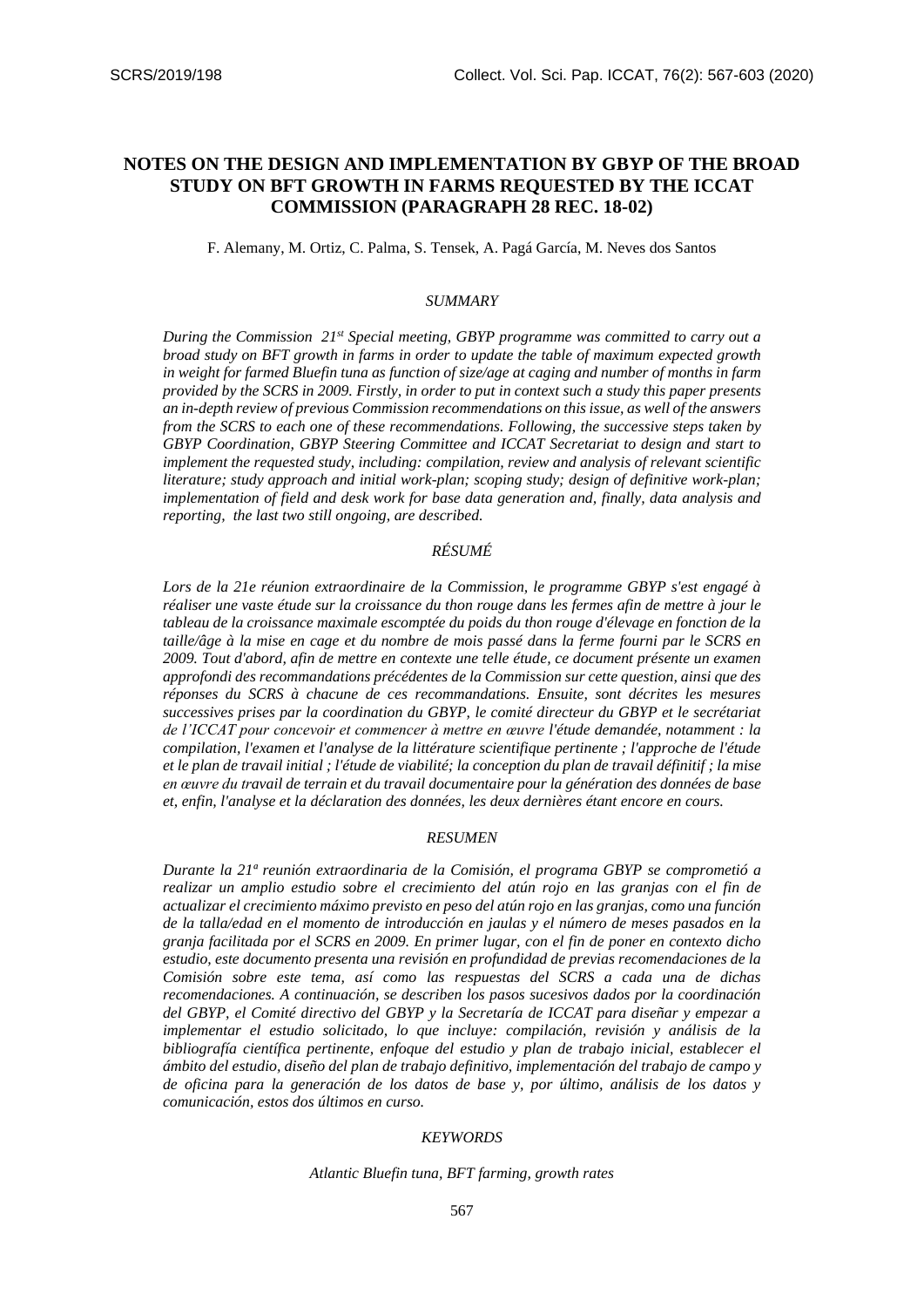# NOTES ON THE DESIGN AND IMPLEMENTATION BY GBYP OF THE BROAD STUDY ON BFT GROWTH IN FARMS REQUESTED BY THE ICCAT COMMISSION (PARAGRAPH 28 REC. 18-02)

F. Alemany, M. Ortiz, C. Palma, S. Tensek, A. Pagá García, M. Neves dos Santos

### *SUMMARY*

*During the Commission 21st Special meeting, GBYP programme was committed to carry out a broad study on BFT growth in farms in order to update the table of maximum expected growth in weight for farmed Bluefin tuna as function of size/age at caging and number of months in farm provided by the SCRS in 2009. Firstly, in order to put in context such a study this paper presents an in-depth review of previous Commission recommendations on this issue, as well of the answers from the SCRS to each one of these recommendations. Following, the successive steps taken by GBYP Coordination, GBYP Steering Committee and ICCAT Secretariat to design and start to implement the requested study, including: compilation, review and analysis of relevant scientific literature; study approach and initial work-plan; scoping study; design of definitive work-plan; implementation of field and desk work for base data generation and, finally, data analysis and reporting, the last two still ongoing, are described.*

### *RÉSUMÉ*

*Lors de la 21e réunion extraordinaire de la Commission, le programme GBYP s'est engagé à réaliser une vaste étude sur la croissance du thon rouge dans les fermes afin de mettre à jour le tableau de la croissance maximale escomptée du poids du thon rouge d'élevage en fonction de la taille/âge à la mise en cage et du nombre de mois passé dans la ferme fourni par le SCRS en 2009. Tout d'abord, afin de mettre en contexte une telle étude, ce document présente un examen approfondi des recommandations précédentes de la Commission sur cette question, ainsi que des réponses du SCRS à chacune de ces recommandations. Ensuite, sont décrites les mesures successives prises par la coordination du GBYP, le comité directeur du GBYP et le secrétariat de l'ICCAT pour concevoir et commencer à mettre en œuvre l'étude demandée, notamment : la compilation, l'examen et l'analyse de la littérature scientifique pertinente ; l'approche de l'étude et le plan de travail initial ; l'étude de viabilité; la conception du plan de travail définitif ; la mise en œuvre du travail de terrain et du travail documentaire pour la génération des données de base et, enfin, l'analyse et la déclaration des données, les deux dernières étant encore en cours.*

### *RESUMEN*

*Durante la 21ª reunión extraordinaria de la Comisión, el programa GBYP se comprometió a realizar un amplio estudio sobre el crecimiento del atún rojo en las granjas con el fin de actualizar el crecimiento máximo previsto en peso del atún rojo en las granjas, como una función de la talla/edad en el momento de introducción en jaulas y el número de meses pasados en la granja facilitada por el SCRS en 2009. En primer lugar, con el fin de poner en contexto dicho estudio, este documento presenta una revisión en profundidad de previas recomendaciones de la Comisión sobre este tema, así como las respuestas del SCRS a cada una de dichas recomendaciones. A continuación, se describen los pasos sucesivos dados por la coordinación del GBYP, el Comité directivo del GBYP y la Secretaría de ICCAT para diseñar y empezar a implementar el estudio solicitado, lo que incluye: compilación, revisión y análisis de la bibliografía científica pertinente, enfoque del estudio y plan de trabajo inicial, establecer el ámbito del estudio, diseño del plan de trabajo definitivo, implementación del trabajo de campo y de oficina para la generación de los datos de base y, por último, análisis de los datos y comunicación, estos dos últimos en curso.*

### *KEYWORDS*

*Atlantic Bluefin tuna, BFT farming, growth rates*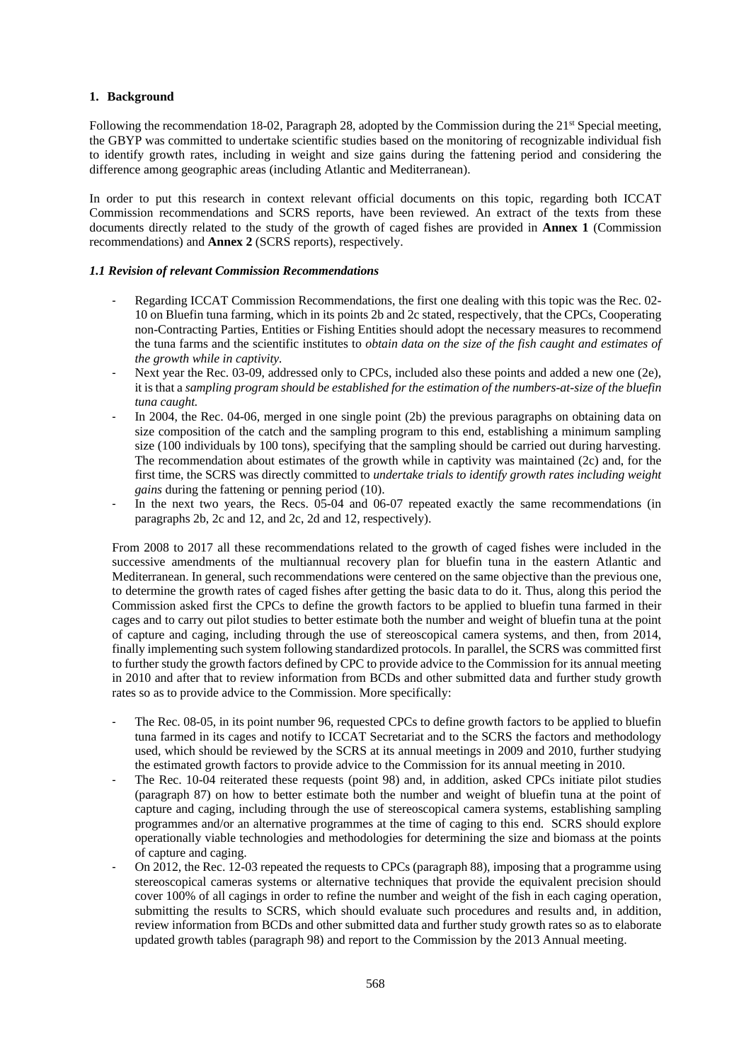## 1. Background

Following the recommendation 18-02, Paragraph 28, adopted by the Commission during the 21st Special meeting, the GBYP was committed to undertake scientific studies based on the monitoring of recognizable individual fish to identify growth rates, including in weight and size gains during the fattening period and considering the difference among geographic areas (including Atlantic and Mediterranean).

In order to put this research in context relevant official documents on this topic, regarding both ICCAT Commission recommendations and SCRS reports, have been reviewed. An extract of the texts from these documents directly related to the study of the growth of caged fishes are provided in **Annex 1** (Commission recommendations) and **Annex 2** (SCRS reports), respectively.

### *1.1 Revision of relevant Commission Recommendations*

- Regarding ICCAT Commission Recommendations, the first one dealing with this topic was the Rec. 02-10 on Bluefin tuna farming, which in its points 2b and 2c stated, respectively, that the CPCs, Cooperating non-Contracting Parties, Entities or Fishing Entities should adopt the necessary measures to recommend the tuna farms and the scientific institutes to *obtain data on the size of the fish caught and estimates of the growth while in captivity.*
- Next year the Rec. 03-09, addressed only to CPCs, included also these points and added a new one (2e), it is that a *sampling program should be established for the estimation of the numbers-at-size of the bluefin tuna caught.*
- In 2004, the Rec. 04-06, merged in one single point (2b) the previous paragraphs on obtaining data on size composition of the catch and the sampling program to this end, establishing a minimum sampling size (100 individuals by 100 tons), specifying that the sampling should be carried out during harvesting. The recommendation about estimates of the growth while in captivity was maintained (2c) and, for the first time, the SCRS was directly committed to *undertake trials to identify growth rates including weight gains* during the fattening or penning period (10).
- In the next two years, the Recs. 05-04 and 06-07 repeated exactly the same recommendations (in paragraphs 2b, 2c and 12, and 2c, 2d and 12, respectively).

From 2008 to 2017 all these recommendations related to the growth of caged fishes were included in the successive amendments of the multiannual recovery plan for bluefin tuna in the eastern Atlantic and Mediterranean. In general, such recommendations were centered on the same objective than the previous one, to determine the growth rates of caged fishes after getting the basic data to do it. Thus, along this period the Commission asked first the CPCs to define the growth factors to be applied to bluefin tuna farmed in their cages and to carry out pilot studies to better estimate both the number and weight of bluefin tuna at the point of capture and caging, including through the use of stereoscopical camera systems, and then, from 2014, finally implementing such system following standardized protocols. In parallel, the SCRS was committed first to further study the growth factors defined by CPC to provide advice to the Commission for its annual meeting in 2010 and after that to review information from BCDs and other submitted data and further study growth rates so as to provide advice to the Commission. More specifically:

- The Rec. 08-05, in its point number 96, requested CPCs to define growth factors to be applied to bluefin tuna farmed in its cages and notify to ICCAT Secretariat and to the SCRS the factors and methodology used, which should be reviewed by the SCRS at its annual meetings in 2009 and 2010, further studying the estimated growth factors to provide advice to the Commission for its annual meeting in 2010.
- The Rec. 10-04 reiterated these requests (point 98) and, in addition, asked CPCs initiate pilot studies (paragraph 87) on how to better estimate both the number and weight of bluefin tuna at the point of capture and caging, including through the use of stereoscopical camera systems, establishing sampling programmes and/or an alternative programmes at the time of caging to this end. SCRS should explore operationally viable technologies and methodologies for determining the size and biomass at the points of capture and caging.
- On 2012, the Rec. 12-03 repeated the requests to CPCs (paragraph 88), imposing that a programme using stereoscopical cameras systems or alternative techniques that provide the equivalent precision should cover 100% of all cagings in order to refine the number and weight of the fish in each caging operation, submitting the results to SCRS, which should evaluate such procedures and results and, in addition, review information from BCDs and other submitted data and further study growth rates so as to elaborate updated growth tables (paragraph 98) and report to the Commission by the 2013 Annual meeting.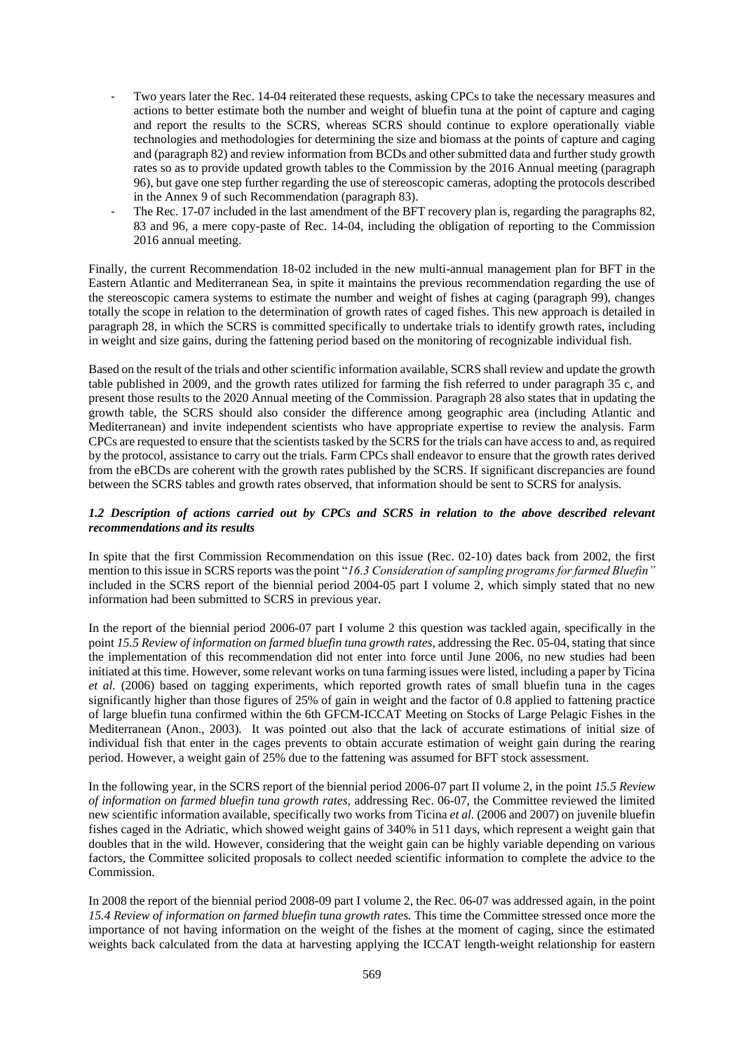- Two years later the Rec. 14-04 reiterated these requests, asking CPCs to take the necessary measures and actions to better estimate both the number and weight of bluefin tuna at the point of capture and caging and report the results to the SCRS, whereas SCRS should continue to explore operationally viable technologies and methodologies for determining the size and biomass at the points of capture and caging and (paragraph 82) and review information from BCDs and other submitted data and further study growth rates so as to provide updated growth tables to the Commission by the 2016 Annual meeting (paragraph 96), but gave one step further regarding the use of stereoscopic cameras, adopting the protocols described in the Annex 9 of such Recommendation (paragraph 83).
- The Rec. 17-07 included in the last amendment of the BFT recovery plan is, regarding the paragraphs 82, 83 and 96, a mere copy-paste of Rec. 14-04, including the obligation of reporting to the Commission 2016 annual meeting.

Finally, the current Recommendation 18-02 included in the new multi-annual management plan for BFT in the Eastern Atlantic and Mediterranean Sea, in spite it maintains the previous recommendation regarding the use of the stereoscopic camera systems to estimate the number and weight of fishes at caging (paragraph 99), changes totally the scope in relation to the determination of growth rates of caged fishes. This new approach is detailed in paragraph 28, in which the SCRS is committed specifically to undertake trials to identify growth rates, including in weight and size gains, during the fattening period based on the monitoring of recognizable individual fish.

Based on the result of the trials and other scientific information available, SCRS shall review and update the growth table published in 2009, and the growth rates utilized for farming the fish referred to under paragraph 35 c, and present those results to the 2020 Annual meeting of the Commission. Paragraph 28 also states that in updating the growth table, the SCRS should also consider the difference among geographic area (including Atlantic and Mediterranean) and invite independent scientists who have appropriate expertise to review the analysis. Farm CPCs are requested to ensure that the scientists tasked by the SCRS for the trials can have access to and, as required by the protocol, assistance to carry out the trials. Farm CPCs shall endeavor to ensure that the growth rates derived from the eBCDs are coherent with the growth rates published by the SCRS. If significant discrepancies are found between the SCRS tables and growth rates observed, that information should be sent to SCRS for analysis.

### *1.2 Description of actions carried out by CPCs and SCRS in relation to the above described relevant recommendations and its results*

In spite that the first Commission Recommendation on this issue (Rec. 02-10) dates back from 2002, the first mention to this issue in SCRS reports was the point "*16.3 Consideration of sampling programs for farmed Bluefin"* included in the SCRS report of the biennial period 2004-05 part I volume 2, which simply stated that no new information had been submitted to SCRS in previous year.

In the report of the biennial period 2006-07 part I volume 2 this question was tackled again, specifically in the point *15.5 Review of information on farmed bluefin tuna growth rates,* addressing the Rec. 05-04, stating that since the implementation of this recommendation did not enter into force until June 2006, no new studies had been initiated at this time. However, some relevant works on tuna farming issues were listed, including a paper by Ticina *et al.* (2006) based on tagging experiments, which reported growth rates of small bluefin tuna in the cages significantly higher than those figures of 25% of gain in weight and the factor of 0.8 applied to fattening practice of large bluefin tuna confirmed within the 6th GFCM-ICCAT Meeting on Stocks of Large Pelagic Fishes in the Mediterranean (Anon., 2003). It was pointed out also that the lack of accurate estimations of initial size of individual fish that enter in the cages prevents to obtain accurate estimation of weight gain during the rearing period. However, a weight gain of 25% due to the fattening was assumed for BFT stock assessment.

In the following year, in the SCRS report of the biennial period 2006-07 part II volume 2, in the point *15.5 Review of information on farmed bluefin tuna growth rates,* addressing Rec. 06-07, the Committee reviewed the limited new scientific information available, specifically two works from Ticina *et al.* (2006 and 2007) on juvenile bluefin fishes caged in the Adriatic, which showed weight gains of 340% in 511 days, which represent a weight gain that doubles that in the wild. However, considering that the weight gain can be highly variable depending on various factors, the Committee solicited proposals to collect needed scientific information to complete the advice to the Commission.

In 2008 the report of the biennial period 2008-09 part I volume 2, the Rec. 06-07 was addressed again, in the point *15.4 Review of information on farmed bluefin tuna growth rates.* This time the Committee stressed once more the importance of not having information on the weight of the fishes at the moment of caging, since the estimated weights back calculated from the data at harvesting applying the ICCAT length-weight relationship for eastern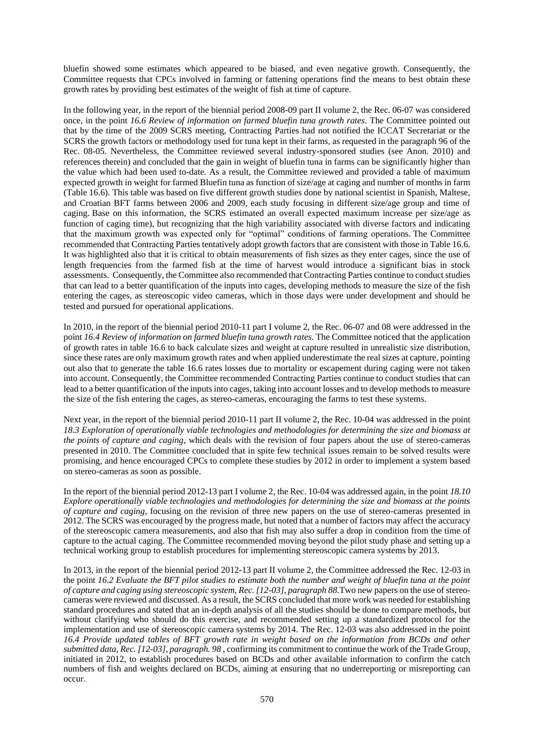bluefin showed some estimates which appeared to be biased, and even negative growth. Consequently, the Committee requests that CPCs involved in farming or fattening operations find the means to best obtain these growth rates by providing best estimates of the weight of fish at time of capture.

In the following year, in the report of the biennial period 2008-09 part II volume 2, the Rec. 06-07 was considered once, in the point *16.6 Review of information on farmed bluefin tuna growth rates.* The Committee pointed out that by the time of the 2009 SCRS meeting, Contracting Parties had not notified the ICCAT Secretariat or the SCRS the growth factors or methodology used for tuna kept in their farms, as requested in the paragraph 96 of the Rec. 08-05. Nevertheless, the Committee reviewed several industry-sponsored studies (see Anon. 2010) and references therein) and concluded that the gain in weight of bluefin tuna in farms can be significantly higher than the value which had been used to-date. As a result, the Committee reviewed and provided a table of maximum expected growth in weight for farmed Bluefin tuna as function of size/age at caging and number of months in farm (Table 16.6). This table was based on five different growth studies done by national scientist in Spanish, Maltese, and Croatian BFT farms between 2006 and 2009, each study focusing in different size/age group and time of caging. Base on this information, the SCRS estimated an overall expected maximum increase per size/age as function of caging time), but recognizing that the high variability associated with diverse factors and indicating that the maximum growth was expected only for "optimal" conditions of farming operations. The Committee recommended that Contracting Parties tentatively adopt growth factors that are consistent with those in Table 16.6. It was highlighted also that it is critical to obtain measurements of fish sizes as they enter cages, since the use of length frequencies from the farmed fish at the time of harvest would introduce a significant bias in stock assessments. Consequently, the Committee also recommended that Contracting Parties continue to conduct studies that can lead to a better quantification of the inputs into cages, developing methods to measure the size of the fish entering the cages, as stereoscopic video cameras, which in those days were under development and should be tested and pursued for operational applications.

In 2010, in the report of the biennial period 2010-11 part I volume 2, the Rec. 06-07 and 08 were addressed in the point *16.4 Review of information on farmed bluefin tuna growth rates.* The Committee noticed that the application of growth rates in table 16.6 to back calculate sizes and weight at capture resulted in unrealistic size distribution, since these rates are only maximum growth rates and when applied underestimate the real sizes at capture, pointing out also that to generate the table 16.6 rates losses due to mortality or escapement during caging were not taken into account. Consequently, the Committee recommended Contracting Parties continue to conduct studies that can lead to a better quantification of the inputs into cages, taking into account losses and to develop methods to measure the size of the fish entering the cages, as stereo-cameras, encouraging the farms to test these systems.

Next year, in the report of the biennial period 2010-11 part II volume 2, the Rec. 10-04 was addressed in the point *18.3 Exploration of operationally viable technologies and methodologies for determining the size and biomass at the points of capture and caging*, which deals with the revision of four papers about the use of stereo-cameras presented in 2010. The Committee concluded that in spite few technical issues remain to be solved results were promising, and hence encouraged CPCs to complete these studies by 2012 in order to implement a system based on stereo-cameras as soon as possible.

In the report of the biennial period 2012-13 part I volume 2, the Rec. 10-04 was addressed again, in the point *18.10 Explore operationally viable technologies and methodologies for determining the size and biomass at the points of capture and caging*, focusing on the revision of three new papers on the use of stereo-cameras presented in 2012. The SCRS was encouraged by the progress made, but noted that a number of factors may affect the accuracy of the stereoscopic camera measurements, and also that fish may also suffer a drop in condition from the time of capture to the actual caging. The Committee recommended moving beyond the pilot study phase and setting up a technical working group to establish procedures for implementing stereoscopic camera systems by 2013.

In 2013, in the report of the biennial period 2012-13 part II volume 2, the Committee addressed the Rec. 12-03 in the point *16.2 Evaluate the BFT pilot studies to estimate both the number and weight of bluefin tuna at the point of capture and caging using stereoscopic system, Rec. [12-03], paragraph 88.*Two new papers on the use of stereo-cameras were reviewed and discussed. As a result, the SCRS concluded that more work was needed for establishing standard procedures and stated that an in-depth analysis of all the studies should be done to compare methods, but without clarifying who should do this exercise, and recommended setting up a standardized protocol for the implementation and use of stereoscopic camera systems by 2014. The Rec. 12-03 was also addressed in the point *16.4 Provide updated tables of BFT growth rate in weight based on the information from BCDs and other submitted data, Rec. [12-03], paragraph. 98* , confirming its commitment to continue the work of the Trade Group, initiated in 2012, to establish procedures based on BCDs and other available information to confirm the catch numbers of fish and weights declared on BCDs, aiming at ensuring that no underreporting or misreporting can occur.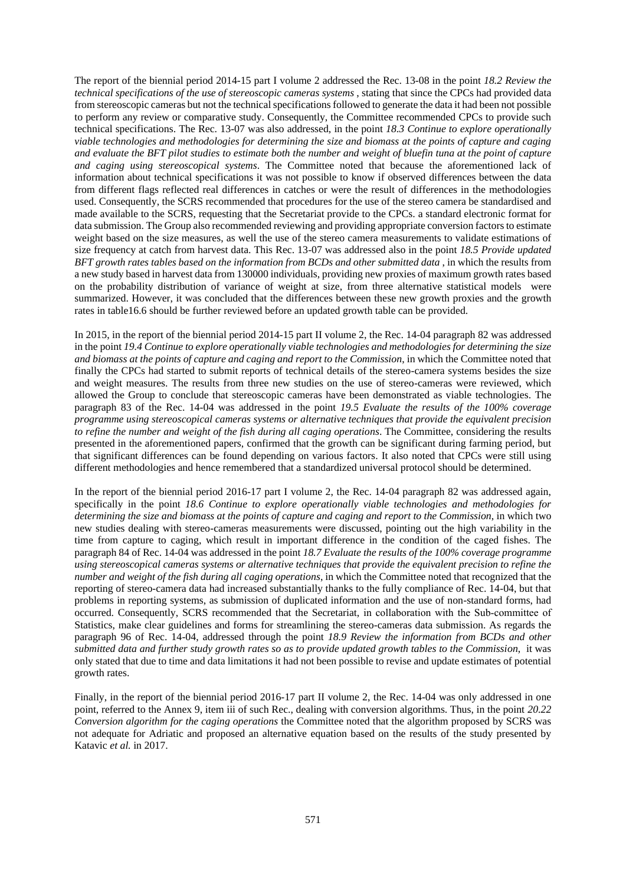The report of the biennial period 2014-15 part I volume 2 addressed the Rec. 13-08 in the point *18.2 Review the technical specifications of the use of stereoscopic cameras systems* , stating that since the CPCs had provided data from stereoscopic cameras but not the technical specifications followed to generate the data it had been not possible to perform any review or comparative study. Consequently, the Committee recommended CPCs to provide such technical specifications. The Rec. 13-07 was also addressed, in the point *18.3 Continue to explore operationally viable technologies and methodologies for determining the size and biomass at the points of capture and caging and evaluate the BFT pilot studies to estimate both the number and weight of bluefin tuna at the point of capture and caging using stereoscopical systems*. The Committee noted that because the aforementioned lack of information about technical specifications it was not possible to know if observed differences between the data from different flags reflected real differences in catches or were the result of differences in the methodologies used. Consequently, the SCRS recommended that procedures for the use of the stereo camera be standardised and made available to the SCRS, requesting that the Secretariat provide to the CPCs. a standard electronic format for data submission. The Group also recommended reviewing and providing appropriate conversion factors to estimate weight based on the size measures, as well the use of the stereo camera measurements to validate estimations of size frequency at catch from harvest data. This Rec. 13-07 was addressed also in the point *18.5 Provide updated BFT growth rates tables based on the information from BCDs and other submitted data* , in which the results from a new study based in harvest data from 130000 individuals, providing new proxies of maximum growth rates based on the probability distribution of variance of weight at size, from three alternative statistical models were summarized. However, it was concluded that the differences between these new growth proxies and the growth rates in table16.6 should be further reviewed before an updated growth table can be provided.

In 2015, in the report of the biennial period 2014-15 part II volume 2, the Rec. 14-04 paragraph 82 was addressed in the point *19.4 Continue to explore operationally viable technologies and methodologies for determining the size and biomass at the points of capture and caging and report to the Commission*, in which the Committee noted that finally the CPCs had started to submit reports of technical details of the stereo-camera systems besides the size and weight measures. The results from three new studies on the use of stereo-cameras were reviewed, which allowed the Group to conclude that stereoscopic cameras have been demonstrated as viable technologies. The paragraph 83 of the Rec. 14-04 was addressed in the point *19.5 Evaluate the results of the 100% coverage programme using stereoscopical cameras systems or alternative techniques that provide the equivalent precision to refine the number and weight of the fish during all caging operations*. The Committee, considering the results presented in the aforementioned papers, confirmed that the growth can be significant during farming period, but that significant differences can be found depending on various factors. It also noted that CPCs were still using different methodologies and hence remembered that a standardized universal protocol should be determined.

In the report of the biennial period 2016-17 part I volume 2, the Rec. 14-04 paragraph 82 was addressed again, specifically in the point *18.6 Continue to explore operationally viable technologies and methodologies for determining the size and biomass at the points of capture and caging and report to the Commission*, in which two new studies dealing with stereo-cameras measurements were discussed, pointing out the high variability in the time from capture to caging, which result in important difference in the condition of the caged fishes. The paragraph 84 of Rec. 14-04 was addressed in the point *18.7 Evaluate the results of the 100% coverage programme using stereoscopical cameras systems or alternative techniques that provide the equivalent precision to refine the number and weight of the fish during all caging operations*, in which the Committee noted that recognized that the reporting of stereo-camera data had increased substantially thanks to the fully compliance of Rec. 14-04, but that problems in reporting systems, as submission of duplicated information and the use of non-standard forms, had occurred. Consequently, SCRS recommended that the Secretariat, in collaboration with the Sub-committee of Statistics, make clear guidelines and forms for streamlining the stereo-cameras data submission. As regards the paragraph 96 of Rec. 14-04, addressed through the point *18.9 Review the information from BCDs and other submitted data and further study growth rates so as to provide updated growth tables to the Commission*, it was only stated that due to time and data limitations it had not been possible to revise and update estimates of potential growth rates.

Finally, in the report of the biennial period 2016-17 part II volume 2, the Rec. 14-04 was only addressed in one point, referred to the Annex 9, item iii of such Rec., dealing with conversion algorithms. Thus, in the point *20.22 Conversion algorithm for the caging operations* the Committee noted that the algorithm proposed by SCRS was not adequate for Adriatic and proposed an alternative equation based on the results of the study presented by Katavic *et al.* in 2017.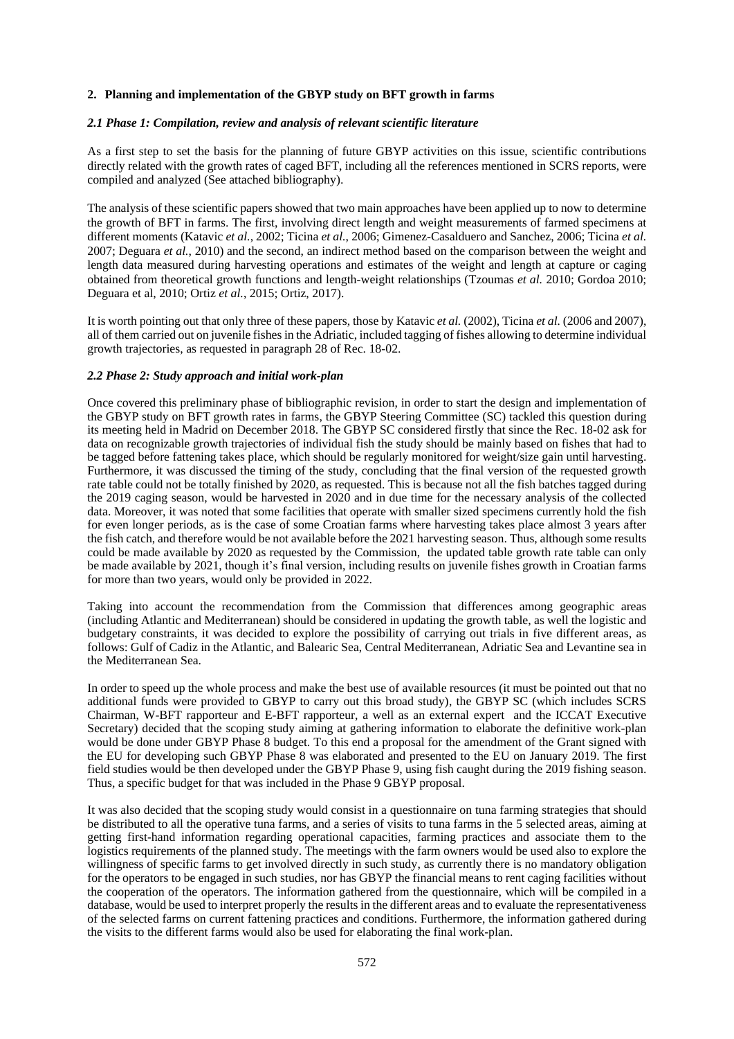## 2. Planning and implementation of the GBYP study on BFT growth in farms

### *2.1 Phase 1: Compilation, review and analysis of relevant scientific literature*

As a first step to set the basis for the planning of future GBYP activities on this issue, scientific contributions directly related with the growth rates of caged BFT, including all the references mentioned in SCRS reports, were compiled and analyzed (See attached bibliography).

The analysis of these scientific papers showed that two main approaches have been applied up to now to determine the growth of BFT in farms. The first, involving direct length and weight measurements of farmed specimens at different moments (Katavic *et al.*, 2002; Ticina *et al.*, 2006; Gimenez-Casalduero and Sanchez, 2006; Ticina *et al.* 2007; Deguara *et al.*, 2010) and the second, an indirect method based on the comparison between the weight and length data measured during harvesting operations and estimates of the weight and length at capture or caging obtained from theoretical growth functions and length-weight relationships (Tzoumas *et al.* 2010; Gordoa 2010; Deguara et al, 2010; Ortiz *et al.*, 2015; Ortiz, 2017).

It is worth pointing out that only three of these papers, those by Katavic *et al.* (2002), Ticina *et al.* (2006 and 2007), all of them carried out on juvenile fishes in the Adriatic, included tagging of fishes allowing to determine individual growth trajectories, as requested in paragraph 28 of Rec. 18-02.

### *2.2 Phase 2: Study approach and initial work-plan*

Once covered this preliminary phase of bibliographic revision, in order to start the design and implementation of the GBYP study on BFT growth rates in farms, the GBYP Steering Committee (SC) tackled this question during its meeting held in Madrid on December 2018. The GBYP SC considered firstly that since the Rec. 18-02 ask for data on recognizable growth trajectories of individual fish the study should be mainly based on fishes that had to be tagged before fattening takes place, which should be regularly monitored for weight/size gain until harvesting. Furthermore, it was discussed the timing of the study, concluding that the final version of the requested growth rate table could not be totally finished by 2020, as requested. This is because not all the fish batches tagged during the 2019 caging season, would be harvested in 2020 and in due time for the necessary analysis of the collected data. Moreover, it was noted that some facilities that operate with smaller sized specimens currently hold the fish for even longer periods, as is the case of some Croatian farms where harvesting takes place almost 3 years after the fish catch, and therefore would be not available before the 2021 harvesting season. Thus, although some results could be made available by 2020 as requested by the Commission, the updated table growth rate table can only be made available by 2021, though it's final version, including results on juvenile fishes growth in Croatian farms for more than two years, would only be provided in 2022.

Taking into account the recommendation from the Commission that differences among geographic areas (including Atlantic and Mediterranean) should be considered in updating the growth table, as well the logistic and budgetary constraints, it was decided to explore the possibility of carrying out trials in five different areas, as follows: Gulf of Cadiz in the Atlantic, and Balearic Sea, Central Mediterranean, Adriatic Sea and Levantine sea in the Mediterranean Sea.

In order to speed up the whole process and make the best use of available resources (it must be pointed out that no additional funds were provided to GBYP to carry out this broad study), the GBYP SC (which includes SCRS Chairman, W-BFT rapporteur and E-BFT rapporteur, a well as an external expert and the ICCAT Executive Secretary) decided that the scoping study aiming at gathering information to elaborate the definitive work-plan would be done under GBYP Phase 8 budget. To this end a proposal for the amendment of the Grant signed with the EU for developing such GBYP Phase 8 was elaborated and presented to the EU on January 2019. The first field studies would be then developed under the GBYP Phase 9, using fish caught during the 2019 fishing season. Thus, a specific budget for that was included in the Phase 9 GBYP proposal.

It was also decided that the scoping study would consist in a questionnaire on tuna farming strategies that should be distributed to all the operative tuna farms, and a series of visits to tuna farms in the 5 selected areas, aiming at getting first-hand information regarding operational capacities, farming practices and associate them to the logistics requirements of the planned study. The meetings with the farm owners would be used also to explore the willingness of specific farms to get involved directly in such study, as currently there is no mandatory obligation for the operators to be engaged in such studies, nor has GBYP the financial means to rent caging facilities without the cooperation of the operators. The information gathered from the questionnaire, which will be compiled in a database, would be used to interpret properly the results in the different areas and to evaluate the representativeness of the selected farms on current fattening practices and conditions. Furthermore, the information gathered during the visits to the different farms would also be used for elaborating the final work-plan.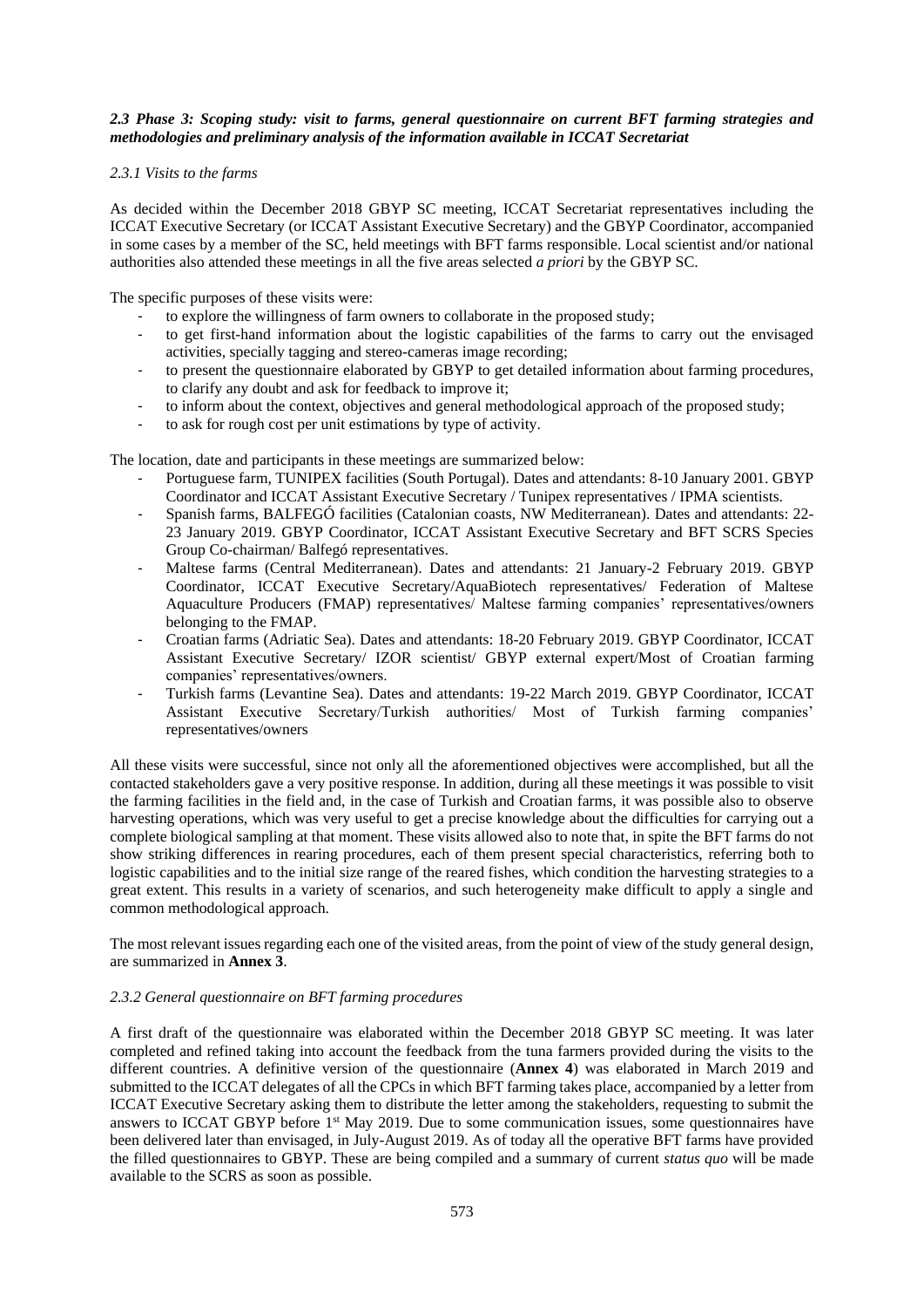### *2.3 Phase 3: Scoping study: visit to farms, general questionnaire on current BFT farming strategies and methodologies and preliminary analysis of the information available in ICCAT Secretariat*

#### *2.3.1 Visits to the farms*

As decided within the December 2018 GBYP SC meeting, ICCAT Secretariat representatives including the ICCAT Executive Secretary (or ICCAT Assistant Executive Secretary) and the GBYP Coordinator, accompanied in some cases by a member of the SC, held meetings with BFT farms responsible. Local scientist and/or national authorities also attended these meetings in all the five areas selected *a priori* by the GBYP SC.

The specific purposes of these visits were:

- to explore the willingness of farm owners to collaborate in the proposed study;
- to get first-hand information about the logistic capabilities of the farms to carry out the envisaged activities, specially tagging and stereo-cameras image recording;
- to present the questionnaire elaborated by GBYP to get detailed information about farming procedures, to clarify any doubt and ask for feedback to improve it;
- to inform about the context, objectives and general methodological approach of the proposed study;
- to ask for rough cost per unit estimations by type of activity.

The location, date and participants in these meetings are summarized below:

- Portuguese farm, TUNIPEX facilities (South Portugal). Dates and attendants: 8-10 January 2001. GBYP Coordinator and ICCAT Assistant Executive Secretary / Tunipex representatives / IPMA scientists.
- Spanish farms, BALFEGÓ facilities (Catalonian coasts, NW Mediterranean). Dates and attendants: 22-23 January 2019. GBYP Coordinator, ICCAT Assistant Executive Secretary and BFT SCRS Species Group Co-chairman/ Balfegó representatives.
- Maltese farms (Central Mediterranean). Dates and attendants: 21 January-2 February 2019. GBYP Coordinator, ICCAT Executive Secretary/AquaBiotech representatives/ Federation of Maltese Aquaculture Producers (FMAP) representatives/ Maltese farming companies' representatives/owners belonging to the FMAP.
- Croatian farms (Adriatic Sea). Dates and attendants: 18-20 February 2019. GBYP Coordinator, ICCAT Assistant Executive Secretary/ IZOR scientist/ GBYP external expert/Most of Croatian farming companies' representatives/owners.
- Turkish farms (Levantine Sea). Dates and attendants: 19-22 March 2019. GBYP Coordinator, ICCAT Assistant Executive Secretary/Turkish authorities/ Most of Turkish farming companies' representatives/owners

All these visits were successful, since not only all the aforementioned objectives were accomplished, but all the contacted stakeholders gave a very positive response. In addition, during all these meetings it was possible to visit the farming facilities in the field and, in the case of Turkish and Croatian farms, it was possible also to observe harvesting operations, which was very useful to get a precise knowledge about the difficulties for carrying out a complete biological sampling at that moment. These visits allowed also to note that, in spite the BFT farms do not show striking differences in rearing procedures, each of them present special characteristics, referring both to logistic capabilities and to the initial size range of the reared fishes, which condition the harvesting strategies to a great extent. This results in a variety of scenarios, and such heterogeneity make difficult to apply a single and common methodological approach.

The most relevant issues regarding each one of the visited areas, from the point of view of the study general design, are summarized in **Annex 3**.

#### *2.3.2 General questionnaire on BFT farming procedures*

A first draft of the questionnaire was elaborated within the December 2018 GBYP SC meeting. It was later completed and refined taking into account the feedback from the tuna farmers provided during the visits to the different countries. A definitive version of the questionnaire (**Annex 4**) was elaborated in March 2019 and submitted to the ICCAT delegates of all the CPCs in which BFT farming takes place, accompanied by a letter from ICCAT Executive Secretary asking them to distribute the letter among the stakeholders, requesting to submit the answers to ICCAT GBYP before 1st May 2019. Due to some communication issues, some questionnaires have been delivered later than envisaged, in July-August 2019. As of today all the operative BFT farms have provided the filled questionnaires to GBYP. These are being compiled and a summary of current *status quo* will be made available to the SCRS as soon as possible.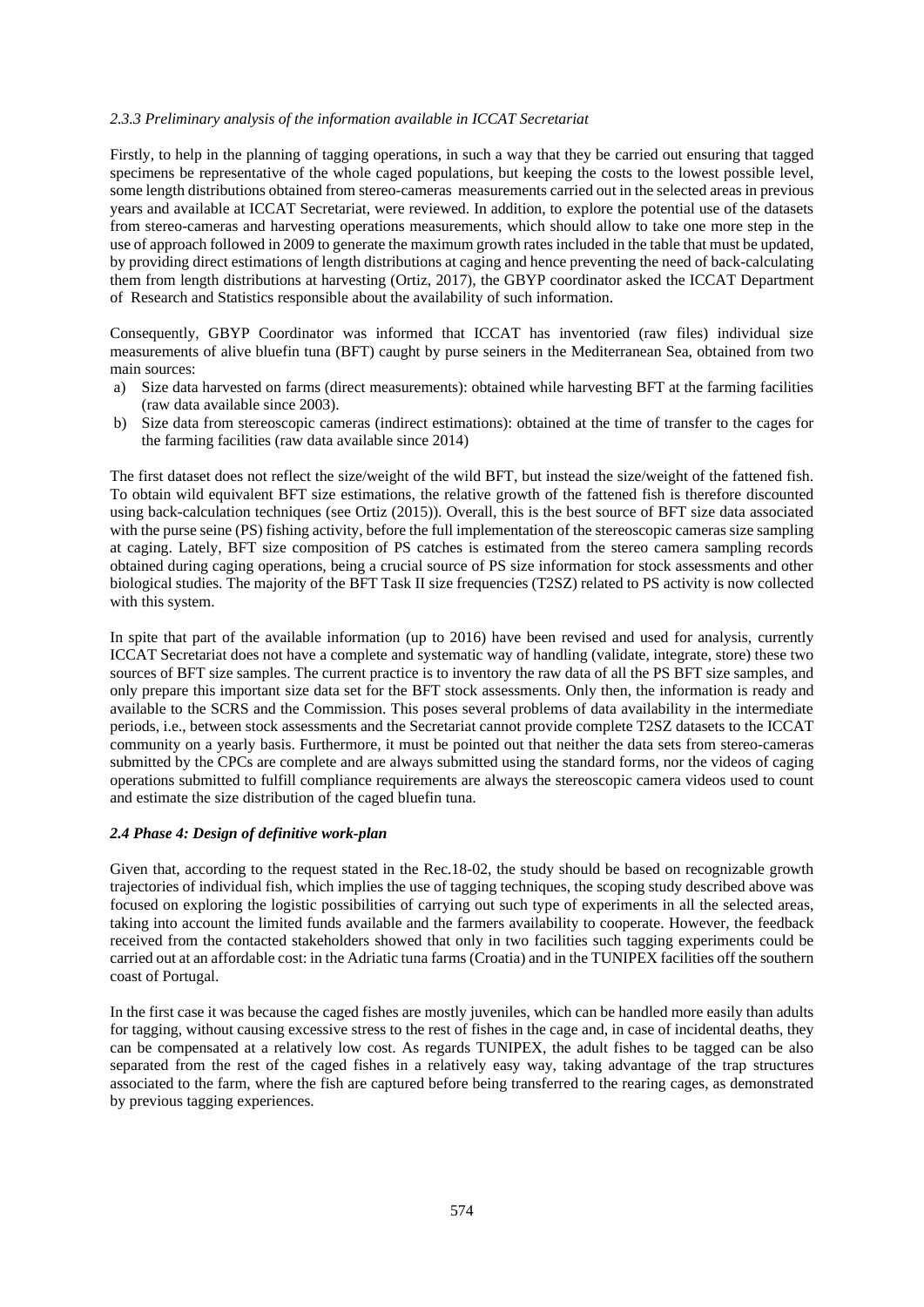#### *2.3.3 Preliminary analysis of the information available in ICCAT Secretariat*

Firstly, to help in the planning of tagging operations, in such a way that they be carried out ensuring that tagged specimens be representative of the whole caged populations, but keeping the costs to the lowest possible level, some length distributions obtained from stereo-cameras measurements carried out in the selected areas in previous years and available at ICCAT Secretariat, were reviewed. In addition, to explore the potential use of the datasets from stereo-cameras and harvesting operations measurements, which should allow to take one more step in the use of approach followed in 2009 to generate the maximum growth rates included in the table that must be updated, by providing direct estimations of length distributions at caging and hence preventing the need of back-calculating them from length distributions at harvesting (Ortiz, 2017), the GBYP coordinator asked the ICCAT Department of Research and Statistics responsible about the availability of such information.

Consequently, GBYP Coordinator was informed that ICCAT has inventoried (raw files) individual size measurements of alive bluefin tuna (BFT) caught by purse seiners in the Mediterranean Sea, obtained from two main sources:

a) Size data harvested on farms (direct measurements): obtained while harvesting BFT at the farming facilities (raw data available since 2003).
b) Size data from stereoscopic cameras (indirect estimations): obtained at the time of transfer to the cages for the farming facilities (raw data available since 2014)

The first dataset does not reflect the size/weight of the wild BFT, but instead the size/weight of the fattened fish. To obtain wild equivalent BFT size estimations, the relative growth of the fattened fish is therefore discounted using back-calculation techniques (see Ortiz (2015)). Overall, this is the best source of BFT size data associated with the purse seine (PS) fishing activity, before the full implementation of the stereoscopic cameras size sampling at caging. Lately, BFT size composition of PS catches is estimated from the stereo camera sampling records obtained during caging operations, being a crucial source of PS size information for stock assessments and other biological studies. The majority of the BFT Task II size frequencies (T2SZ) related to PS activity is now collected with this system.

In spite that part of the available information (up to 2016) have been revised and used for analysis, currently ICCAT Secretariat does not have a complete and systematic way of handling (validate, integrate, store) these two sources of BFT size samples. The current practice is to inventory the raw data of all the PS BFT size samples, and only prepare this important size data set for the BFT stock assessments. Only then, the information is ready and available to the SCRS and the Commission. This poses several problems of data availability in the intermediate periods, i.e., between stock assessments and the Secretariat cannot provide complete T2SZ datasets to the ICCAT community on a yearly basis. Furthermore, it must be pointed out that neither the data sets from stereo-cameras submitted by the CPCs are complete and are always submitted using the standard forms, nor the videos of caging operations submitted to fulfill compliance requirements are always the stereoscopic camera videos used to count and estimate the size distribution of the caged bluefin tuna.

### *2.4 Phase 4: Design of definitive work-plan*

Given that, according to the request stated in the Rec.18-02, the study should be based on recognizable growth trajectories of individual fish, which implies the use of tagging techniques, the scoping study described above was focused on exploring the logistic possibilities of carrying out such type of experiments in all the selected areas, taking into account the limited funds available and the farmers availability to cooperate. However, the feedback received from the contacted stakeholders showed that only in two facilities such tagging experiments could be carried out at an affordable cost: in the Adriatic tuna farms (Croatia) and in the TUNIPEX facilities off the southern coast of Portugal.

In the first case it was because the caged fishes are mostly juveniles, which can be handled more easily than adults for tagging, without causing excessive stress to the rest of fishes in the cage and, in case of incidental deaths, they can be compensated at a relatively low cost. As regards TUNIPEX, the adult fishes to be tagged can be also separated from the rest of the caged fishes in a relatively easy way, taking advantage of the trap structures associated to the farm, where the fish are captured before being transferred to the rearing cages, as demonstrated by previous tagging experiences.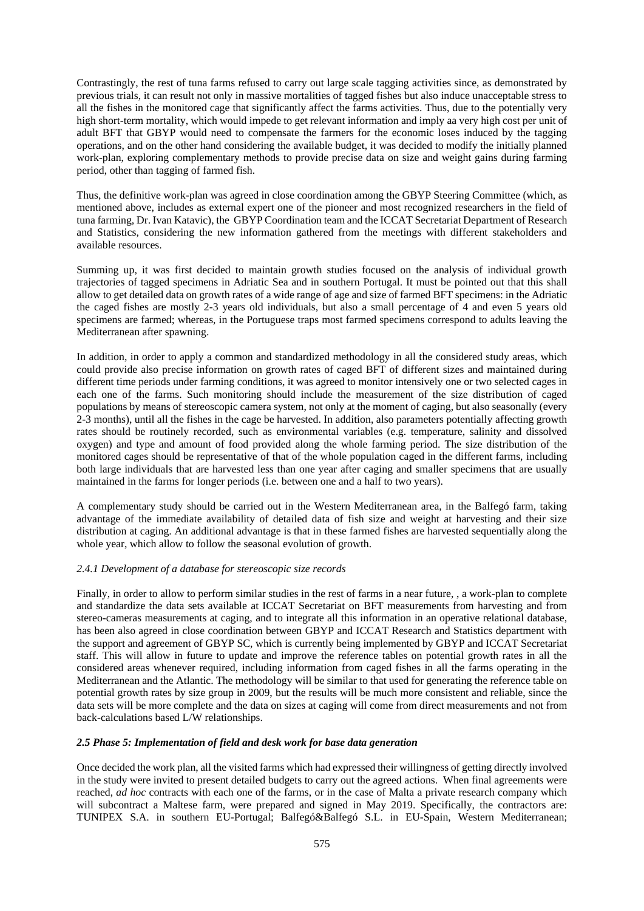Contrastingly, the rest of tuna farms refused to carry out large scale tagging activities since, as demonstrated by previous trials, it can result not only in massive mortalities of tagged fishes but also induce unacceptable stress to all the fishes in the monitored cage that significantly affect the farms activities. Thus, due to the potentially very high short-term mortality, which would impede to get relevant information and imply aa very high cost per unit of adult BFT that GBYP would need to compensate the farmers for the economic loses induced by the tagging operations, and on the other hand considering the available budget, it was decided to modify the initially planned work-plan, exploring complementary methods to provide precise data on size and weight gains during farming period, other than tagging of farmed fish.

Thus, the definitive work-plan was agreed in close coordination among the GBYP Steering Committee (which, as mentioned above, includes as external expert one of the pioneer and most recognized researchers in the field of tuna farming, Dr. Ivan Katavic), the GBYP Coordination team and the ICCAT Secretariat Department of Research and Statistics, considering the new information gathered from the meetings with different stakeholders and available resources.

Summing up, it was first decided to maintain growth studies focused on the analysis of individual growth trajectories of tagged specimens in Adriatic Sea and in southern Portugal. It must be pointed out that this shall allow to get detailed data on growth rates of a wide range of age and size of farmed BFT specimens: in the Adriatic the caged fishes are mostly 2-3 years old individuals, but also a small percentage of 4 and even 5 years old specimens are farmed; whereas, in the Portuguese traps most farmed specimens correspond to adults leaving the Mediterranean after spawning.

In addition, in order to apply a common and standardized methodology in all the considered study areas, which could provide also precise information on growth rates of caged BFT of different sizes and maintained during different time periods under farming conditions, it was agreed to monitor intensively one or two selected cages in each one of the farms. Such monitoring should include the measurement of the size distribution of caged populations by means of stereoscopic camera system, not only at the moment of caging, but also seasonally (every 2-3 months), until all the fishes in the cage be harvested. In addition, also parameters potentially affecting growth rates should be routinely recorded, such as environmental variables (e.g. temperature, salinity and dissolved oxygen) and type and amount of food provided along the whole farming period. The size distribution of the monitored cages should be representative of that of the whole population caged in the different farms, including both large individuals that are harvested less than one year after caging and smaller specimens that are usually maintained in the farms for longer periods (i.e. between one and a half to two years).

A complementary study should be carried out in the Western Mediterranean area, in the Balfegó farm, taking advantage of the immediate availability of detailed data of fish size and weight at harvesting and their size distribution at caging. An additional advantage is that in these farmed fishes are harvested sequentially along the whole year, which allow to follow the seasonal evolution of growth.

#### *2.4.1 Development of a database for stereoscopic size records*

Finally, in order to allow to perform similar studies in the rest of farms in a near future, , a work-plan to complete and standardize the data sets available at ICCAT Secretariat on BFT measurements from harvesting and from stereo-cameras measurements at caging, and to integrate all this information in an operative relational database, has been also agreed in close coordination between GBYP and ICCAT Research and Statistics department with the support and agreement of GBYP SC, which is currently being implemented by GBYP and ICCAT Secretariat staff. This will allow in future to update and improve the reference tables on potential growth rates in all the considered areas whenever required, including information from caged fishes in all the farms operating in the Mediterranean and the Atlantic. The methodology will be similar to that used for generating the reference table on potential growth rates by size group in 2009, but the results will be much more consistent and reliable, since the data sets will be more complete and the data on sizes at caging will come from direct measurements and not from back-calculations based L/W relationships.

### *2.5 Phase 5: Implementation of field and desk work for base data generation*

Once decided the work plan, all the visited farms which had expressed their willingness of getting directly involved in the study were invited to present detailed budgets to carry out the agreed actions. When final agreements were reached, *ad hoc* contracts with each one of the farms, or in the case of Malta a private research company which will subcontract a Maltese farm, were prepared and signed in May 2019. Specifically, the contractors are: TUNIPEX S.A. in southern EU-Portugal; Balfegó&Balfegó S.L. in EU-Spain, Western Mediterranean;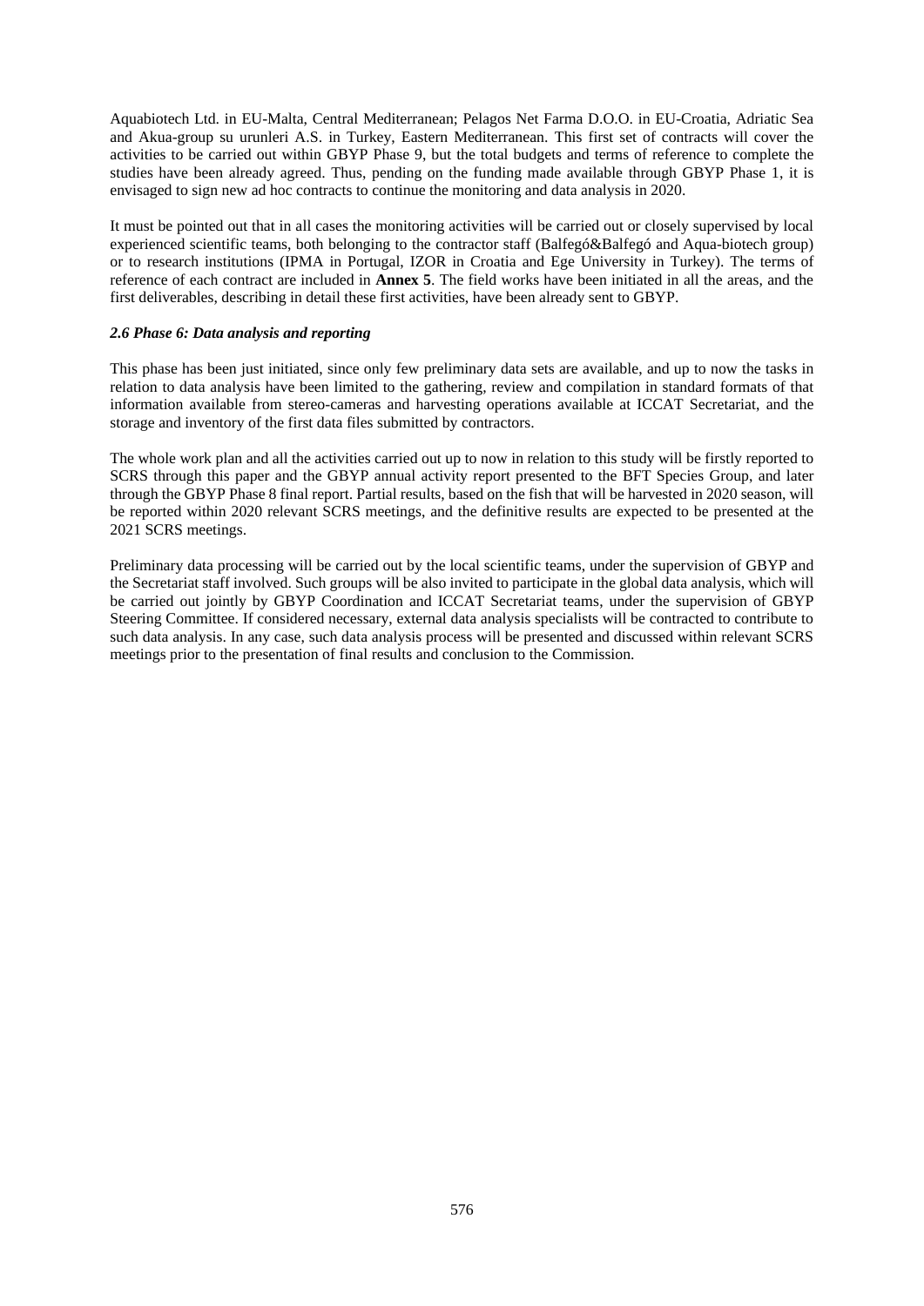Aquabiotech Ltd. in EU-Malta, Central Mediterranean; Pelagos Net Farma D.O.O. in EU-Croatia, Adriatic Sea and Akua-group su urunleri A.S. in Turkey, Eastern Mediterranean. This first set of contracts will cover the activities to be carried out within GBYP Phase 9, but the total budgets and terms of reference to complete the studies have been already agreed. Thus, pending on the funding made available through GBYP Phase 1, it is envisaged to sign new ad hoc contracts to continue the monitoring and data analysis in 2020.

It must be pointed out that in all cases the monitoring activities will be carried out or closely supervised by local experienced scientific teams, both belonging to the contractor staff (Balfegó&Balfegó and Aqua-biotech group) or to research institutions (IPMA in Portugal, IZOR in Croatia and Ege University in Turkey). The terms of reference of each contract are included in **Annex 5**. The field works have been initiated in all the areas, and the first deliverables, describing in detail these first activities, have been already sent to GBYP.

### *2.6 Phase 6: Data analysis and reporting*

This phase has been just initiated, since only few preliminary data sets are available, and up to now the tasks in relation to data analysis have been limited to the gathering, review and compilation in standard formats of that information available from stereo-cameras and harvesting operations available at ICCAT Secretariat, and the storage and inventory of the first data files submitted by contractors.

The whole work plan and all the activities carried out up to now in relation to this study will be firstly reported to SCRS through this paper and the GBYP annual activity report presented to the BFT Species Group, and later through the GBYP Phase 8 final report. Partial results, based on the fish that will be harvested in 2020 season, will be reported within 2020 relevant SCRS meetings, and the definitive results are expected to be presented at the 2021 SCRS meetings.

Preliminary data processing will be carried out by the local scientific teams, under the supervision of GBYP and the Secretariat staff involved. Such groups will be also invited to participate in the global data analysis, which will be carried out jointly by GBYP Coordination and ICCAT Secretariat teams, under the supervision of GBYP Steering Committee. If considered necessary, external data analysis specialists will be contracted to contribute to such data analysis. In any case, such data analysis process will be presented and discussed within relevant SCRS meetings prior to the presentation of final results and conclusion to the Commission.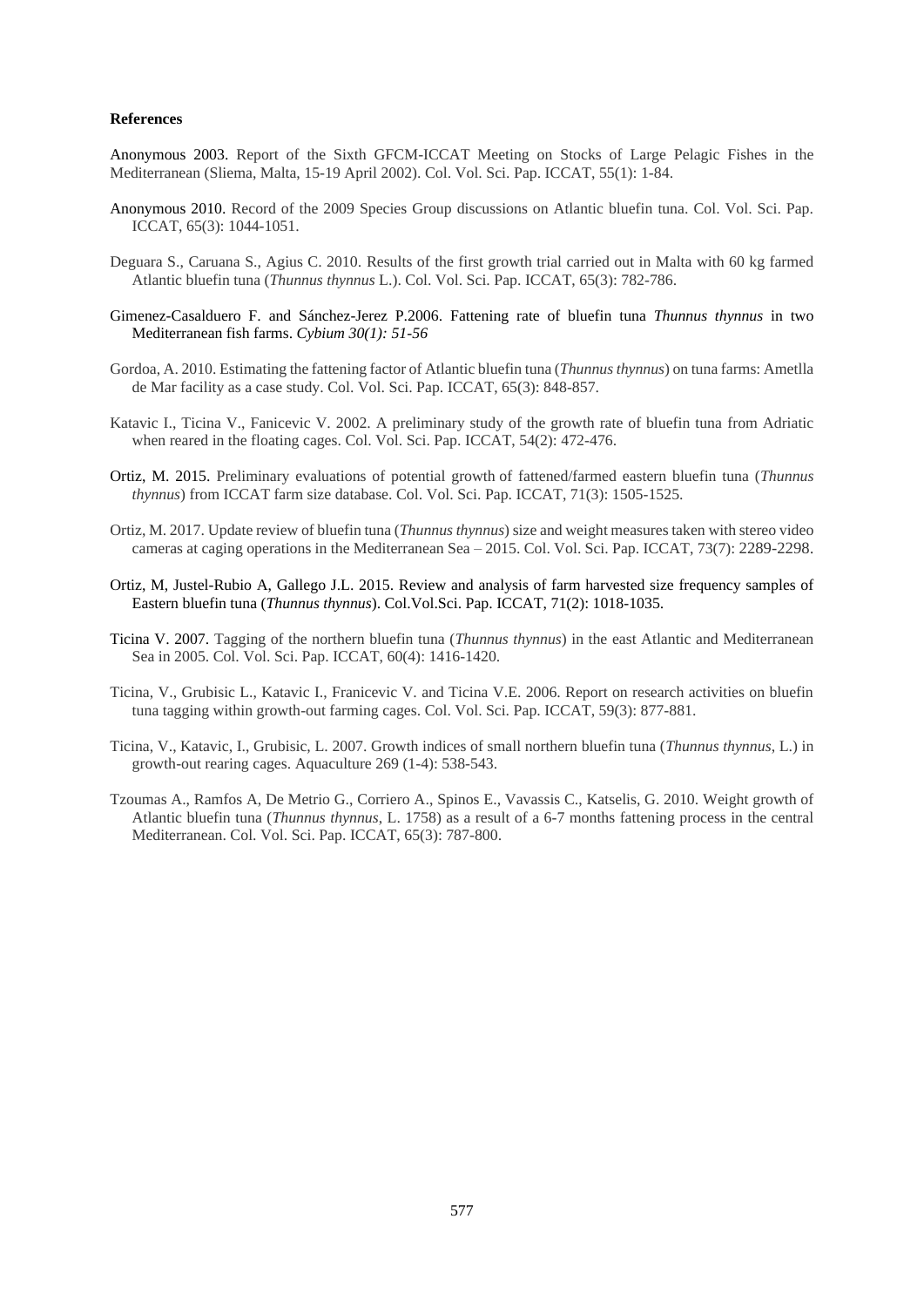**References**

Anonymous 2003. Report of the Sixth GFCM-ICCAT Meeting on Stocks of Large Pelagic Fishes in the Mediterranean (Sliema, Malta, 15-19 April 2002). Col. Vol. Sci. Pap. ICCAT, 55(1): 1-84.

Anonymous 2010. Record of the 2009 Species Group discussions on Atlantic bluefin tuna. Col. Vol. Sci. Pap. ICCAT, 65(3): 1044-1051.

Deguara S., Caruana S., Agius C. 2010. Results of the first growth trial carried out in Malta with 60 kg farmed Atlantic bluefin tuna (*Thunnus thynnus* L.). Col. Vol. Sci. Pap. ICCAT, 65(3): 782-786.

Gimenez-Casalduero F. and Sánchez-Jerez P.2006. Fattening rate of bluefin tuna *Thunnus thynnus* in two Mediterranean fish farms. *Cybium 30(1): 51-56*

Gordoa, A. 2010. Estimating the fattening factor of Atlantic bluefin tuna (*Thunnus thynnus*) on tuna farms: Ametlla de Mar facility as a case study. Col. Vol. Sci. Pap. ICCAT, 65(3): 848-857.

Katavic I., Ticina V., Fanicevic V. 2002. A preliminary study of the growth rate of bluefin tuna from Adriatic when reared in the floating cages. Col. Vol. Sci. Pap. ICCAT, 54(2): 472-476.

Ortiz, M. 2015. Preliminary evaluations of potential growth of fattened/farmed eastern bluefin tuna (*Thunnus thynnus*) from ICCAT farm size database. Col. Vol. Sci. Pap. ICCAT, 71(3): 1505-1525.

Ortiz, M. 2017. Update review of bluefin tuna (*Thunnus thynnus*) size and weight measures taken with stereo video cameras at caging operations in the Mediterranean Sea – 2015. Col. Vol. Sci. Pap. ICCAT, 73(7): 2289-2298.

Ortiz, M, Justel-Rubio A, Gallego J.L. 2015. Review and analysis of farm harvested size frequency samples of Eastern bluefin tuna (*Thunnus thynnus*). Col.Vol.Sci. Pap. ICCAT, 71(2): 1018-1035.

Ticina V. 2007. Tagging of the northern bluefin tuna (*Thunnus thynnus*) in the east Atlantic and Mediterranean Sea in 2005. Col. Vol. Sci. Pap. ICCAT, 60(4): 1416-1420.

Ticina, V., Grubisic L., Katavic I., Francevic V. and Ticina V.E. 2006. Report on research activities on bluefin tuna tagging within growth-out farming cages. Col. Vol. Sci. Pap. ICCAT, 59(3): 877-881.

Ticina, V., Katavic, I., Grubisic, L. 2007. Growth indices of small northern bluefin tuna (*Thunnus thynnus*, L.) in growth-out rearing cages. Aquaculture 269 (1-4): 538-543.

Tzoumas A., Ramfos A, De Metrio G., Corriero A., Spinos E., Vavassis C., Katselis, G. 2010. Weight growth of Atlantic bluefin tuna (*Thunnus thynnus*, L. 1758) as a result of a 6-7 months fattening process in the central Mediterranean. Col. Vol. Sci. Pap. ICCAT, 65(3): 787-800.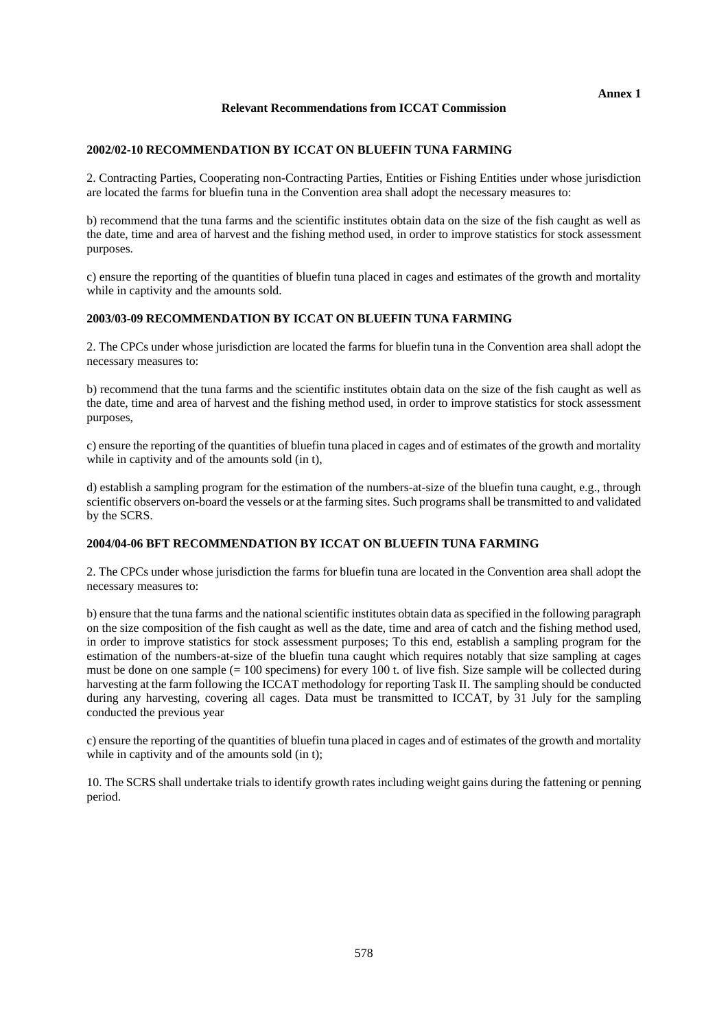**Annex 1**

## Relevant Recommendations from ICCAT Commission

### 2002/02-10 RECOMMENDATION BY ICCAT ON BLUEFIN TUNA FARMING

2. Contracting Parties, Cooperating non-Contracting Parties, Entities or Fishing Entities under whose jurisdiction are located the farms for bluefin tuna in the Convention area shall adopt the necessary measures to:

b) recommend that the tuna farms and the scientific institutes obtain data on the size of the fish caught as well as the date, time and area of harvest and the fishing method used, in order to improve statistics for stock assessment purposes.

c) ensure the reporting of the quantities of bluefin tuna placed in cages and estimates of the growth and mortality while in captivity and the amounts sold.

### 2003/03-09 RECOMMENDATION BY ICCAT ON BLUEFIN TUNA FARMING

2. The CPCs under whose jurisdiction are located the farms for bluefin tuna in the Convention area shall adopt the necessary measures to:

b) recommend that the tuna farms and the scientific institutes obtain data on the size of the fish caught as well as the date, time and area of harvest and the fishing method used, in order to improve statistics for stock assessment purposes,

c) ensure the reporting of the quantities of bluefin tuna placed in cages and of estimates of the growth and mortality while in captivity and of the amounts sold (in t),

d) establish a sampling program for the estimation of the numbers-at-size of the bluefin tuna caught, e.g., through scientific observers on-board the vessels or at the farming sites. Such programs shall be transmitted to and validated by the SCRS.

### 2004/04-06 BFT RECOMMENDATION BY ICCAT ON BLUEFIN TUNA FARMING

2. The CPCs under whose jurisdiction the farms for bluefin tuna are located in the Convention area shall adopt the necessary measures to:

b) ensure that the tuna farms and the national scientific institutes obtain data as specified in the following paragraph on the size composition of the fish caught as well as the date, time and area of catch and the fishing method used, in order to improve statistics for stock assessment purposes; To this end, establish a sampling program for the estimation of the numbers-at-size of the bluefin tuna caught which requires notably that size sampling at cages must be done on one sample (= 100 specimens) for every 100 t. of live fish. Size sample will be collected during harvesting at the farm following the ICCAT methodology for reporting Task II. The sampling should be conducted during any harvesting, covering all cages. Data must be transmitted to ICCAT, by 31 July for the sampling conducted the previous year

c) ensure the reporting of the quantities of bluefin tuna placed in cages and of estimates of the growth and mortality while in captivity and of the amounts sold (in t);

10. The SCRS shall undertake trials to identify growth rates including weight gains during the fattening or penning period.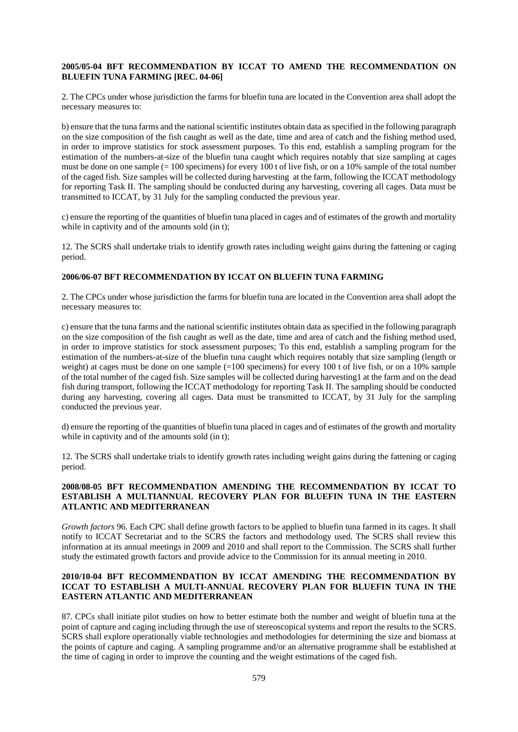**2005/05-04 BFT RECOMMENDATION BY ICCAT TO AMEND THE RECOMMENDATION ON BLUEFIN TUNA FARMING [REC. 04-06]**

2. The CPCs under whose jurisdiction the farms for bluefin tuna are located in the Convention area shall adopt the necessary measures to:

b) ensure that the tuna farms and the national scientific institutes obtain data as specified in the following paragraph on the size composition of the fish caught as well as the date, time and area of catch and the fishing method used, in order to improve statistics for stock assessment purposes. To this end, establish a sampling program for the estimation of the numbers-at-size of the bluefin tuna caught which requires notably that size sampling at cages must be done on one sample (= 100 specimens) for every 100 t of live fish, or on a 10% sample of the total number of the caged fish. Size samples will be collected during harvesting at the farm, following the ICCAT methodology for reporting Task II. The sampling should be conducted during any harvesting, covering all cages. Data must be transmitted to ICCAT, by 31 July for the sampling conducted the previous year.

c) ensure the reporting of the quantities of bluefin tuna placed in cages and of estimates of the growth and mortality while in captivity and of the amounts sold (in t);

12. The SCRS shall undertake trials to identify growth rates including weight gains during the fattening or caging period.

**2006/06-07 BFT RECOMMENDATION BY ICCAT ON BLUEFIN TUNA FARMING**

2. The CPCs under whose jurisdiction the farms for bluefin tuna are located in the Convention area shall adopt the necessary measures to:

c) ensure that the tuna farms and the national scientific institutes obtain data as specified in the following paragraph on the size composition of the fish caught as well as the date, time and area of catch and the fishing method used, in order to improve statistics for stock assessment purposes; To this end, establish a sampling program for the estimation of the numbers-at-size of the bluefin tuna caught which requires notably that size sampling (length or weight) at cages must be done on one sample (=100 specimens) for every 100 t of live fish, or on a 10% sample of the total number of the caged fish. Size samples will be collected during harvesting1 at the farm and on the dead fish during transport, following the ICCAT methodology for reporting Task II. The sampling should be conducted during any harvesting, covering all cages. Data must be transmitted to ICCAT, by 31 July for the sampling conducted the previous year.

d) ensure the reporting of the quantities of bluefin tuna placed in cages and of estimates of the growth and mortality while in captivity and of the amounts sold (in t);

12. The SCRS shall undertake trials to identify growth rates including weight gains during the fattening or caging period.

**2008/08-05 BFT RECOMMENDATION AMENDING THE RECOMMENDATION BY ICCAT TO ESTABLISH A MULTIANNUAL RECOVERY PLAN FOR BLUEFIN TUNA IN THE EASTERN ATLANTIC AND MEDITERRANEAN**

*Growth factors* 96. Each CPC shall define growth factors to be applied to bluefin tuna farmed in its cages. It shall notify to ICCAT Secretariat and to the SCRS the factors and methodology used. The SCRS shall review this information at its annual meetings in 2009 and 2010 and shall report to the Commission. The SCRS shall further study the estimated growth factors and provide advice to the Commission for its annual meeting in 2010.

**2010/10-04 BFT RECOMMENDATION BY ICCAT AMENDING THE RECOMMENDATION BY ICCAT TO ESTABLISH A MULTI-ANNUAL RECOVERY PLAN FOR BLUEFIN TUNA IN THE EASTERN ATLANTIC AND MEDITERRANEAN**

87. CPCs shall initiate pilot studies on how to better estimate both the number and weight of bluefin tuna at the point of capture and caging including through the use of stereoscopical systems and report the results to the SCRS. SCRS shall explore operationally viable technologies and methodologies for determining the size and biomass at the points of capture and caging. A sampling programme and/or an alternative programme shall be established at the time of caging in order to improve the counting and the weight estimations of the caged fish.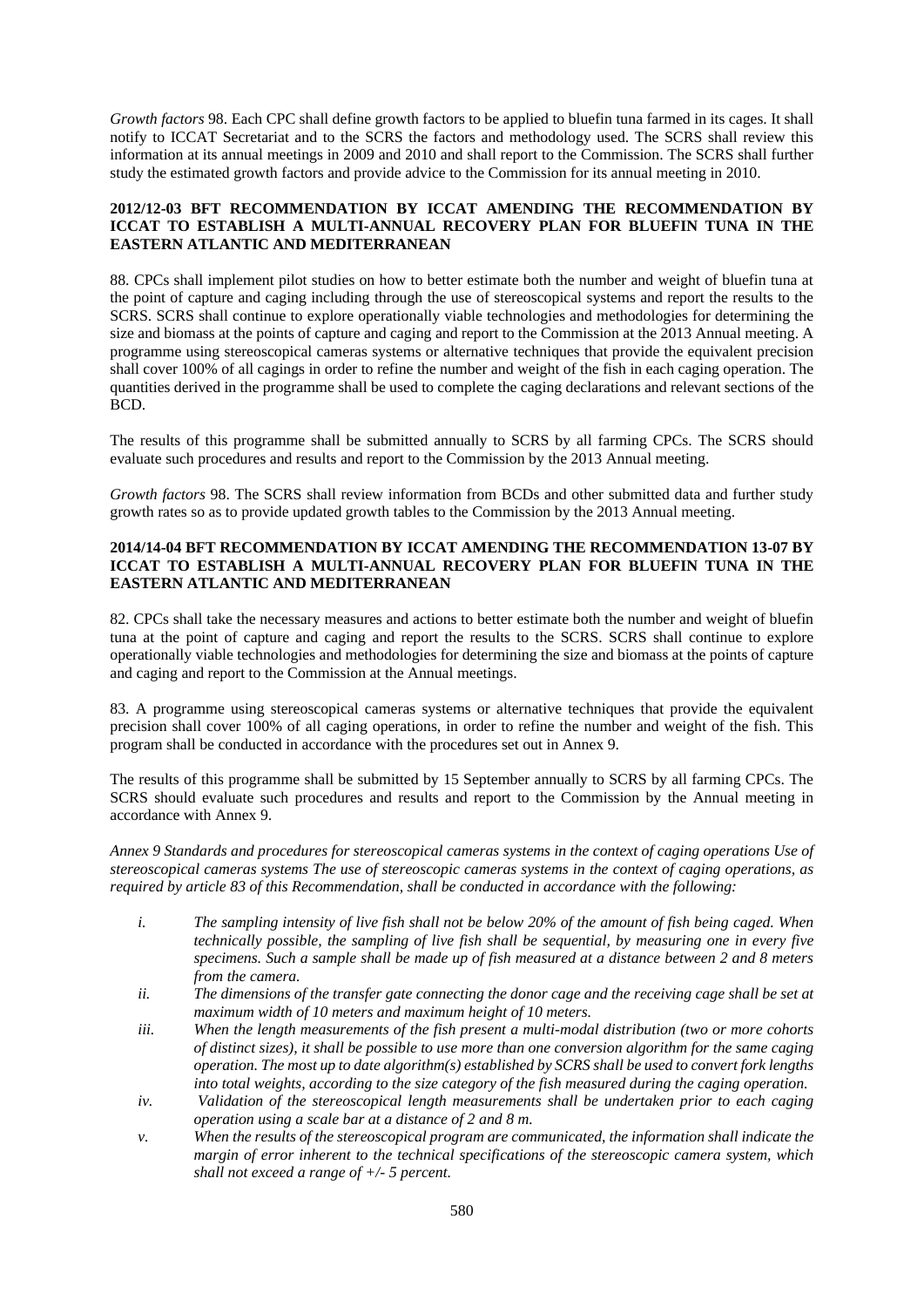*Growth factors* 98. Each CPC shall define growth factors to be applied to bluefin tuna farmed in its cages. It shall notify to ICCAT Secretariat and to the SCRS the factors and methodology used. The SCRS shall review this information at its annual meetings in 2009 and 2010 and shall report to the Commission. The SCRS shall further study the estimated growth factors and provide advice to the Commission for its annual meeting in 2010.

**2012/12-03 BFT RECOMMENDATION BY ICCAT AMENDING THE RECOMMENDATION BY ICCAT TO ESTABLISH A MULTI-ANNUAL RECOVERY PLAN FOR BLUEFIN TUNA IN THE EASTERN ATLANTIC AND MEDITERRANEAN**

88. CPCs shall implement pilot studies on how to better estimate both the number and weight of bluefin tuna at the point of capture and caging including through the use of stereoscopical systems and report the results to the SCRS. SCRS shall continue to explore operationally viable technologies and methodologies for determining the size and biomass at the points of capture and caging and report to the Commission at the 2013 Annual meeting. A programme using stereoscopical cameras systems or alternative techniques that provide the equivalent precision shall cover 100% of all cagings in order to refine the number and weight of the fish in each caging operation. The quantities derived in the programme shall be used to complete the caging declarations and relevant sections of the BCD.

The results of this programme shall be submitted annually to SCRS by all farming CPCs. The SCRS should evaluate such procedures and results and report to the Commission by the 2013 Annual meeting.

*Growth factors* 98. The SCRS shall review information from BCDs and other submitted data and further study growth rates so as to provide updated growth tables to the Commission by the 2013 Annual meeting.

**2014/14-04 BFT RECOMMENDATION BY ICCAT AMENDING THE RECOMMENDATION 13-07 BY ICCAT TO ESTABLISH A MULTI-ANNUAL RECOVERY PLAN FOR BLUEFIN TUNA IN THE EASTERN ATLANTIC AND MEDITERRANEAN**

82. CPCs shall take the necessary measures and actions to better estimate both the number and weight of bluefin tuna at the point of capture and caging and report the results to the SCRS. SCRS shall continue to explore operationally viable technologies and methodologies for determining the size and biomass at the points of capture and caging and report to the Commission at the Annual meetings.

83. A programme using stereoscopical cameras systems or alternative techniques that provide the equivalent precision shall cover 100% of all caging operations, in order to refine the number and weight of the fish. This program shall be conducted in accordance with the procedures set out in Annex 9.

The results of this programme shall be submitted by 15 September annually to SCRS by all farming CPCs. The SCRS should evaluate such procedures and results and report to the Commission by the Annual meeting in accordance with Annex 9.

*Annex 9 Standards and procedures for stereoscopical cameras systems in the context of caging operations Use of stereoscopical cameras systems The use of stereoscopic cameras systems in the context of caging operations, as required by article 83 of this Recommendation, shall be conducted in accordance with the following:*

- *i. The sampling intensity of live fish shall not be below 20% of the amount of fish being caged. When technically possible, the sampling of live fish shall be sequential, by measuring one in every five specimens. Such a sample shall be made up of fish measured at a distance between 2 and 8 meters from the camera.*
- *ii. The dimensions of the transfer gate connecting the donor cage and the receiving cage shall be set at maximum width of 10 meters and maximum height of 10 meters.*
- *iii. When the length measurements of the fish present a multi-modal distribution (two or more cohorts of distinct sizes), it shall be possible to use more than one conversion algorithm for the same caging operation. The most up to date algorithm(s) established by SCRS shall be used to convert fork lengths into total weights, according to the size category of the fish measured during the caging operation.*
- *iv. Validation of the stereoscopical length measurements shall be undertaken prior to each caging operation using a scale bar at a distance of 2 and 8 m.*
- *v. When the results of the stereoscopical program are communicated, the information shall indicate the margin of error inherent to the technical specifications of the stereoscopic camera system, which shall not exceed a range of +/- 5 percent.*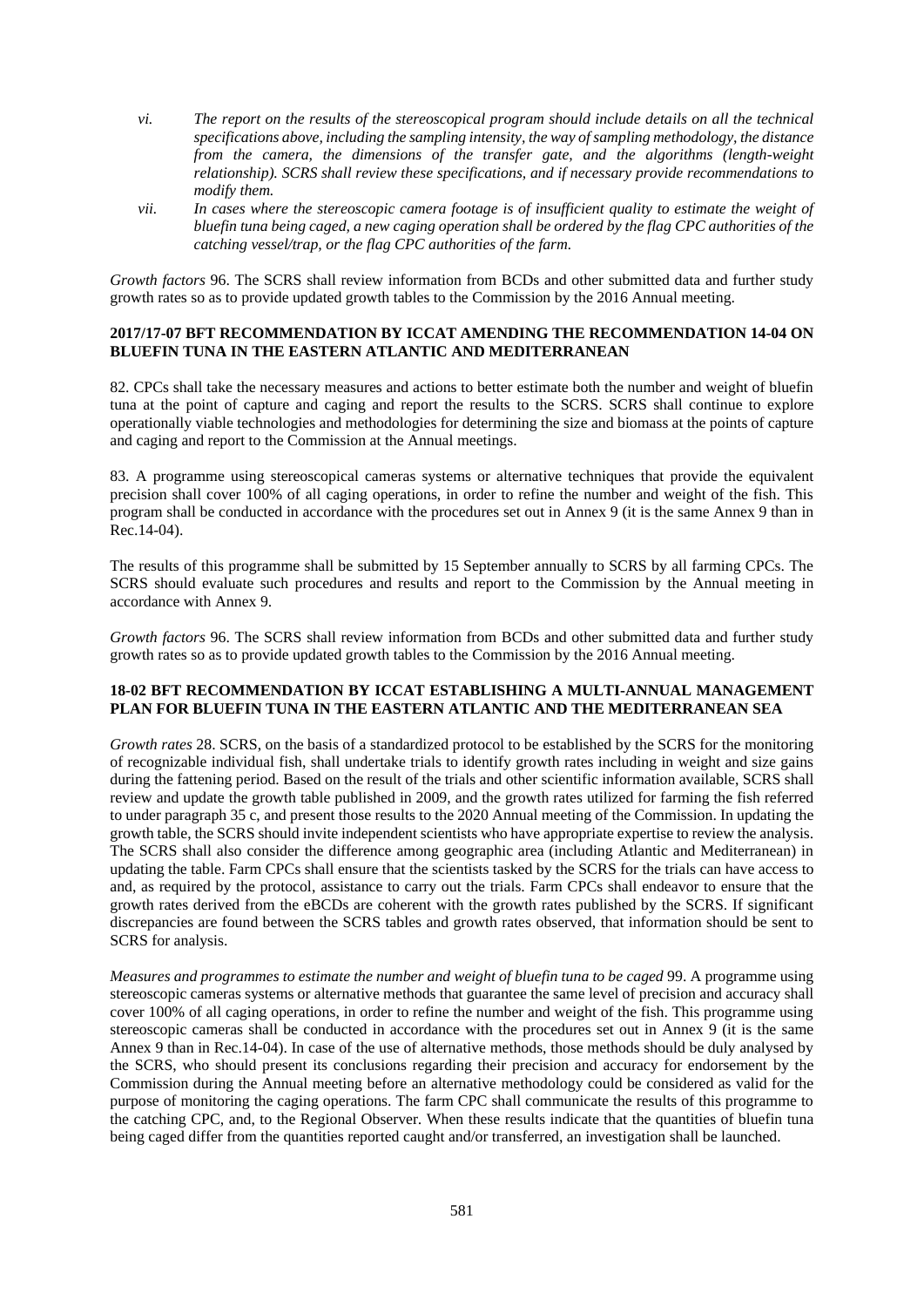*vi. The report on the results of the stereoscopical program should include details on all the technical specifications above, including the sampling intensity, the way of sampling methodology, the distance from the camera, the dimensions of the transfer gate, and the algorithms (length-weight relationship). SCRS shall review these specifications, and if necessary provide recommendations to modify them.*

*vii. In cases where the stereoscopic camera footage is of insufficient quality to estimate the weight of bluefin tuna being caged, a new caging operation shall be ordered by the flag CPC authorities of the catching vessel/trap, or the flag CPC authorities of the farm.*

*Growth factors* 96. The SCRS shall review information from BCDs and other submitted data and further study growth rates so as to provide updated growth tables to the Commission by the 2016 Annual meeting.

**2017/17-07 BFT RECOMMENDATION BY ICCAT AMENDING THE RECOMMENDATION 14-04 ON BLUEFIN TUNA IN THE EASTERN ATLANTIC AND MEDITERRANEAN**

82. CPCs shall take the necessary measures and actions to better estimate both the number and weight of bluefin tuna at the point of capture and caging and report the results to the SCRS. SCRS shall continue to explore operationally viable technologies and methodologies for determining the size and biomass at the points of capture and caging and report to the Commission at the Annual meetings.

83. A programme using stereoscopical cameras systems or alternative techniques that provide the equivalent precision shall cover 100% of all caging operations, in order to refine the number and weight of the fish. This program shall be conducted in accordance with the procedures set out in Annex 9 (it is the same Annex 9 than in Rec.14-04).

The results of this programme shall be submitted by 15 September annually to SCRS by all farming CPCs. The SCRS should evaluate such procedures and results and report to the Commission by the Annual meeting in accordance with Annex 9.

*Growth factors* 96. The SCRS shall review information from BCDs and other submitted data and further study growth rates so as to provide updated growth tables to the Commission by the 2016 Annual meeting.

**18-02 BFT RECOMMENDATION BY ICCAT ESTABLISHING A MULTI-ANNUAL MANAGEMENT PLAN FOR BLUEFIN TUNA IN THE EASTERN ATLANTIC AND THE MEDITERRANEAN SEA**

*Growth rates* 28. SCRS, on the basis of a standardized protocol to be established by the SCRS for the monitoring of recognizable individual fish, shall undertake trials to identify growth rates including in weight and size gains during the fattening period. Based on the result of the trials and other scientific information available, SCRS shall review and update the growth table published in 2009, and the growth rates utilized for farming the fish referred to under paragraph 35 c, and present those results to the 2020 Annual meeting of the Commission. In updating the growth table, the SCRS should invite independent scientists who have appropriate expertise to review the analysis. The SCRS shall also consider the difference among geographic area (including Atlantic and Mediterranean) in updating the table. Farm CPCs shall ensure that the scientists tasked by the SCRS for the trials can have access to and, as required by the protocol, assistance to carry out the trials. Farm CPCs shall endeavor to ensure that the growth rates derived from the eBCDs are coherent with the growth rates published by the SCRS. If significant discrepancies are found between the SCRS tables and growth rates observed, that information should be sent to SCRS for analysis.

*Measures and programmes to estimate the number and weight of bluefin tuna to be caged* 99. A programme using stereoscopic cameras systems or alternative methods that guarantee the same level of precision and accuracy shall cover 100% of all caging operations, in order to refine the number and weight of the fish. This programme using stereoscopic cameras shall be conducted in accordance with the procedures set out in Annex 9 (it is the same Annex 9 than in Rec.14-04). In case of the use of alternative methods, those methods should be duly analysed by the SCRS, who should present its conclusions regarding their precision and accuracy for endorsement by the Commission during the Annual meeting before an alternative methodology could be considered as valid for the purpose of monitoring the caging operations. The farm CPC shall communicate the results of this programme to the catching CPC, and, to the Regional Observer. When these results indicate that the quantities of bluefin tuna being caged differ from the quantities reported caught and/or transferred, an investigation shall be launched.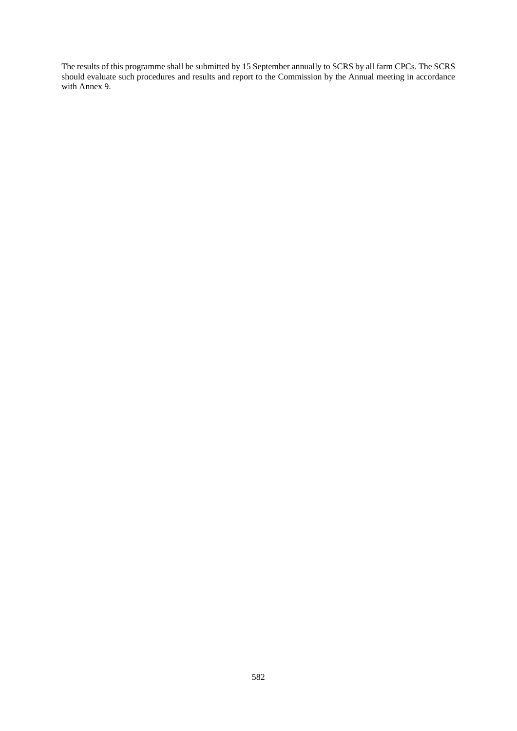The results of this programme shall be submitted by 15 September annually to SCRS by all farm CPCs. The SCRS should evaluate such procedures and results and report to the Commission by the Annual meeting in accordance with Annex 9.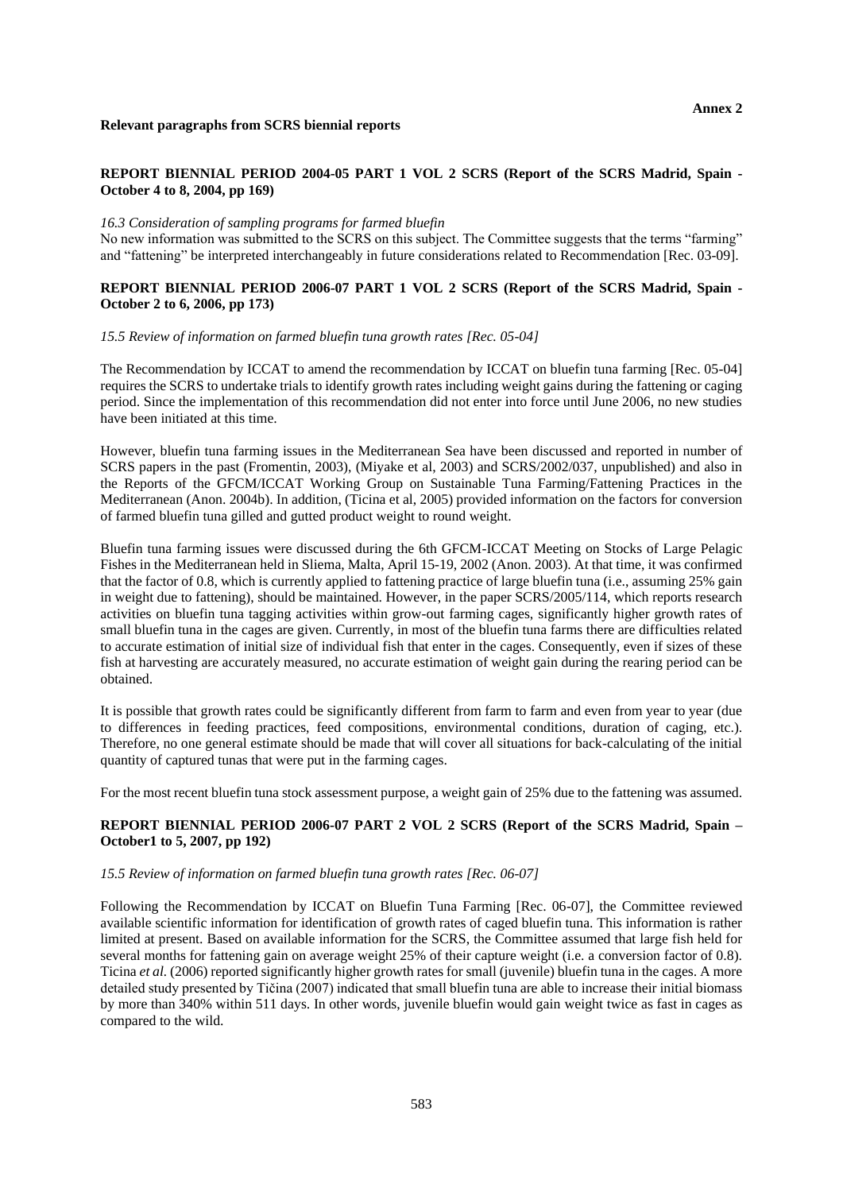**Annex 2**

**Relevant paragraphs from SCRS biennial reports**

**REPORT BIENNIAL PERIOD 2004-05 PART 1 VOL 2 SCRS (Report of the SCRS Madrid, Spain - October 4 to 8, 2004, pp 169)**

*16.3 Consideration of sampling programs for farmed bluefin*

No new information was submitted to the SCRS on this subject. The Committee suggests that the terms "farming" and "fattening" be interpreted interchangeably in future considerations related to Recommendation [Rec. 03-09].

**REPORT BIENNIAL PERIOD 2006-07 PART 1 VOL 2 SCRS (Report of the SCRS Madrid, Spain - October 2 to 6, 2006, pp 173)**

*15.5 Review of information on farmed bluefin tuna growth rates [Rec. 05-04]*

The Recommendation by ICCAT to amend the recommendation by ICCAT on bluefin tuna farming [Rec. 05-04] requires the SCRS to undertake trials to identify growth rates including weight gains during the fattening or caging period. Since the implementation of this recommendation did not enter into force until June 2006, no new studies have been initiated at this time.

However, bluefin tuna farming issues in the Mediterranean Sea have been discussed and reported in number of SCRS papers in the past (Fromentin, 2003), (Miyake et al, 2003) and SCRS/2002/037, unpublished) and also in the Reports of the GFCM/ICCAT Working Group on Sustainable Tuna Farming/Fattening Practices in the Mediterranean (Anon. 2004b). In addition, (Ticina et al, 2005) provided information on the factors for conversion of farmed bluefin tuna gilled and gutted product weight to round weight.

Bluefin tuna farming issues were discussed during the 6th GFCM-ICCAT Meeting on Stocks of Large Pelagic Fishes in the Mediterranean held in Sliema, Malta, April 15-19, 2002 (Anon. 2003). At that time, it was confirmed that the factor of 0.8, which is currently applied to fattening practice of large bluefin tuna (i.e., assuming 25% gain in weight due to fattening), should be maintained. However, in the paper SCRS/2005/114, which reports research activities on bluefin tuna tagging activities within grow-out farming cages, significantly higher growth rates of small bluefin tuna in the cages are given. Currently, in most of the bluefin tuna farms there are difficulties related to accurate estimation of initial size of individual fish that enter in the cages. Consequently, even if sizes of these fish at harvesting are accurately measured, no accurate estimation of weight gain during the rearing period can be obtained.

It is possible that growth rates could be significantly different from farm to farm and even from year to year (due to differences in feeding practices, feed compositions, environmental conditions, duration of caging, etc.). Therefore, no one general estimate should be made that will cover all situations for back-calculating of the initial quantity of captured tunas that were put in the farming cages.

For the most recent bluefin tuna stock assessment purpose, a weight gain of 25% due to the fattening was assumed.

**REPORT BIENNIAL PERIOD 2006-07 PART 2 VOL 2 SCRS (Report of the SCRS Madrid, Spain – October1 to 5, 2007, pp 192)**

*15.5 Review of information on farmed bluefin tuna growth rates [Rec. 06-07]*

Following the Recommendation by ICCAT on Bluefin Tuna Farming [Rec. 06-07], the Committee reviewed available scientific information for identification of growth rates of caged bluefin tuna. This information is rather limited at present. Based on available information for the SCRS, the Committee assumed that large fish held for several months for fattening gain on average weight 25% of their capture weight (i.e. a conversion factor of 0.8). Ticina *et al.* (2006) reported significantly higher growth rates for small (juvenile) bluefin tuna in the cages. A more detailed study presented by Tičina (2007) indicated that small bluefin tuna are able to increase their initial biomass by more than 340% within 511 days. In other words, juvenile bluefin would gain weight twice as fast in cages as compared to the wild.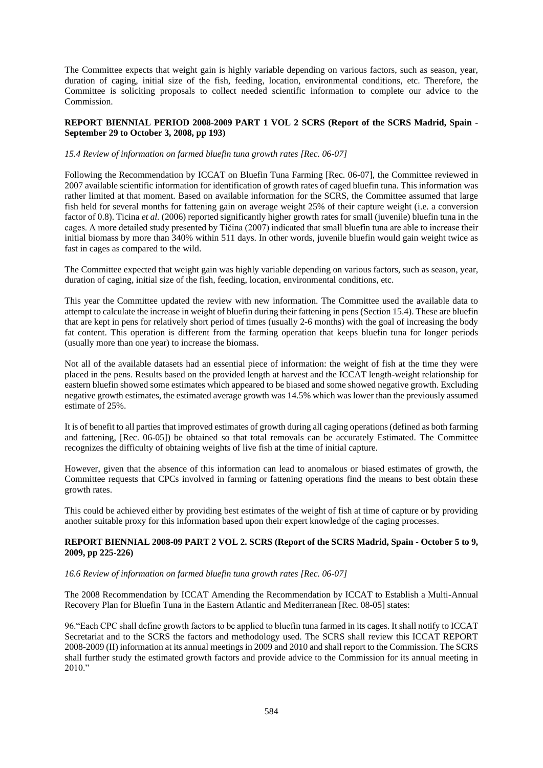The Committee expects that weight gain is highly variable depending on various factors, such as season, year, duration of caging, initial size of the fish, feeding, location, environmental conditions, etc. Therefore, the Committee is soliciting proposals to collect needed scientific information to complete our advice to the Commission.

**REPORT BIENNIAL PERIOD 2008-2009 PART 1 VOL 2 SCRS (Report of the SCRS Madrid, Spain - September 29 to October 3, 2008, pp 193)**

*15.4 Review of information on farmed bluefin tuna growth rates [Rec. 06-07]*

Following the Recommendation by ICCAT on Bluefin Tuna Farming [Rec. 06-07], the Committee reviewed in 2007 available scientific information for identification of growth rates of caged bluefin tuna. This information was rather limited at that moment. Based on available information for the SCRS, the Committee assumed that large fish held for several months for fattening gain on average weight 25% of their capture weight (i.e. a conversion factor of 0.8). Ticina *et al.* (2006) reported significantly higher growth rates for small (juvenile) bluefin tuna in the cages. A more detailed study presented by Tičina (2007) indicated that small bluefin tuna are able to increase their initial biomass by more than 340% within 511 days. In other words, juvenile bluefin would gain weight twice as fast in cages as compared to the wild.

The Committee expected that weight gain was highly variable depending on various factors, such as season, year, duration of caging, initial size of the fish, feeding, location, environmental conditions, etc.

This year the Committee updated the review with new information. The Committee used the available data to attempt to calculate the increase in weight of bluefin during their fattening in pens (Section 15.4). These are bluefin that are kept in pens for relatively short period of times (usually 2-6 months) with the goal of increasing the body fat content. This operation is different from the farming operation that keeps bluefin tuna for longer periods (usually more than one year) to increase the biomass.

Not all of the available datasets had an essential piece of information: the weight of fish at the time they were placed in the pens. Results based on the provided length at harvest and the ICCAT length-weight relationship for eastern bluefin showed some estimates which appeared to be biased and some showed negative growth. Excluding negative growth estimates, the estimated average growth was 14.5% which was lower than the previously assumed estimate of 25%.

It is of benefit to all parties that improved estimates of growth during all caging operations (defined as both farming and fattening, [Rec. 06-05]) be obtained so that total removals can be accurately Estimated. The Committee recognizes the difficulty of obtaining weights of live fish at the time of initial capture.

However, given that the absence of this information can lead to anomalous or biased estimates of growth, the Committee requests that CPCs involved in farming or fattening operations find the means to best obtain these growth rates.

This could be achieved either by providing best estimates of the weight of fish at time of capture or by providing another suitable proxy for this information based upon their expert knowledge of the caging processes.

**REPORT BIENNIAL 2008-09 PART 2 VOL 2. SCRS (Report of the SCRS Madrid, Spain - October 5 to 9, 2009, pp 225-226)**

*16.6 Review of information on farmed bluefin tuna growth rates [Rec. 06-07]*

The 2008 Recommendation by ICCAT Amending the Recommendation by ICCAT to Establish a Multi-Annual Recovery Plan for Bluefin Tuna in the Eastern Atlantic and Mediterranean [Rec. 08-05] states:

96."Each CPC shall define growth factors to be applied to bluefin tuna farmed in its cages. It shall notify to ICCAT Secretariat and to the SCRS the factors and methodology used. The SCRS shall review this ICCAT REPORT 2008-2009 (II) information at its annual meetings in 2009 and 2010 and shall report to the Commission. The SCRS shall further study the estimated growth factors and provide advice to the Commission for its annual meeting in 2010."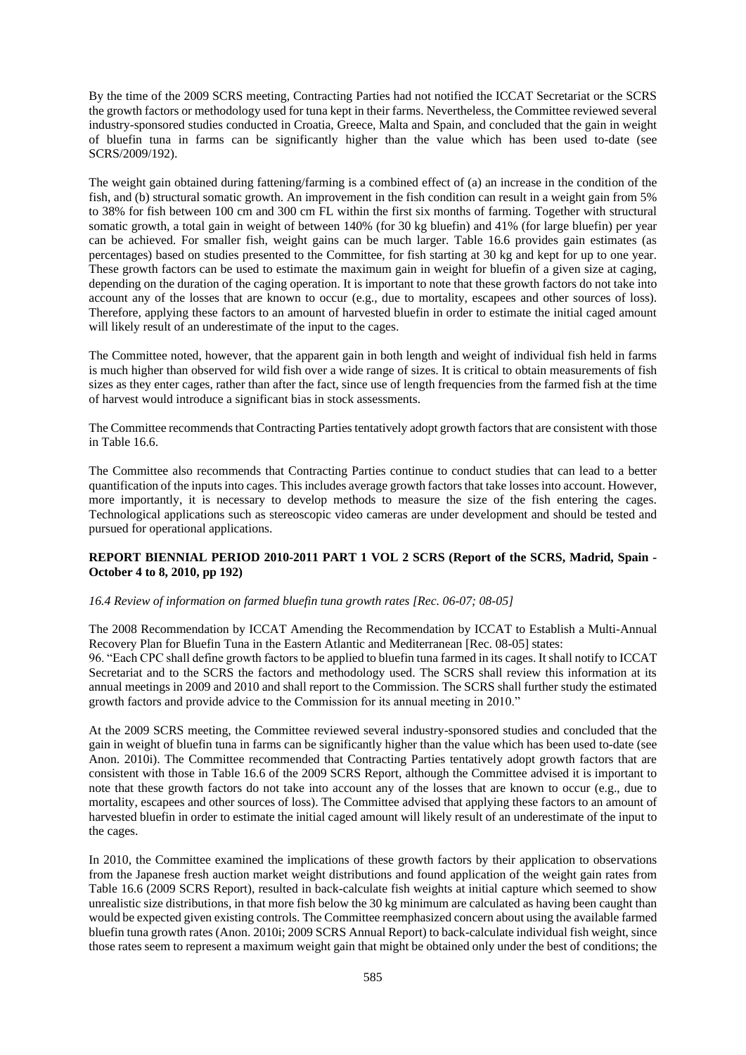By the time of the 2009 SCRS meeting, Contracting Parties had not notified the ICCAT Secretariat or the SCRS the growth factors or methodology used for tuna kept in their farms. Nevertheless, the Committee reviewed several industry-sponsored studies conducted in Croatia, Greece, Malta and Spain, and concluded that the gain in weight of bluefin tuna in farms can be significantly higher than the value which has been used to-date (see SCRS/2009/192).

The weight gain obtained during fattening/farming is a combined effect of (a) an increase in the condition of the fish, and (b) structural somatic growth. An improvement in the fish condition can result in a weight gain from 5% to 38% for fish between 100 cm and 300 cm FL within the first six months of farming. Together with structural somatic growth, a total gain in weight of between 140% (for 30 kg bluefin) and 41% (for large bluefin) per year can be achieved. For smaller fish, weight gains can be much larger. Table 16.6 provides gain estimates (as percentages) based on studies presented to the Committee, for fish starting at 30 kg and kept for up to one year. These growth factors can be used to estimate the maximum gain in weight for bluefin of a given size at caging, depending on the duration of the caging operation. It is important to note that these growth factors do not take into account any of the losses that are known to occur (e.g., due to mortality, escapees and other sources of loss). Therefore, applying these factors to an amount of harvested bluefin in order to estimate the initial caged amount will likely result of an underestimate of the input to the cages.

The Committee noted, however, that the apparent gain in both length and weight of individual fish held in farms is much higher than observed for wild fish over a wide range of sizes. It is critical to obtain measurements of fish sizes as they enter cages, rather than after the fact, since use of length frequencies from the farmed fish at the time of harvest would introduce a significant bias in stock assessments.

The Committee recommends that Contracting Parties tentatively adopt growth factors that are consistent with those in Table 16.6.

The Committee also recommends that Contracting Parties continue to conduct studies that can lead to a better quantification of the inputs into cages. This includes average growth factors that take losses into account. However, more importantly, it is necessary to develop methods to measure the size of the fish entering the cages. Technological applications such as stereoscopic video cameras are under development and should be tested and pursued for operational applications.

### REPORT BIENNIAL PERIOD 2010-2011 PART 1 VOL 2 SCRS (Report of the SCRS, Madrid, Spain - October 4 to 8, 2010, pp 192)

*16.4 Review of information on farmed bluefin tuna growth rates [Rec. 06-07; 08-05]*

The 2008 Recommendation by ICCAT Amending the Recommendation by ICCAT to Establish a Multi-Annual Recovery Plan for Bluefin Tuna in the Eastern Atlantic and Mediterranean [Rec. 08-05] states:
96. "Each CPC shall define growth factors to be applied to bluefin tuna farmed in its cages. It shall notify to ICCAT Secretariat and to the SCRS the factors and methodology used. The SCRS shall review this information at its annual meetings in 2009 and 2010 and shall report to the Commission. The SCRS shall further study the estimated growth factors and provide advice to the Commission for its annual meeting in 2010."

At the 2009 SCRS meeting, the Committee reviewed several industry-sponsored studies and concluded that the gain in weight of bluefin tuna in farms can be significantly higher than the value which has been used to-date (see Anon. 2010i). The Committee recommended that Contracting Parties tentatively adopt growth factors that are consistent with those in Table 16.6 of the 2009 SCRS Report, although the Committee advised it is important to note that these growth factors do not take into account any of the losses that are known to occur (e.g., due to mortality, escapees and other sources of loss). The Committee advised that applying these factors to an amount of harvested bluefin in order to estimate the initial caged amount will likely result of an underestimate of the input to the cages.

In 2010, the Committee examined the implications of these growth factors by their application to observations from the Japanese fresh auction market weight distributions and found application of the weight gain rates from Table 16.6 (2009 SCRS Report), resulted in back-calculate fish weights at initial capture which seemed to show unrealistic size distributions, in that more fish below the 30 kg minimum are calculated as having been caught than would be expected given existing controls. The Committee reemphasized concern about using the available farmed bluefin tuna growth rates (Anon. 2010i; 2009 SCRS Annual Report) to back-calculate individual fish weight, since those rates seem to represent a maximum weight gain that might be obtained only under the best of conditions; the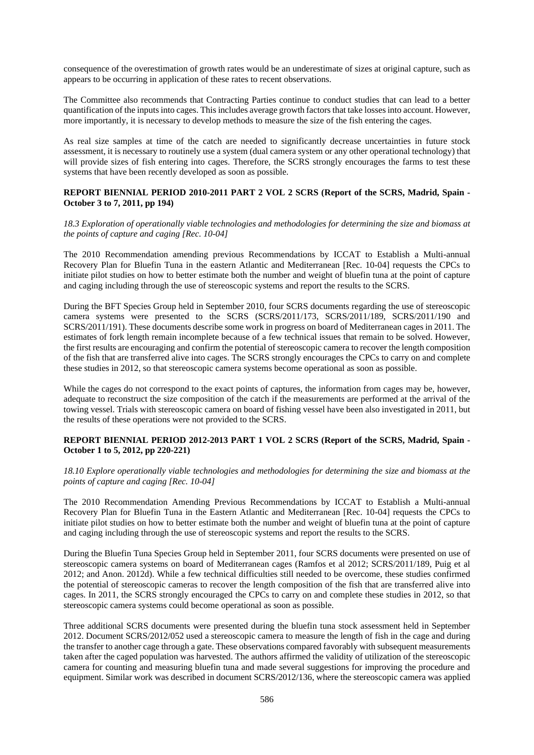consequence of the overestimation of growth rates would be an underestimate of sizes at original capture, such as appears to be occurring in application of these rates to recent observations.

The Committee also recommends that Contracting Parties continue to conduct studies that can lead to a better quantification of the inputs into cages. This includes average growth factors that take losses into account. However, more importantly, it is necessary to develop methods to measure the size of the fish entering the cages.

As real size samples at time of the catch are needed to significantly decrease uncertainties in future stock assessment, it is necessary to routinely use a system (dual camera system or any other operational technology) that will provide sizes of fish entering into cages. Therefore, the SCRS strongly encourages the farms to test these systems that have been recently developed as soon as possible.

**REPORT BIENNIAL PERIOD 2010-2011 PART 2 VOL 2 SCRS (Report of the SCRS, Madrid, Spain - October 3 to 7, 2011, pp 194)**

*18.3 Exploration of operationally viable technologies and methodologies for determining the size and biomass at the points of capture and caging [Rec. 10-04]*

The 2010 Recommendation amending previous Recommendations by ICCAT to Establish a Multi-annual Recovery Plan for Bluefin Tuna in the eastern Atlantic and Mediterranean [Rec. 10-04] requests the CPCs to initiate pilot studies on how to better estimate both the number and weight of bluefin tuna at the point of capture and caging including through the use of stereoscopic systems and report the results to the SCRS.

During the BFT Species Group held in September 2010, four SCRS documents regarding the use of stereoscopic camera systems were presented to the SCRS (SCRS/2011/173, SCRS/2011/189, SCRS/2011/190 and SCRS/2011/191). These documents describe some work in progress on board of Mediterranean cages in 2011. The estimates of fork length remain incomplete because of a few technical issues that remain to be solved. However, the first results are encouraging and confirm the potential of stereoscopic camera to recover the length composition of the fish that are transferred alive into cages. The SCRS strongly encourages the CPCs to carry on and complete these studies in 2012, so that stereoscopic camera systems become operational as soon as possible.

While the cages do not correspond to the exact points of captures, the information from cages may be, however, adequate to reconstruct the size composition of the catch if the measurements are performed at the arrival of the towing vessel. Trials with stereoscopic camera on board of fishing vessel have been also investigated in 2011, but the results of these operations were not provided to the SCRS.

**REPORT BIENNIAL PERIOD 2012-2013 PART 1 VOL 2 SCRS (Report of the SCRS, Madrid, Spain - October 1 to 5, 2012, pp 220-221)**

*18.10 Explore operationally viable technologies and methodologies for determining the size and biomass at the points of capture and caging [Rec. 10-04]*

The 2010 Recommendation Amending Previous Recommendations by ICCAT to Establish a Multi-annual Recovery Plan for Bluefin Tuna in the Eastern Atlantic and Mediterranean [Rec. 10-04] requests the CPCs to initiate pilot studies on how to better estimate both the number and weight of bluefin tuna at the point of capture and caging including through the use of stereoscopic systems and report the results to the SCRS.

During the Bluefin Tuna Species Group held in September 2011, four SCRS documents were presented on use of stereoscopic camera systems on board of Mediterranean cages (Ramfos et al 2012; SCRS/2011/189, Puig et al 2012; and Anon. 2012d). While a few technical difficulties still needed to be overcome, these studies confirmed the potential of stereoscopic cameras to recover the length composition of the fish that are transferred alive into cages. In 2011, the SCRS strongly encouraged the CPCs to carry on and complete these studies in 2012, so that stereoscopic camera systems could become operational as soon as possible.

Three additional SCRS documents were presented during the bluefin tuna stock assessment held in September 2012. Document SCRS/2012/052 used a stereoscopic camera to measure the length of fish in the cage and during the transfer to another cage through a gate. These observations compared favorably with subsequent measurements taken after the caged population was harvested. The authors affirmed the validity of utilization of the stereoscopic camera for counting and measuring bluefin tuna and made several suggestions for improving the procedure and equipment. Similar work was described in document SCRS/2012/136, where the stereoscopic camera was applied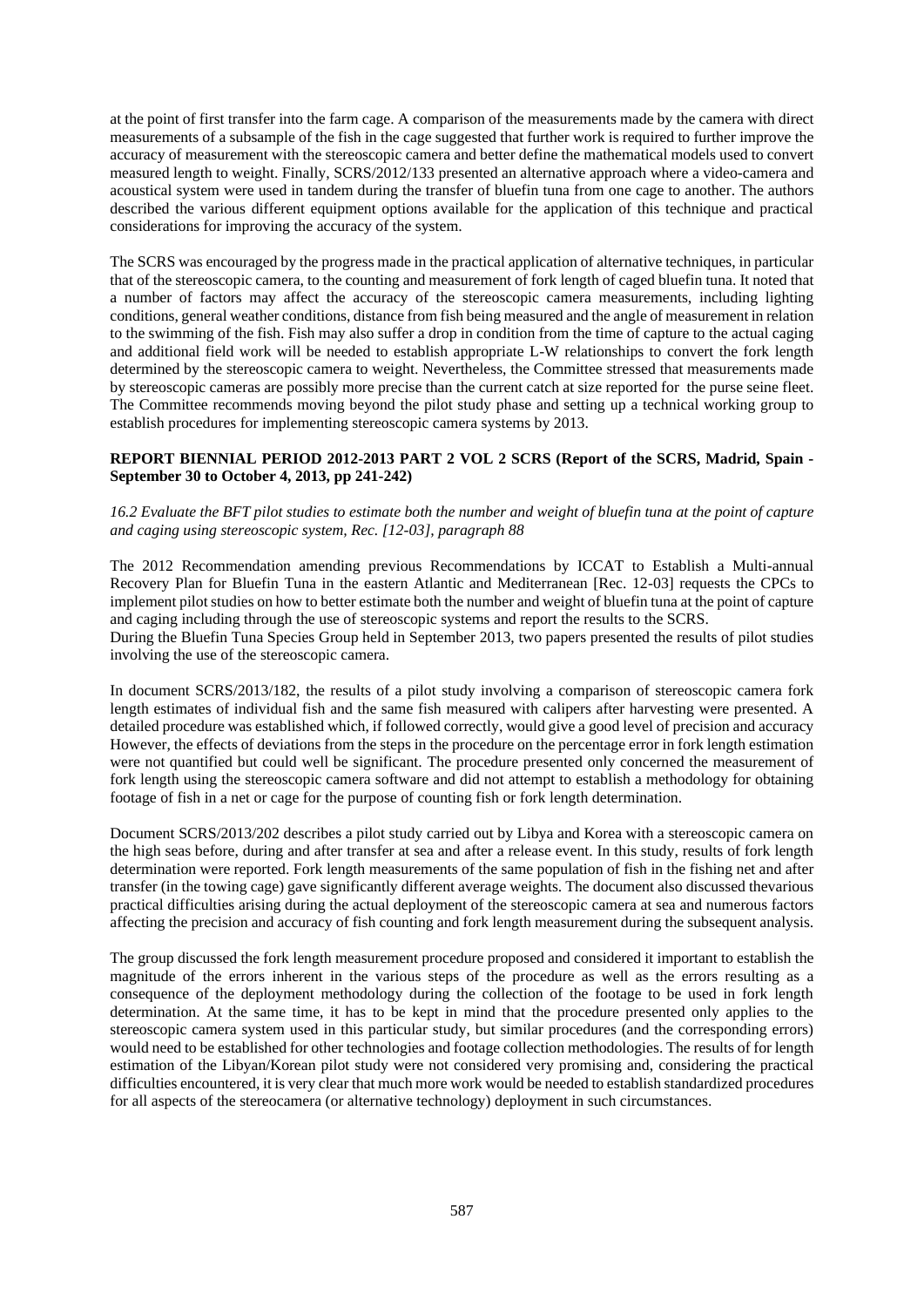at the point of first transfer into the farm cage. A comparison of the measurements made by the camera with direct measurements of a subsample of the fish in the cage suggested that further work is required to further improve the accuracy of measurement with the stereoscopic camera and better define the mathematical models used to convert measured length to weight. Finally, SCRS/2012/133 presented an alternative approach where a video-camera and acoustical system were used in tandem during the transfer of bluefin tuna from one cage to another. The authors described the various different equipment options available for the application of this technique and practical considerations for improving the accuracy of the system.

The SCRS was encouraged by the progress made in the practical application of alternative techniques, in particular that of the stereoscopic camera, to the counting and measurement of fork length of caged bluefin tuna. It noted that a number of factors may affect the accuracy of the stereoscopic camera measurements, including lighting conditions, general weather conditions, distance from fish being measured and the angle of measurement in relation to the swimming of the fish. Fish may also suffer a drop in condition from the time of capture to the actual caging and additional field work will be needed to establish appropriate L-W relationships to convert the fork length determined by the stereoscopic camera to weight. Nevertheless, the Committee stressed that measurements made by stereoscopic cameras are possibly more precise than the current catch at size reported for the purse seine fleet. The Committee recommends moving beyond the pilot study phase and setting up a technical working group to establish procedures for implementing stereoscopic camera systems by 2013.

**REPORT BIENNIAL PERIOD 2012-2013 PART 2 VOL 2 SCRS (Report of the SCRS, Madrid, Spain - September 30 to October 4, 2013, pp 241-242)**

*16.2 Evaluate the BFT pilot studies to estimate both the number and weight of bluefin tuna at the point of capture and caging using stereoscopic system, Rec. [12-03], paragraph 88*

The 2012 Recommendation amending previous Recommendations by ICCAT to Establish a Multi-annual Recovery Plan for Bluefin Tuna in the eastern Atlantic and Mediterranean [Rec. 12-03] requests the CPCs to implement pilot studies on how to better estimate both the number and weight of bluefin tuna at the point of capture and caging including through the use of stereoscopic systems and report the results to the SCRS.
During the Bluefin Tuna Species Group held in September 2013, two papers presented the results of pilot studies involving the use of the stereoscopic camera.

In document SCRS/2013/182, the results of a pilot study involving a comparison of stereoscopic camera fork length estimates of individual fish and the same fish measured with calipers after harvesting were presented. A detailed procedure was established which, if followed correctly, would give a good level of precision and accuracy However, the effects of deviations from the steps in the procedure on the percentage error in fork length estimation were not quantified but could well be significant. The procedure presented only concerned the measurement of fork length using the stereoscopic camera software and did not attempt to establish a methodology for obtaining footage of fish in a net or cage for the purpose of counting fish or fork length determination.

Document SCRS/2013/202 describes a pilot study carried out by Libya and Korea with a stereoscopic camera on the high seas before, during and after transfer at sea and after a release event. In this study, results of fork length determination were reported. Fork length measurements of the same population of fish in the fishing net and after transfer (in the towing cage) gave significantly different average weights. The document also discussed thevarious practical difficulties arising during the actual deployment of the stereoscopic camera at sea and numerous factors affecting the precision and accuracy of fish counting and fork length measurement during the subsequent analysis.

The group discussed the fork length measurement procedure proposed and considered it important to establish the magnitude of the errors inherent in the various steps of the procedure as well as the errors resulting as a consequence of the deployment methodology during the collection of the footage to be used in fork length determination. At the same time, it has to be kept in mind that the procedure presented only applies to the stereoscopic camera system used in this particular study, but similar procedures (and the corresponding errors) would need to be established for other technologies and footage collection methodologies. The results of for length estimation of the Libyan/Korean pilot study were not considered very promising and, considering the practical difficulties encountered, it is very clear that much more work would be needed to establish standardized procedures for all aspects of the stereocamera (or alternative technology) deployment in such circumstances.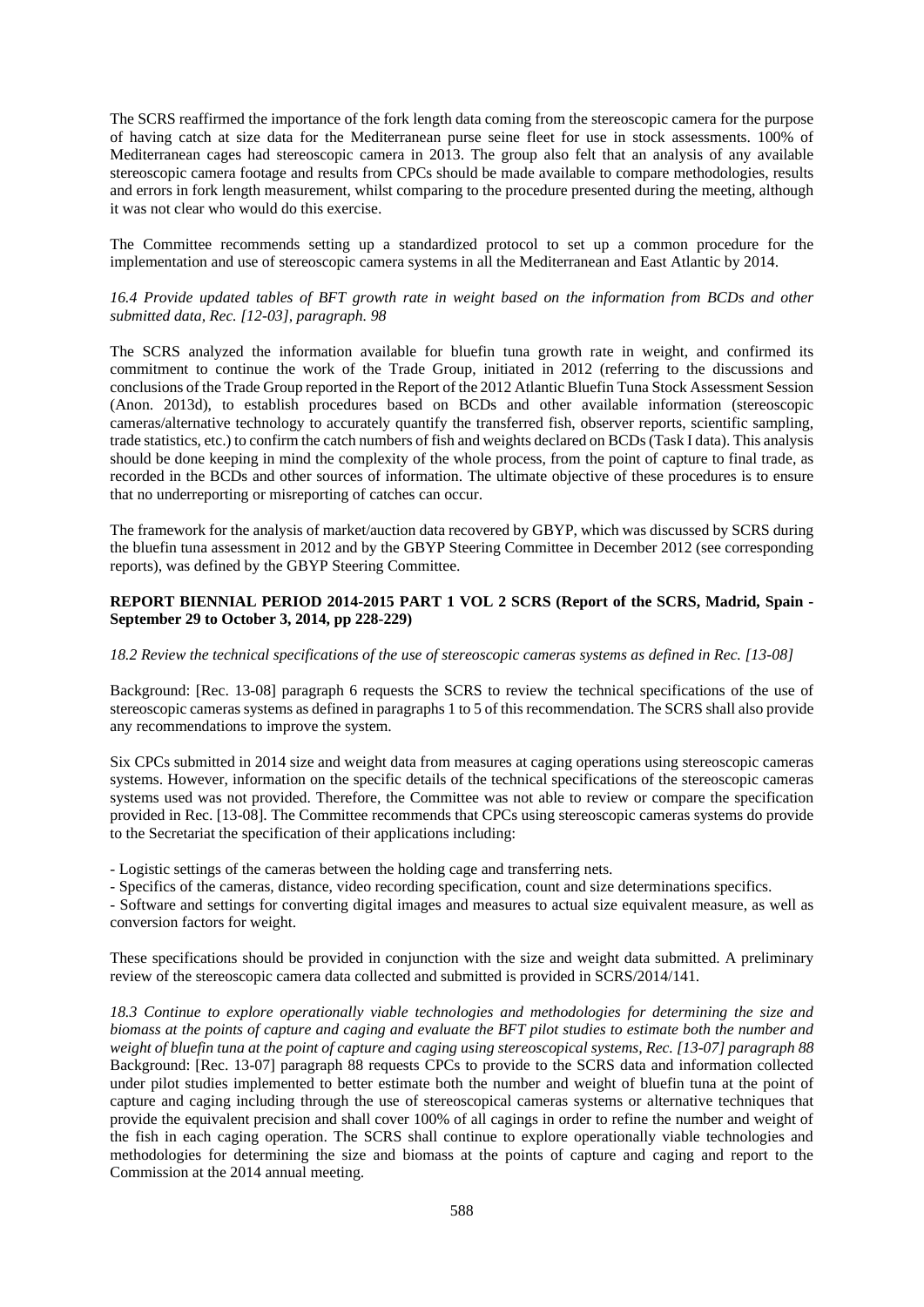The SCRS reaffirmed the importance of the fork length data coming from the stereoscopic camera for the purpose of having catch at size data for the Mediterranean purse seine fleet for use in stock assessments. 100% of Mediterranean cages had stereoscopic camera in 2013. The group also felt that an analysis of any available stereoscopic camera footage and results from CPCs should be made available to compare methodologies, results and errors in fork length measurement, whilst comparing to the procedure presented during the meeting, although it was not clear who would do this exercise.

The Committee recommends setting up a standardized protocol to set up a common procedure for the implementation and use of stereoscopic camera systems in all the Mediterranean and East Atlantic by 2014.

*16.4 Provide updated tables of BFT growth rate in weight based on the information from BCDs and other submitted data, Rec. [12-03], paragraph. 98*

The SCRS analyzed the information available for bluefin tuna growth rate in weight, and confirmed its commitment to continue the work of the Trade Group, initiated in 2012 (referring to the discussions and conclusions of the Trade Group reported in the Report of the 2012 Atlantic Bluefin Tuna Stock Assessment Session (Anon. 2013d), to establish procedures based on BCDs and other available information (stereoscopic cameras/alternative technology to accurately quantify the transferred fish, observer reports, scientific sampling, trade statistics, etc.) to confirm the catch numbers of fish and weights declared on BCDs (Task I data). This analysis should be done keeping in mind the complexity of the whole process, from the point of capture to final trade, as recorded in the BCDs and other sources of information. The ultimate objective of these procedures is to ensure that no underreporting or misreporting of catches can occur.

The framework for the analysis of market/auction data recovered by GBYP, which was discussed by SCRS during the bluefin tuna assessment in 2012 and by the GBYP Steering Committee in December 2012 (see corresponding reports), was defined by the GBYP Steering Committee.

**REPORT BIENNIAL PERIOD 2014-2015 PART 1 VOL 2 SCRS (Report of the SCRS, Madrid, Spain - September 29 to October 3, 2014, pp 228-229)**

*18.2 Review the technical specifications of the use of stereoscopic cameras systems as defined in Rec. [13-08]*

Background: [Rec. 13-08] paragraph 6 requests the SCRS to review the technical specifications of the use of stereoscopic cameras systems as defined in paragraphs 1 to 5 of this recommendation. The SCRS shall also provide any recommendations to improve the system.

Six CPCs submitted in 2014 size and weight data from measures at caging operations using stereoscopic cameras systems. However, information on the specific details of the technical specifications of the stereoscopic cameras systems used was not provided. Therefore, the Committee was not able to review or compare the specification provided in Rec. [13-08]. The Committee recommends that CPCs using stereoscopic cameras systems do provide to the Secretariat the specification of their applications including:

- Logistic settings of the cameras between the holding cage and transferring nets.
- Specifics of the cameras, distance, video recording specification, count and size determinations specifics.
- Software and settings for converting digital images and measures to actual size equivalent measure, as well as conversion factors for weight.

These specifications should be provided in conjunction with the size and weight data submitted. A preliminary review of the stereoscopic camera data collected and submitted is provided in SCRS/2014/141.

*18.3 Continue to explore operationally viable technologies and methodologies for determining the size and biomass at the points of capture and caging and evaluate the BFT pilot studies to estimate both the number and weight of bluefin tuna at the point of capture and caging using stereoscopical systems, Rec. [13-07] paragraph 88*
Background: [Rec. 13-07] paragraph 88 requests CPCs to provide to the SCRS data and information collected under pilot studies implemented to better estimate both the number and weight of bluefin tuna at the point of capture and caging including through the use of stereoscopical cameras systems or alternative techniques that provide the equivalent precision and shall cover 100% of all cagings in order to refine the number and weight of the fish in each caging operation. The SCRS shall continue to explore operationally viable technologies and methodologies for determining the size and biomass at the points of capture and caging and report to the Commission at the 2014 annual meeting.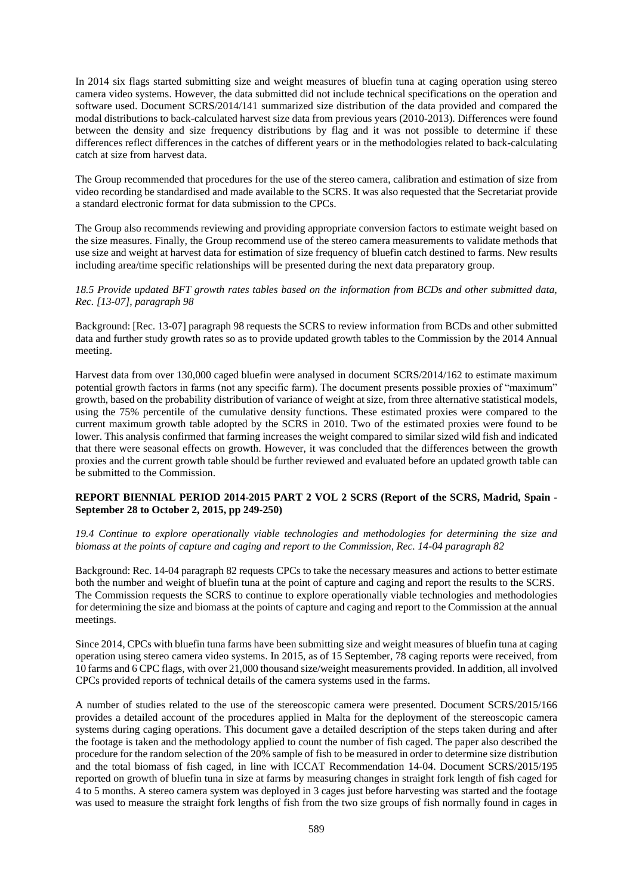In 2014 six flags started submitting size and weight measures of bluefin tuna at caging operation using stereo camera video systems. However, the data submitted did not include technical specifications on the operation and software used. Document SCRS/2014/141 summarized size distribution of the data provided and compared the modal distributions to back-calculated harvest size data from previous years (2010-2013). Differences were found between the density and size frequency distributions by flag and it was not possible to determine if these differences reflect differences in the catches of different years or in the methodologies related to back-calculating catch at size from harvest data.

The Group recommended that procedures for the use of the stereo camera, calibration and estimation of size from video recording be standardised and made available to the SCRS. It was also requested that the Secretariat provide a standard electronic format for data submission to the CPCs.

The Group also recommends reviewing and providing appropriate conversion factors to estimate weight based on the size measures. Finally, the Group recommend use of the stereo camera measurements to validate methods that use size and weight at harvest data for estimation of size frequency of bluefin catch destined to farms. New results including area/time specific relationships will be presented during the next data preparatory group.

*18.5 Provide updated BFT growth rates tables based on the information from BCDs and other submitted data, Rec. [13-07], paragraph 98*

Background: [Rec. 13-07] paragraph 98 requests the SCRS to review information from BCDs and other submitted data and further study growth rates so as to provide updated growth tables to the Commission by the 2014 Annual meeting.

Harvest data from over 130,000 caged bluefin were analysed in document SCRS/2014/162 to estimate maximum potential growth factors in farms (not any specific farm). The document presents possible proxies of "maximum" growth, based on the probability distribution of variance of weight at size, from three alternative statistical models, using the 75% percentile of the cumulative density functions. These estimated proxies were compared to the current maximum growth table adopted by the SCRS in 2010. Two of the estimated proxies were found to be lower. This analysis confirmed that farming increases the weight compared to similar sized wild fish and indicated that there were seasonal effects on growth. However, it was concluded that the differences between the growth proxies and the current growth table should be further reviewed and evaluated before an updated growth table can be submitted to the Commission.

**REPORT BIENNIAL PERIOD 2014-2015 PART 2 VOL 2 SCRS (Report of the SCRS, Madrid, Spain - September 28 to October 2, 2015, pp 249-250)**

*19.4 Continue to explore operationally viable technologies and methodologies for determining the size and biomass at the points of capture and caging and report to the Commission, Rec. 14-04 paragraph 82*

Background: Rec. 14-04 paragraph 82 requests CPCs to take the necessary measures and actions to better estimate both the number and weight of bluefin tuna at the point of capture and caging and report the results to the SCRS. The Commission requests the SCRS to continue to explore operationally viable technologies and methodologies for determining the size and biomass at the points of capture and caging and report to the Commission at the annual meetings.

Since 2014, CPCs with bluefin tuna farms have been submitting size and weight measures of bluefin tuna at caging operation using stereo camera video systems. In 2015, as of 15 September, 78 caging reports were received, from 10 farms and 6 CPC flags, with over 21,000 thousand size/weight measurements provided. In addition, all involved CPCs provided reports of technical details of the camera systems used in the farms.

A number of studies related to the use of the stereoscopic camera were presented. Document SCRS/2015/166 provides a detailed account of the procedures applied in Malta for the deployment of the stereoscopic camera systems during caging operations. This document gave a detailed description of the steps taken during and after the footage is taken and the methodology applied to count the number of fish caged. The paper also described the procedure for the random selection of the 20% sample of fish to be measured in order to determine size distribution and the total biomass of fish caged, in line with ICCAT Recommendation 14-04. Document SCRS/2015/195 reported on growth of bluefin tuna in size at farms by measuring changes in straight fork length of fish caged for 4 to 5 months. A stereo camera system was deployed in 3 cages just before harvesting was started and the footage was used to measure the straight fork lengths of fish from the two size groups of fish normally found in cages in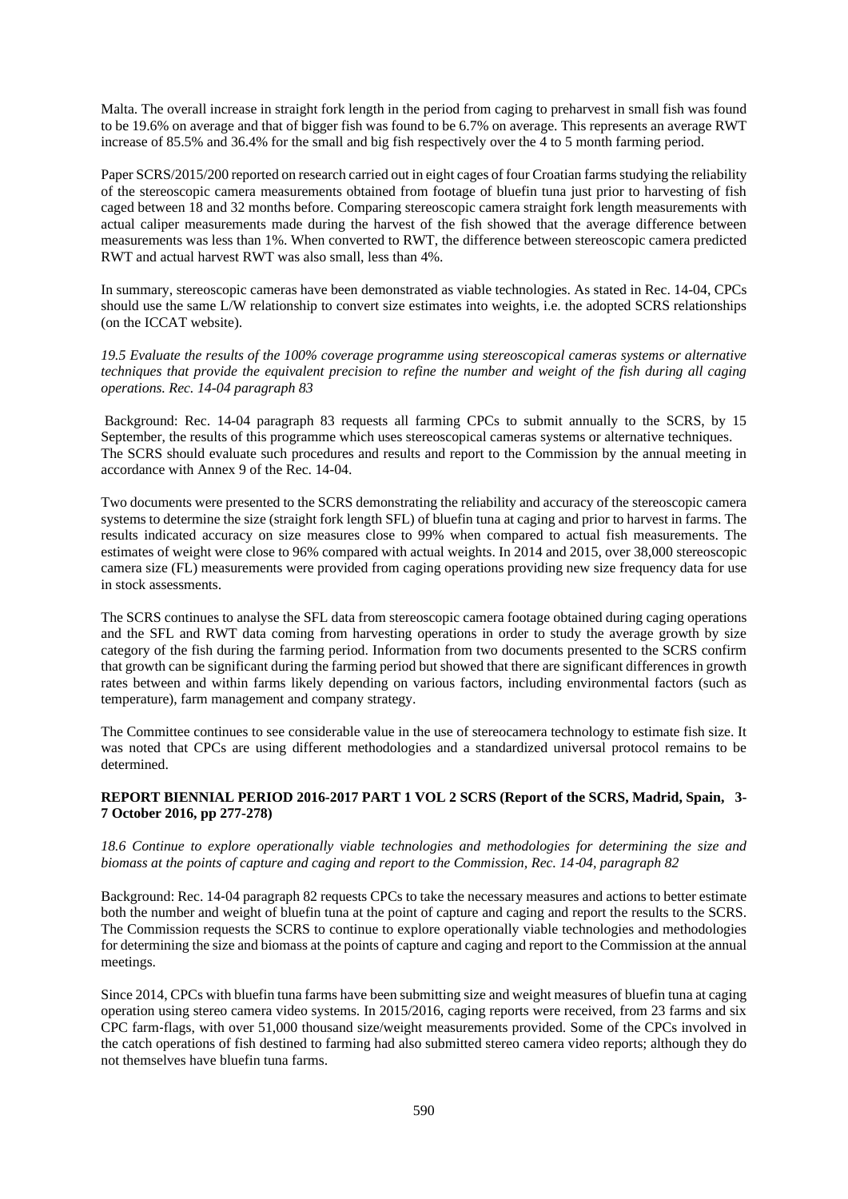Malta. The overall increase in straight fork length in the period from caging to preharvest in small fish was found to be 19.6% on average and that of bigger fish was found to be 6.7% on average. This represents an average RWT increase of 85.5% and 36.4% for the small and big fish respectively over the 4 to 5 month farming period.

Paper SCRS/2015/200 reported on research carried out in eight cages of four Croatian farms studying the reliability of the stereoscopic camera measurements obtained from footage of bluefin tuna just prior to harvesting of fish caged between 18 and 32 months before. Comparing stereoscopic camera straight fork length measurements with actual caliper measurements made during the harvest of the fish showed that the average difference between measurements was less than 1%. When converted to RWT, the difference between stereoscopic camera predicted RWT and actual harvest RWT was also small, less than 4%.

In summary, stereoscopic cameras have been demonstrated as viable technologies. As stated in Rec. 14-04, CPCs should use the same L/W relationship to convert size estimates into weights, i.e. the adopted SCRS relationships (on the ICCAT website).

*19.5 Evaluate the results of the 100% coverage programme using stereoscopical cameras systems or alternative techniques that provide the equivalent precision to refine the number and weight of the fish during all caging operations. Rec. 14-04 paragraph 83*

Background: Rec. 14-04 paragraph 83 requests all farming CPCs to submit annually to the SCRS, by 15 September, the results of this programme which uses stereoscopical cameras systems or alternative techniques. The SCRS should evaluate such procedures and results and report to the Commission by the annual meeting in accordance with Annex 9 of the Rec. 14-04.

Two documents were presented to the SCRS demonstrating the reliability and accuracy of the stereoscopic camera systems to determine the size (straight fork length SFL) of bluefin tuna at caging and prior to harvest in farms. The results indicated accuracy on size measures close to 99% when compared to actual fish measurements. The estimates of weight were close to 96% compared with actual weights. In 2014 and 2015, over 38,000 stereoscopic camera size (FL) measurements were provided from caging operations providing new size frequency data for use in stock assessments.

The SCRS continues to analyse the SFL data from stereoscopic camera footage obtained during caging operations and the SFL and RWT data coming from harvesting operations in order to study the average growth by size category of the fish during the farming period. Information from two documents presented to the SCRS confirm that growth can be significant during the farming period but showed that there are significant differences in growth rates between and within farms likely depending on various factors, including environmental factors (such as temperature), farm management and company strategy.

The Committee continues to see considerable value in the use of stereocamera technology to estimate fish size. It was noted that CPCs are using different methodologies and a standardized universal protocol remains to be determined.

**REPORT BIENNIAL PERIOD 2016-2017 PART 1 VOL 2 SCRS (Report of the SCRS, Madrid, Spain, 3-7 October 2016, pp 277-278)**

*18.6 Continue to explore operationally viable technologies and methodologies for determining the size and biomass at the points of capture and caging and report to the Commission, Rec. 14-04, paragraph 82*

Background: Rec. 14-04 paragraph 82 requests CPCs to take the necessary measures and actions to better estimate both the number and weight of bluefin tuna at the point of capture and caging and report the results to the SCRS. The Commission requests the SCRS to continue to explore operationally viable technologies and methodologies for determining the size and biomass at the points of capture and caging and report to the Commission at the annual meetings.

Since 2014, CPCs with bluefin tuna farms have been submitting size and weight measures of bluefin tuna at caging operation using stereo camera video systems. In 2015/2016, caging reports were received, from 23 farms and six CPC farm-flags, with over 51,000 thousand size/weight measurements provided. Some of the CPCs involved in the catch operations of fish destined to farming had also submitted stereo camera video reports; although they do not themselves have bluefin tuna farms.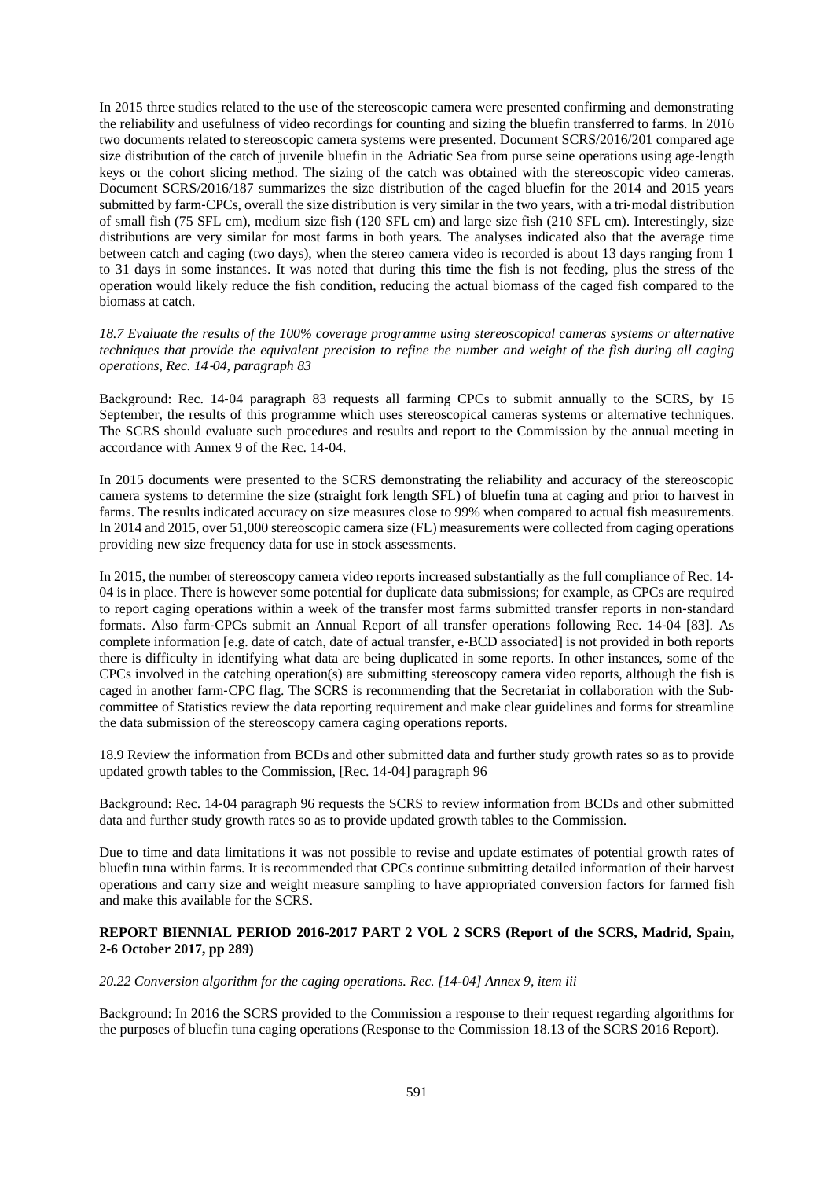In 2015 three studies related to the use of the stereoscopic camera were presented confirming and demonstrating the reliability and usefulness of video recordings for counting and sizing the bluefin transferred to farms. In 2016 two documents related to stereoscopic camera systems were presented. Document SCRS/2016/201 compared age size distribution of the catch of juvenile bluefin in the Adriatic Sea from purse seine operations using age-length keys or the cohort slicing method. The sizing of the catch was obtained with the stereoscopic video cameras. Document SCRS/2016/187 summarizes the size distribution of the caged bluefin for the 2014 and 2015 years submitted by farm-CPCs, overall the size distribution is very similar in the two years, with a tri-modal distribution of small fish (75 SFL cm), medium size fish (120 SFL cm) and large size fish (210 SFL cm). Interestingly, size distributions are very similar for most farms in both years. The analyses indicated also that the average time between catch and caging (two days), when the stereo camera video is recorded is about 13 days ranging from 1 to 31 days in some instances. It was noted that during this time the fish is not feeding, plus the stress of the operation would likely reduce the fish condition, reducing the actual biomass of the caged fish compared to the biomass at catch.

*18.7 Evaluate the results of the 100% coverage programme using stereoscopical cameras systems or alternative techniques that provide the equivalent precision to refine the number and weight of the fish during all caging operations, Rec. 14-04, paragraph 83*

Background: Rec. 14-04 paragraph 83 requests all farming CPCs to submit annually to the SCRS, by 15 September, the results of this programme which uses stereoscopical cameras systems or alternative techniques. The SCRS should evaluate such procedures and results and report to the Commission by the annual meeting in accordance with Annex 9 of the Rec. 14-04.

In 2015 documents were presented to the SCRS demonstrating the reliability and accuracy of the stereoscopic camera systems to determine the size (straight fork length SFL) of bluefin tuna at caging and prior to harvest in farms. The results indicated accuracy on size measures close to 99% when compared to actual fish measurements. In 2014 and 2015, over 51,000 stereoscopic camera size (FL) measurements were collected from caging operations providing new size frequency data for use in stock assessments.

In 2015, the number of stereoscopy camera video reports increased substantially as the full compliance of Rec. 14-04 is in place. There is however some potential for duplicate data submissions; for example, as CPCs are required to report caging operations within a week of the transfer most farms submitted transfer reports in non-standard formats. Also farm-CPCs submit an Annual Report of all transfer operations following Rec. 14-04 [83]. As complete information [e.g. date of catch, date of actual transfer, e-BCD associated] is not provided in both reports there is difficulty in identifying what data are being duplicated in some reports. In other instances, some of the CPCs involved in the catching operation(s) are submitting stereoscopy camera video reports, although the fish is caged in another farm-CPC flag. The SCRS is recommending that the Secretariat in collaboration with the Sub-committee of Statistics review the data reporting requirement and make clear guidelines and forms for streamline the data submission of the stereoscopy camera caging operations reports.

18.9 Review the information from BCDs and other submitted data and further study growth rates so as to provide updated growth tables to the Commission, [Rec. 14-04] paragraph 96

Background: Rec. 14-04 paragraph 96 requests the SCRS to review information from BCDs and other submitted data and further study growth rates so as to provide updated growth tables to the Commission.

Due to time and data limitations it was not possible to revise and update estimates of potential growth rates of bluefin tuna within farms. It is recommended that CPCs continue submitting detailed information of their harvest operations and carry size and weight measure sampling to have appropriated conversion factors for farmed fish and make this available for the SCRS.

**REPORT BIENNIAL PERIOD 2016-2017 PART 2 VOL 2 SCRS (Report of the SCRS, Madrid, Spain, 2-6 October 2017, pp 289)**

*20.22 Conversion algorithm for the caging operations. Rec. [14-04] Annex 9, item iii*

Background: In 2016 the SCRS provided to the Commission a response to their request regarding algorithms for the purposes of bluefin tuna caging operations (Response to the Commission 18.13 of the SCRS 2016 Report).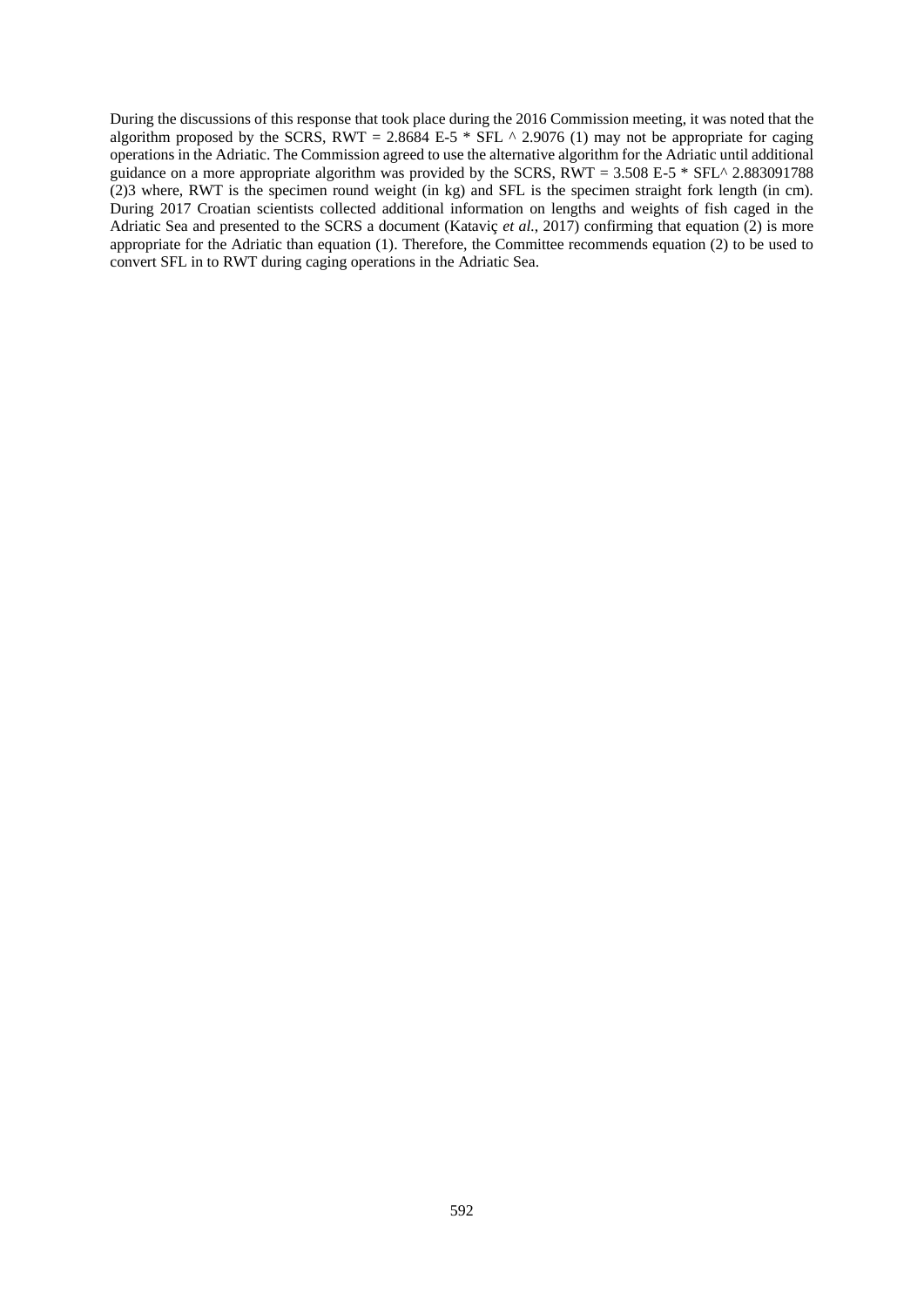During the discussions of this response that took place during the 2016 Commission meeting, it was noted that the algorithm proposed by the SCRS, $RWT = 2.8684\text{E-}5 * SFL \wedge 2.9076$ (1) may not be appropriate for caging operations in the Adriatic. The Commission agreed to use the alternative algorithm for the Adriatic until additional guidance on a more appropriate algorithm was provided by the SCRS, $RWT = 3.508\text{E-}5 * SFL \wedge 2.883091788$ (2)3 where, RWT is the specimen round weight (in kg) and SFL is the specimen straight fork length (in cm). During 2017 Croatian scientists collected additional information on lengths and weights of fish caged in the Adriatic Sea and presented to the SCRS a document (Kataviç *et al.*, 2017) confirming that equation (2) is more appropriate for the Adriatic than equation (1). Therefore, the Committee recommends equation (2) to be used to convert SFL in to RWT during caging operations in the Adriatic Sea.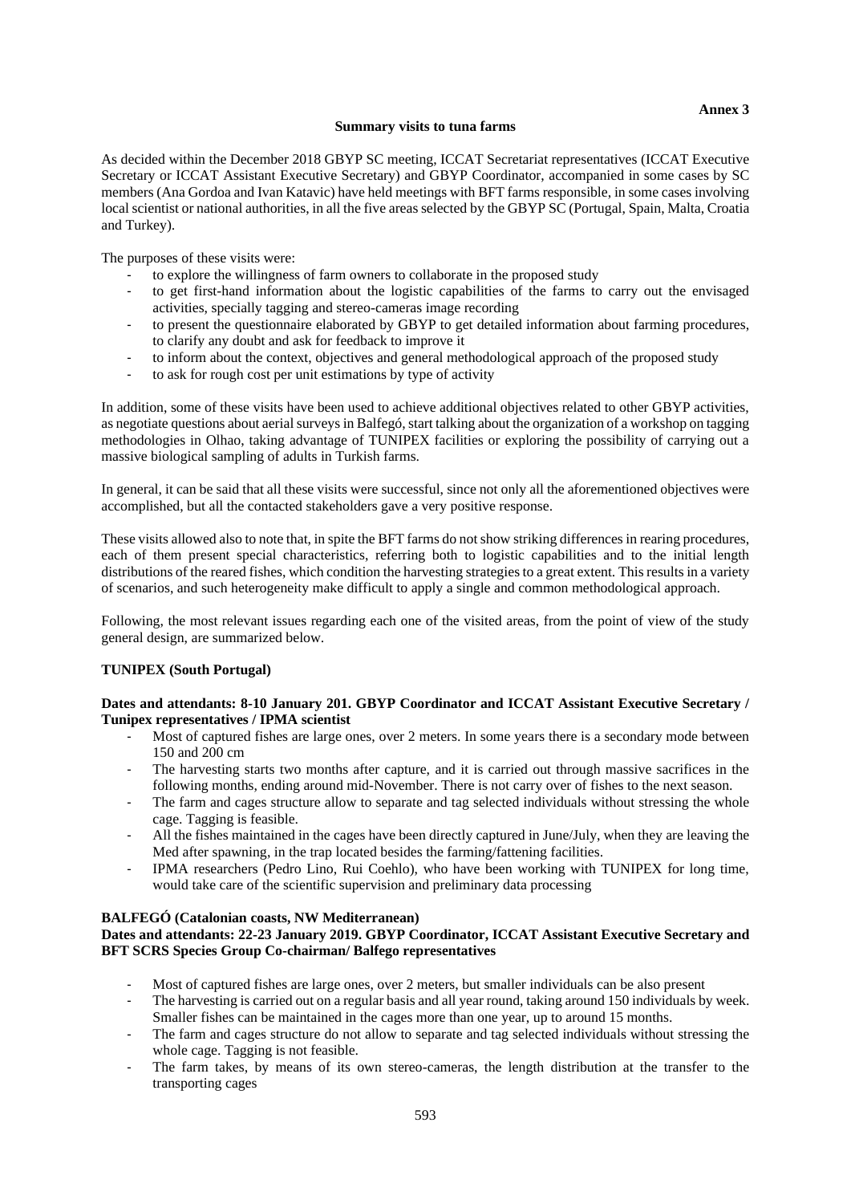**Annex 3**

## Summary visits to tuna farms

As decided within the December 2018 GBYP SC meeting, ICCAT Secretariat representatives (ICCAT Executive Secretary or ICCAT Assistant Executive Secretary) and GBYP Coordinator, accompanied in some cases by SC members (Ana Gordoa and Ivan Katavic) have held meetings with BFT farms responsible, in some cases involving local scientist or national authorities, in all the five areas selected by the GBYP SC (Portugal, Spain, Malta, Croatia and Turkey).

The purposes of these visits were:

- to explore the willingness of farm owners to collaborate in the proposed study
- to get first-hand information about the logistic capabilities of the farms to carry out the envisaged activities, specially tagging and stereo-cameras image recording
- to present the questionnaire elaborated by GBYP to get detailed information about farming procedures, to clarify any doubt and ask for feedback to improve it
- to inform about the context, objectives and general methodological approach of the proposed study
- to ask for rough cost per unit estimations by type of activity

In addition, some of these visits have been used to achieve additional objectives related to other GBYP activities, as negotiate questions about aerial surveys in Balfegó, start talking about the organization of a workshop on tagging methodologies in Olhao, taking advantage of TUNIPEX facilities or exploring the possibility of carrying out a massive biological sampling of adults in Turkish farms.

In general, it can be said that all these visits were successful, since not only all the aforementioned objectives were accomplished, but all the contacted stakeholders gave a very positive response.

These visits allowed also to note that, in spite the BFT farms do not show striking differences in rearing procedures, each of them present special characteristics, referring both to logistic capabilities and to the initial length distributions of the reared fishes, which condition the harvesting strategies to a great extent. This results in a variety of scenarios, and such heterogeneity make difficult to apply a single and common methodological approach.

Following, the most relevant issues regarding each one of the visited areas, from the point of view of the study general design, are summarized below.

### TUNIPEX (South Portugal)

**Dates and attendants: 8-10 January 201. GBYP Coordinator and ICCAT Assistant Executive Secretary / Tunipex representatives / IPMA scientist**

- Most of captured fishes are large ones, over 2 meters. In some years there is a secondary mode between 150 and 200 cm
- The harvesting starts two months after capture, and it is carried out through massive sacrifices in the following months, ending around mid-November. There is not carry over of fishes to the next season.
- The farm and cages structure allow to separate and tag selected individuals without stressing the whole cage. Tagging is feasible.
- All the fishes maintained in the cages have been directly captured in June/July, when they are leaving the Med after spawning, in the trap located besides the farming/fattening facilities.
- IPMA researchers (Pedro Lino, Rui Coehlo), who have been working with TUNIPEX for long time, would take care of the scientific supervision and preliminary data processing

### BALFEGÓ (Catalonian coasts, NW Mediterranean)

**Dates and attendants: 22-23 January 2019. GBYP Coordinator, ICCAT Assistant Executive Secretary and BFT SCRS Species Group Co-chairman/ Balfego representatives**

- Most of captured fishes are large ones, over 2 meters, but smaller individuals can be also present
- The harvesting is carried out on a regular basis and all year round, taking around 150 individuals by week. Smaller fishes can be maintained in the cages more than one year, up to around 15 months.
- The farm and cages structure do not allow to separate and tag selected individuals without stressing the whole cage. Tagging is not feasible.
- The farm takes, by means of its own stereo-cameras, the length distribution at the transfer to the transporting cages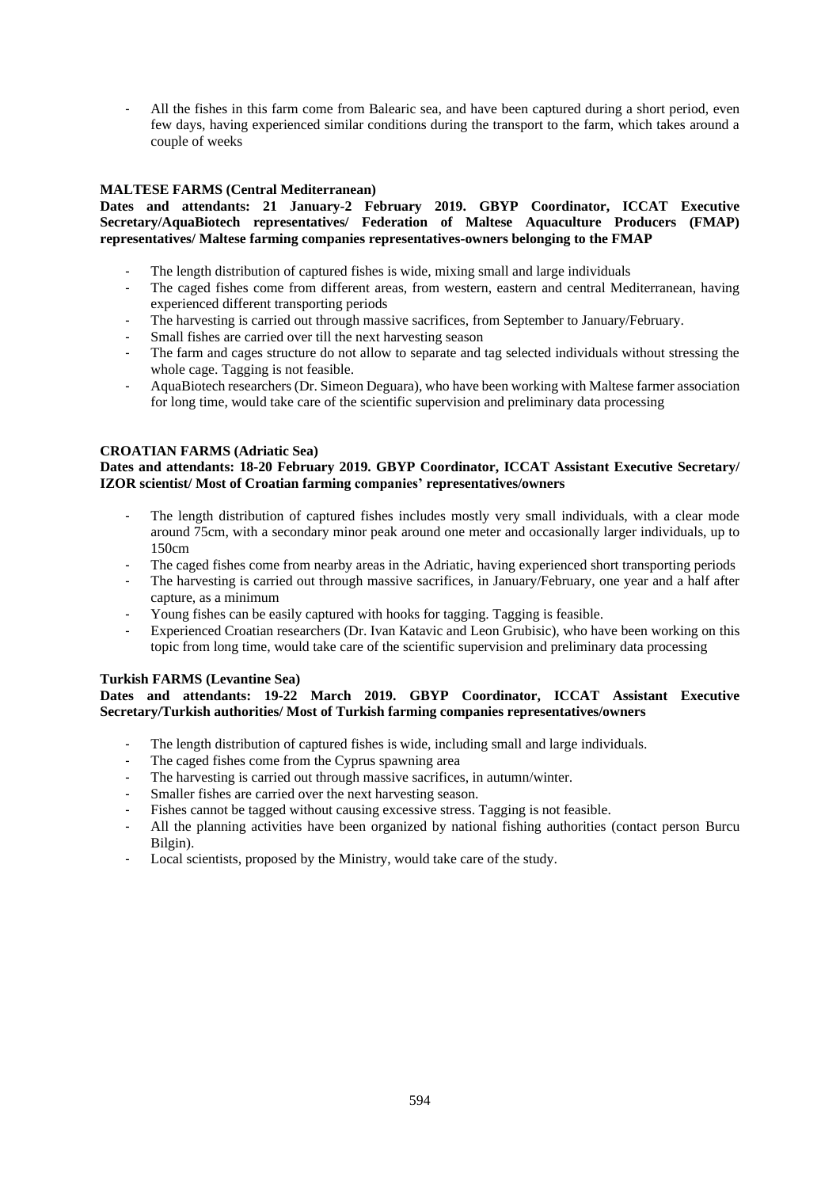- All the fishes in this farm come from Balearic sea, and have been captured during a short period, even few days, having experienced similar conditions during the transport to the farm, which takes around a couple of weeks

**MALTESE FARMS (Central Mediterranean)**

**Dates and attendants: 21 January-2 February 2019. GBYP Coordinator, ICCAT Executive Secretary/AquaBiotech representatives/ Federation of Maltese Aquaculture Producers (FMAP) representatives/ Maltese farming companies representatives-owners belonging to the FMAP**

- The length distribution of captured fishes is wide, mixing small and large individuals
- The caged fishes come from different areas, from western, eastern and central Mediterranean, having experienced different transporting periods
- The harvesting is carried out through massive sacrifices, from September to January/February.
- Small fishes are carried over till the next harvesting season
- The farm and cages structure do not allow to separate and tag selected individuals without stressing the whole cage. Tagging is not feasible.
- AquaBiotech researchers (Dr. Simeon Deguara), who have been working with Maltese farmer association for long time, would take care of the scientific supervision and preliminary data processing

**CROATIAN FARMS (Adriatic Sea)**

**Dates and attendants: 18-20 February 2019. GBYP Coordinator, ICCAT Assistant Executive Secretary/ IZOR scientist/ Most of Croatian farming companies' representatives/owners**

- The length distribution of captured fishes includes mostly very small individuals, with a clear mode around 75cm, with a secondary minor peak around one meter and occasionally larger individuals, up to 150cm
- The caged fishes come from nearby areas in the Adriatic, having experienced short transporting periods
- The harvesting is carried out through massive sacrifices, in January/February, one year and a half after capture, as a minimum
- Young fishes can be easily captured with hooks for tagging. Tagging is feasible.
- Experienced Croatian researchers (Dr. Ivan Katavic and Leon Grubisic), who have been working on this topic from long time, would take care of the scientific supervision and preliminary data processing

**Turkish FARMS (Levantine Sea)**

**Dates and attendants: 19-22 March 2019. GBYP Coordinator, ICCAT Assistant Executive Secretary/Turkish authorities/ Most of Turkish farming companies representatives/owners**

- The length distribution of captured fishes is wide, including small and large individuals.
- The caged fishes come from the Cyprus spawning area
- The harvesting is carried out through massive sacrifices, in autumn/winter.
- Smaller fishes are carried over the next harvesting season.
- Fishes cannot be tagged without causing excessive stress. Tagging is not feasible.
- All the planning activities have been organized by national fishing authorities (contact person Burcu Bilgin).
- Local scientists, proposed by the Ministry, would take care of the study.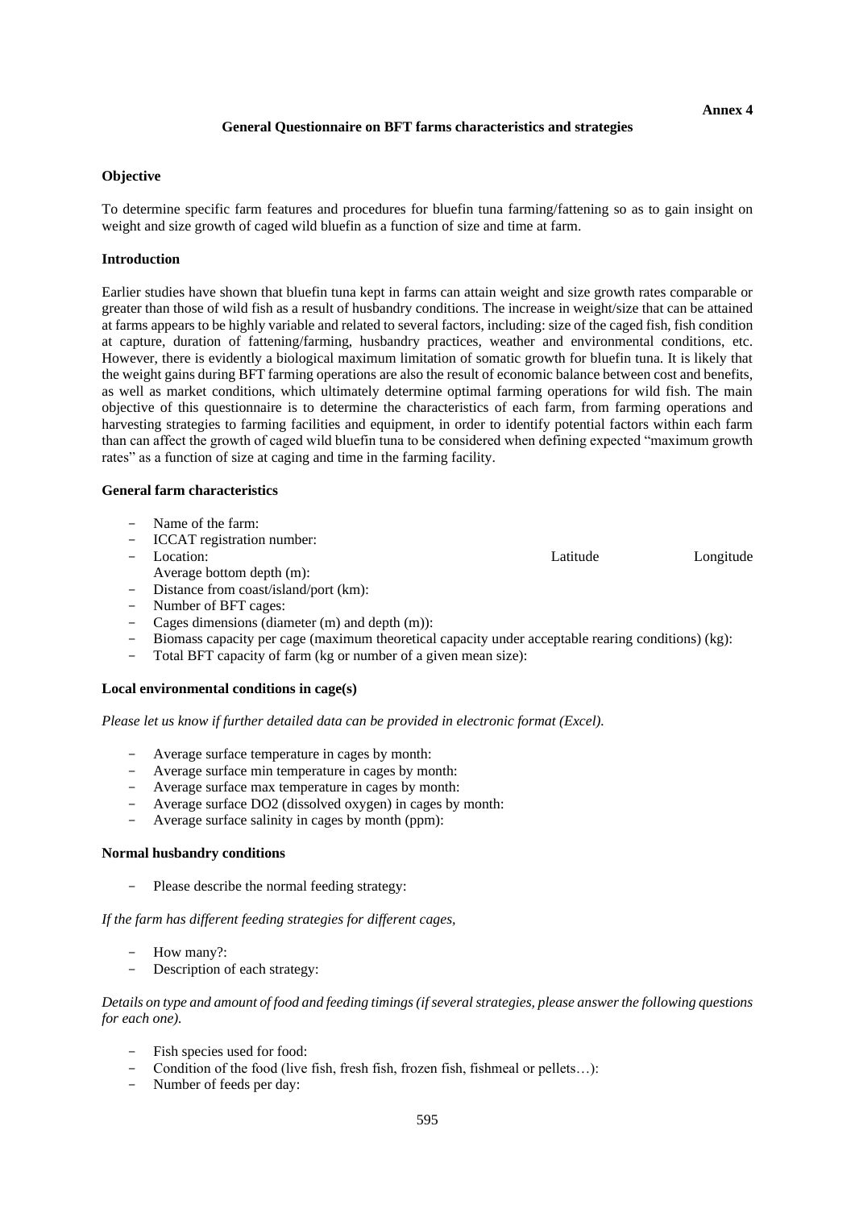**Annex 4**

**General Questionnaire on BFT farms characteristics and strategies**

**Objective**

To determine specific farm features and procedures for bluefin tuna farming/fattening so as to gain insight on weight and size growth of caged wild bluefin as a function of size and time at farm.

**Introduction**

Earlier studies have shown that bluefin tuna kept in farms can attain weight and size growth rates comparable or greater than those of wild fish as a result of husbandry conditions. The increase in weight/size that can be attained at farms appears to be highly variable and related to several factors, including: size of the caged fish, fish condition at capture, duration of fattening/farming, husbandry practices, weather and environmental conditions, etc. However, there is evidently a biological maximum limitation of somatic growth for bluefin tuna. It is likely that the weight gains during BFT farming operations are also the result of economic balance between cost and benefits, as well as market conditions, which ultimately determine optimal farming operations for wild fish. The main objective of this questionnaire is to determine the characteristics of each farm, from farming operations and harvesting strategies to farming facilities and equipment, in order to identify potential factors within each farm than can affect the growth of caged wild bluefin tuna to be considered when defining expected "maximum growth rates" as a function of size at caging and time in the farming facility.

**General farm characteristics**

- Name of the farm:
- ICCAT registration number:
- Location: Latitude Longitude
  Average bottom depth (m):
- Distance from coast/island/port (km):
- Number of BFT cages:
- Cages dimensions (diameter (m) and depth (m)):
- Biomass capacity per cage (maximum theoretical capacity under acceptable rearing conditions) (kg):
- Total BFT capacity of farm (kg or number of a given mean size):

**Local environmental conditions in cage(s)**

*Please let us know if further detailed data can be provided in electronic format (Excel).*

- Average surface temperature in cages by month:
- Average surface min temperature in cages by month:
- Average surface max temperature in cages by month:
- Average surface DO2 (dissolved oxygen) in cages by month:
- Average surface salinity in cages by month (ppm):

**Normal husbandry conditions**

- Please describe the normal feeding strategy:

*If the farm has different feeding strategies for different cages,*

- How many?:
- Description of each strategy:

*Details on type and amount of food and feeding timings (if several strategies, please answer the following questions for each one).*

- Fish species used for food:
- Condition of the food (live fish, fresh fish, frozen fish, fishmeal or pellets…):
- Number of feeds per day: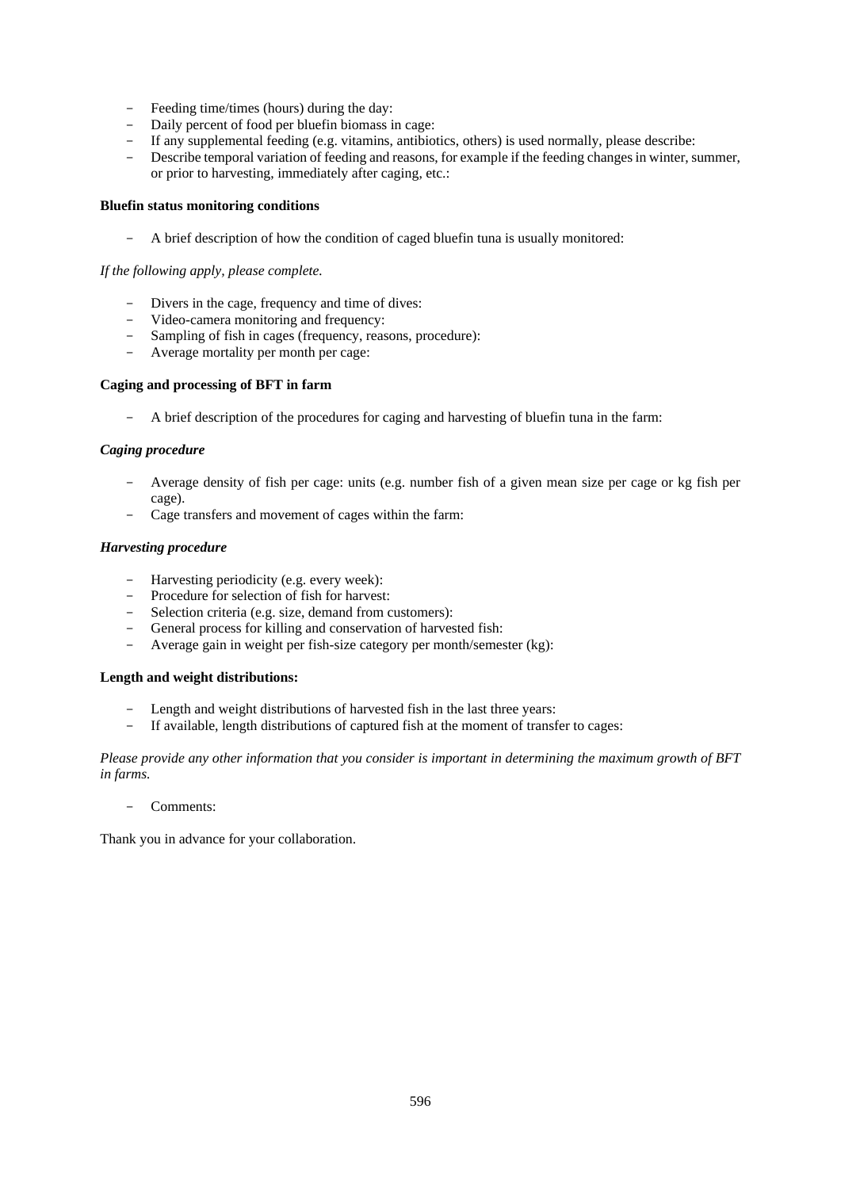- Feeding time/times (hours) during the day:
- Daily percent of food per bluefin biomass in cage:
- If any supplemental feeding (e.g. vitamins, antibiotics, others) is used normally, please describe:
- Describe temporal variation of feeding and reasons, for example if the feeding changes in winter, summer, or prior to harvesting, immediately after caging, etc.:

**Bluefin status monitoring conditions**

- A brief description of how the condition of caged bluefin tuna is usually monitored:

*If the following apply, please complete.*

- Divers in the cage, frequency and time of dives:
- Video-camera monitoring and frequency:
- Sampling of fish in cages (frequency, reasons, procedure):
- Average mortality per month per cage:

**Caging and processing of BFT in farm**

- A brief description of the procedures for caging and harvesting of bluefin tuna in the farm:

***Caging procedure***

- Average density of fish per cage: units (e.g. number fish of a given mean size per cage or kg fish per cage).
- Cage transfers and movement of cages within the farm:

***Harvesting procedure***

- Harvesting periodicity (e.g. every week):
- Procedure for selection of fish for harvest:
- Selection criteria (e.g. size, demand from customers):
- General process for killing and conservation of harvested fish:
- Average gain in weight per fish-size category per month/semester (kg):

**Length and weight distributions:**

- Length and weight distributions of harvested fish in the last three years:
- If available, length distributions of captured fish at the moment of transfer to cages:

*Please provide any other information that you consider is important in determining the maximum growth of BFT in farms.*

- Comments:

Thank you in advance for your collaboration.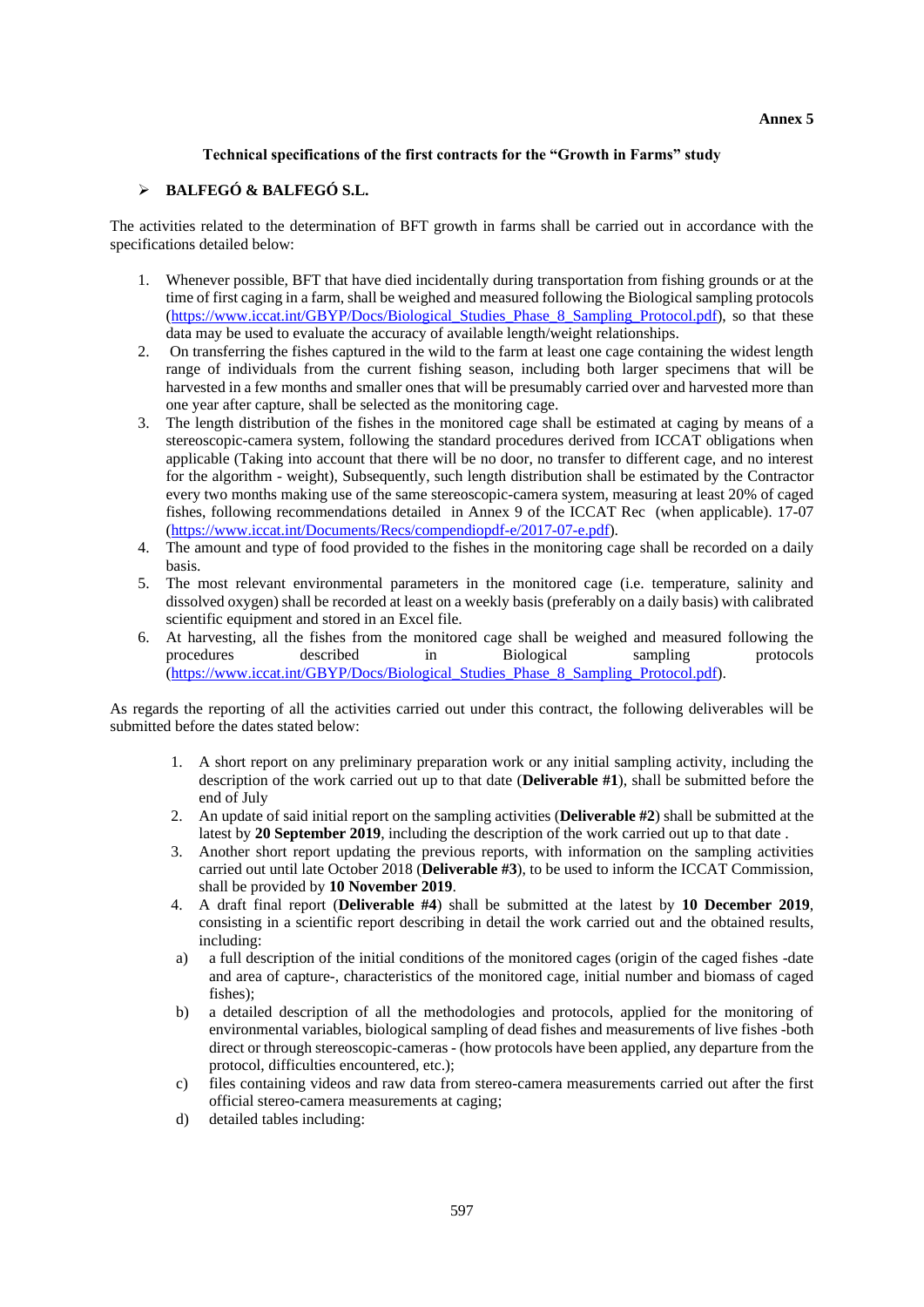**Annex 5**

**Technical specifications of the first contracts for the "Growth in Farms" study**

➢ **BALFEGÓ & BALFEGÓ S.L.**

The activities related to the determination of BFT growth in farms shall be carried out in accordance with the specifications detailed below:

1. Whenever possible, BFT that have died incidentally during transportation from fishing grounds or at the time of first caging in a farm, shall be weighed and measured following the Biological sampling protocols (https://www.iccat.int/GBYP/Docs/Biological_Studies_Phase_8_Sampling_Protocol.pdf), so that these data may be used to evaluate the accuracy of available length/weight relationships.
2. On transferring the fishes captured in the wild to the farm at least one cage containing the widest length range of individuals from the current fishing season, including both larger specimens that will be harvested in a few months and smaller ones that will be presumably carried over and harvested more than one year after capture, shall be selected as the monitoring cage.
3. The length distribution of the fishes in the monitored cage shall be estimated at caging by means of a stereoscopic-camera system, following the standard procedures derived from ICCAT obligations when applicable (Taking into account that there will be no door, no transfer to different cage, and no interest for the algorithm - weight), Subsequently, such length distribution shall be estimated by the Contractor every two months making use of the same stereoscopic-camera system, measuring at least 20% of caged fishes, following recommendations detailed in Annex 9 of the ICCAT Rec (when applicable). 17-07 (https://www.iccat.int/Documents/Recs/compendiopdf-e/2017-07-e.pdf).
4. The amount and type of food provided to the fishes in the monitoring cage shall be recorded on a daily basis.
5. The most relevant environmental parameters in the monitored cage (i.e. temperature, salinity and dissolved oxygen) shall be recorded at least on a weekly basis (preferably on a daily basis) with calibrated scientific equipment and stored in an Excel file.
6. At harvesting, all the fishes from the monitored cage shall be weighed and measured following the procedures described in Biological sampling protocols (https://www.iccat.int/GBYP/Docs/Biological_Studies_Phase_8_Sampling_Protocol.pdf).

As regards the reporting of all the activities carried out under this contract, the following deliverables will be submitted before the dates stated below:

1. A short report on any preliminary preparation work or any initial sampling activity, including the description of the work carried out up to that date (**Deliverable #1**), shall be submitted before the end of July
2. An update of said initial report on the sampling activities (**Deliverable #2**) shall be submitted at the latest by **20 September 2019**, including the description of the work carried out up to that date .
3. Another short report updating the previous reports, with information on the sampling activities carried out until late October 2018 (**Deliverable #3**), to be used to inform the ICCAT Commission, shall be provided by **10 November 2019**.
4. A draft final report (**Deliverable #4**) shall be submitted at the latest by **10 December 2019**, consisting in a scientific report describing in detail the work carried out and the obtained results, including:
   a) a full description of the initial conditions of the monitored cages (origin of the caged fishes -date and area of capture-, characteristics of the monitored cage, initial number and biomass of caged fishes);
   b) a detailed description of all the methodologies and protocols, applied for the monitoring of environmental variables, biological sampling of dead fishes and measurements of live fishes -both direct or through stereoscopic-cameras - (how protocols have been applied, any departure from the protocol, difficulties encountered, etc.);
   c) files containing videos and raw data from stereo-camera measurements carried out after the first official stereo-camera measurements at caging;
   d) detailed tables including: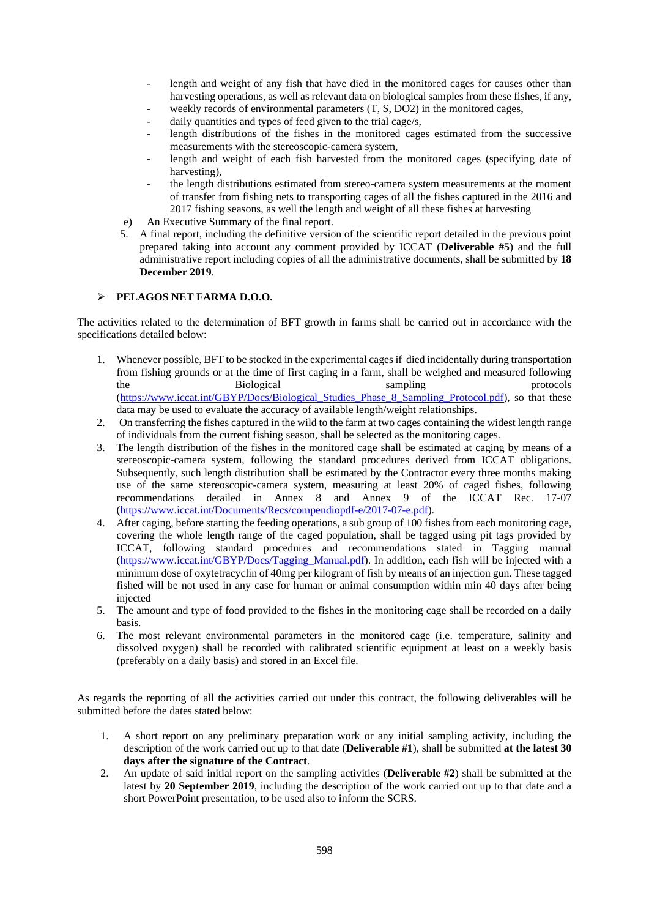- length and weight of any fish that have died in the monitored cages for causes other than harvesting operations, as well as relevant data on biological samples from these fishes, if any,
- weekly records of environmental parameters (T, S, DO2) in the monitored cages,
- daily quantities and types of feed given to the trial cage/s,
- length distributions of the fishes in the monitored cages estimated from the successive measurements with the stereoscopic-camera system,
- length and weight of each fish harvested from the monitored cages (specifying date of harvesting),
- the length distributions estimated from stereo-camera system measurements at the moment of transfer from fishing nets to transporting cages of all the fishes captured in the 2016 and 2017 fishing seasons, as well the length and weight of all these fishes at harvesting

e) An Executive Summary of the final report.

5. A final report, including the definitive version of the scientific report detailed in the previous point prepared taking into account any comment provided by ICCAT (**Deliverable #5**) and the full administrative report including copies of all the administrative documents, shall be submitted by **18 December 2019**.

➢ **PELAGOS NET FARMA D.O.O.**

The activities related to the determination of BFT growth in farms shall be carried out in accordance with the specifications detailed below:

1. Whenever possible, BFT to be stocked in the experimental cages if died incidentally during transportation from fishing grounds or at the time of first caging in a farm, shall be weighed and measured following the Biological sampling protocols (https://www.iccat.int/GBYP/Docs/Biological_Studies_Phase_8_Sampling_Protocol.pdf), so that these data may be used to evaluate the accuracy of available length/weight relationships.
2. On transferring the fishes captured in the wild to the farm at two cages containing the widest length range of individuals from the current fishing season, shall be selected as the monitoring cages.
3. The length distribution of the fishes in the monitored cage shall be estimated at caging by means of a stereoscopic-camera system, following the standard procedures derived from ICCAT obligations. Subsequently, such length distribution shall be estimated by the Contractor every three months making use of the same stereoscopic-camera system, measuring at least 20% of caged fishes, following recommendations detailed in Annex 8 and Annex 9 of the ICCAT Rec. 17-07 (https://www.iccat.int/Documents/Recs/compendiopdf-e/2017-07-e.pdf).
4. After caging, before starting the feeding operations, a sub group of 100 fishes from each monitoring cage, covering the whole length range of the caged population, shall be tagged using pit tags provided by ICCAT, following standard procedures and recommendations stated in Tagging manual (https://www.iccat.int/GBYP/Docs/Tagging_Manual.pdf). In addition, each fish will be injected with a minimum dose of oxytetracyclin of 40mg per kilogram of fish by means of an injection gun. These tagged fished will be not used in any case for human or animal consumption within min 40 days after being injected
5. The amount and type of food provided to the fishes in the monitoring cage shall be recorded on a daily basis.
6. The most relevant environmental parameters in the monitored cage (i.e. temperature, salinity and dissolved oxygen) shall be recorded with calibrated scientific equipment at least on a weekly basis (preferably on a daily basis) and stored in an Excel file.

As regards the reporting of all the activities carried out under this contract, the following deliverables will be submitted before the dates stated below:

1. A short report on any preliminary preparation work or any initial sampling activity, including the description of the work carried out up to that date (**Deliverable #1**), shall be submitted **at the latest 30 days after the signature of the Contract**.
2. An update of said initial report on the sampling activities (**Deliverable #2**) shall be submitted at the latest by **20 September 2019**, including the description of the work carried out up to that date and a short PowerPoint presentation, to be used also to inform the SCRS.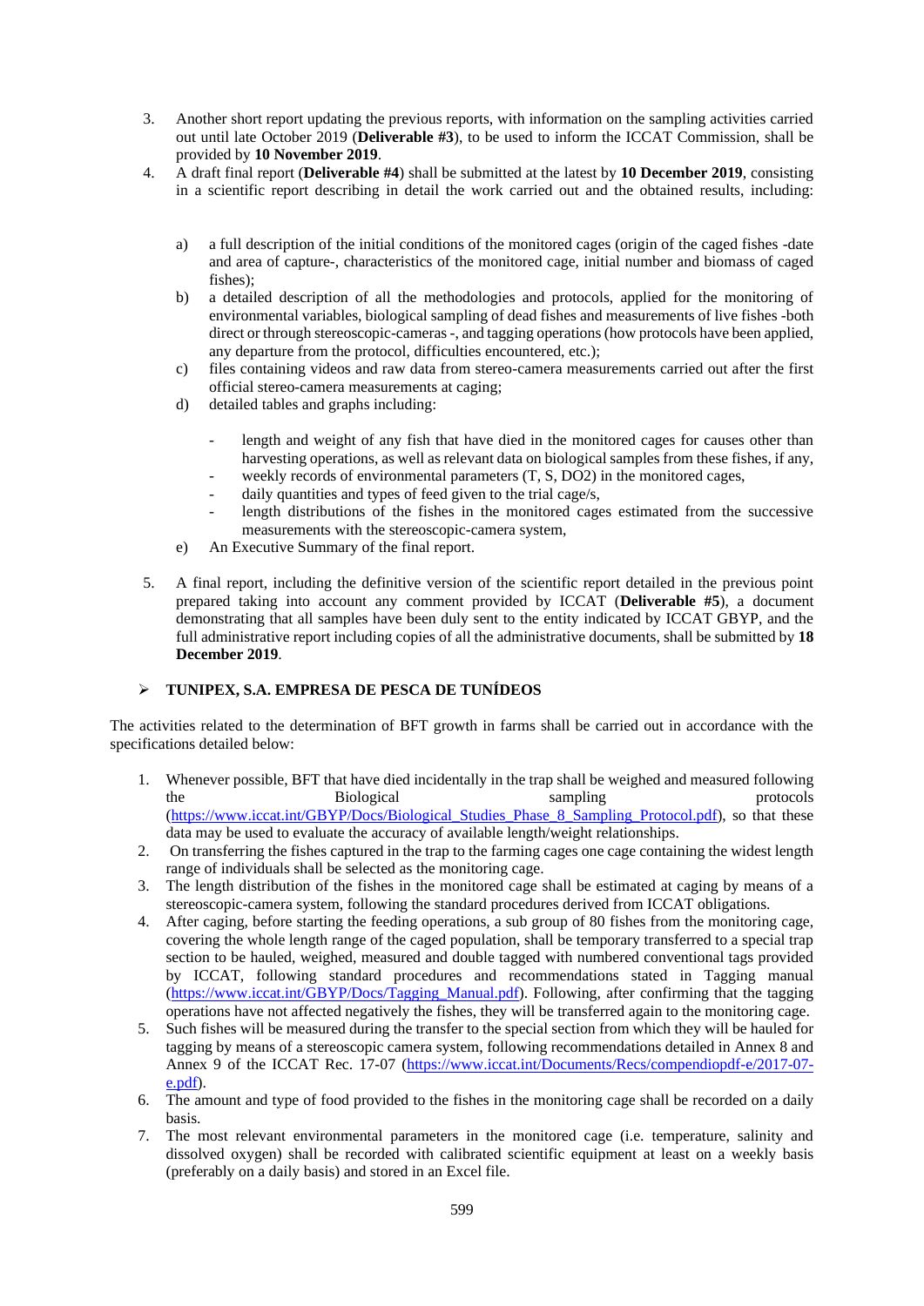3. Another short report updating the previous reports, with information on the sampling activities carried out until late October 2019 (**Deliverable #3**), to be used to inform the ICCAT Commission, shall be provided by **10 November 2019**.
4. A draft final report (**Deliverable #4**) shall be submitted at the latest by **10 December 2019**, consisting in a scientific report describing in detail the work carried out and the obtained results, including:

   a) a full description of the initial conditions of the monitored cages (origin of the caged fishes -date and area of capture-, characteristics of the monitored cage, initial number and biomass of caged fishes);
   b) a detailed description of all the methodologies and protocols, applied for the monitoring of environmental variables, biological sampling of dead fishes and measurements of live fishes -both direct or through stereoscopic-cameras -, and tagging operations (how protocols have been applied, any departure from the protocol, difficulties encountered, etc.);
   c) files containing videos and raw data from stereo-camera measurements carried out after the first official stereo-camera measurements at caging;
   d) detailed tables and graphs including:

      - length and weight of any fish that have died in the monitored cages for causes other than harvesting operations, as well as relevant data on biological samples from these fishes, if any,
      - weekly records of environmental parameters (T, S, DO2) in the monitored cages,
      - daily quantities and types of feed given to the trial cage/s,
      - length distributions of the fishes in the monitored cages estimated from the successive measurements with the stereoscopic-camera system,

   e) An Executive Summary of the final report.

5. A final report, including the definitive version of the scientific report detailed in the previous point prepared taking into account any comment provided by ICCAT (**Deliverable #5**), a document demonstrating that all samples have been duly sent to the entity indicated by ICCAT GBYP, and the full administrative report including copies of all the administrative documents, shall be submitted by **18 December 2019**.

- **TUNIPEX, S.A. EMPRESA DE PESCA DE TUNÍDEOS**

The activities related to the determination of BFT growth in farms shall be carried out in accordance with the specifications detailed below:

1. Whenever possible, BFT that have died incidentally in the trap shall be weighed and measured following the Biological sampling protocols (https://www.iccat.int/GBYP/Docs/Biological_Studies_Phase_8_Sampling_Protocol.pdf), so that these data may be used to evaluate the accuracy of available length/weight relationships.
2. On transferring the fishes captured in the trap to the farming cages one cage containing the widest length range of individuals shall be selected as the monitoring cage.
3. The length distribution of the fishes in the monitored cage shall be estimated at caging by means of a stereoscopic-camera system, following the standard procedures derived from ICCAT obligations.
4. After caging, before starting the feeding operations, a sub group of 80 fishes from the monitoring cage, covering the whole length range of the caged population, shall be temporary transferred to a special trap section to be hauled, weighed, measured and double tagged with numbered conventional tags provided by ICCAT, following standard procedures and recommendations stated in Tagging manual (https://www.iccat.int/GBYP/Docs/Tagging_Manual.pdf). Following, after confirming that the tagging operations have not affected negatively the fishes, they will be transferred again to the monitoring cage.
5. Such fishes will be measured during the transfer to the special section from which they will be hauled for tagging by means of a stereoscopic camera system, following recommendations detailed in Annex 8 and Annex 9 of the ICCAT Rec. 17-07 (https://www.iccat.int/Documents/Recs/compendiopdf-e/2017-07-e.pdf).
6. The amount and type of food provided to the fishes in the monitoring cage shall be recorded on a daily basis.
7. The most relevant environmental parameters in the monitored cage (i.e. temperature, salinity and dissolved oxygen) shall be recorded with calibrated scientific equipment at least on a weekly basis (preferably on a daily basis) and stored in an Excel file.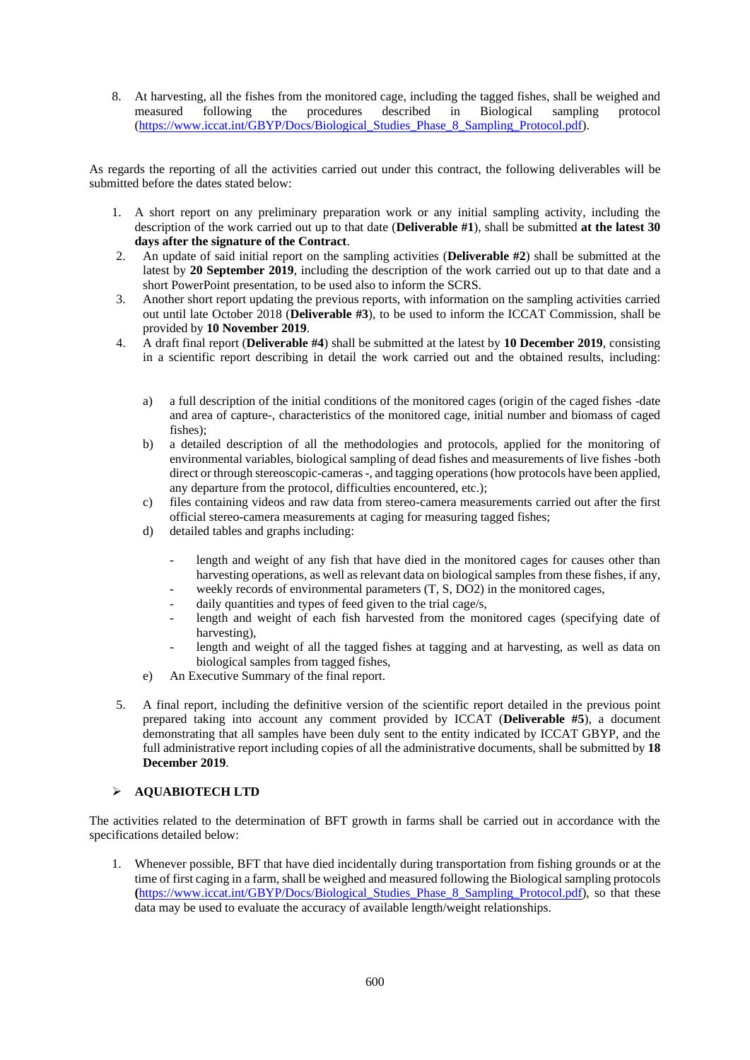8. At harvesting, all the fishes from the monitored cage, including the tagged fishes, shall be weighed and measured following the procedures described in Biological sampling protocol (https://www.iccat.int/GBYP/Docs/Biological_Studies_Phase_8_Sampling_Protocol.pdf).

As regards the reporting of all the activities carried out under this contract, the following deliverables will be submitted before the dates stated below:

1. A short report on any preliminary preparation work or any initial sampling activity, including the description of the work carried out up to that date (**Deliverable #1**), shall be submitted **at the latest 30 days after the signature of the Contract**.
2. An update of said initial report on the sampling activities (**Deliverable #2**) shall be submitted at the latest by **20 September 2019**, including the description of the work carried out up to that date and a short PowerPoint presentation, to be used also to inform the SCRS.
3. Another short report updating the previous reports, with information on the sampling activities carried out until late October 2018 (**Deliverable #3**), to be used to inform the ICCAT Commission, shall be provided by **10 November 2019**.
4. A draft final report (**Deliverable #4**) shall be submitted at the latest by **10 December 2019**, consisting in a scientific report describing in detail the work carried out and the obtained results, including:

   a) a full description of the initial conditions of the monitored cages (origin of the caged fishes -date and area of capture-, characteristics of the monitored cage, initial number and biomass of caged fishes);
   b) a detailed description of all the methodologies and protocols, applied for the monitoring of environmental variables, biological sampling of dead fishes and measurements of live fishes -both direct or through stereoscopic-cameras -, and tagging operations (how protocols have been applied, any departure from the protocol, difficulties encountered, etc.);
   c) files containing videos and raw data from stereo-camera measurements carried out after the first official stereo-camera measurements at caging for measuring tagged fishes;
   d) detailed tables and graphs including:

      - length and weight of any fish that have died in the monitored cages for causes other than harvesting operations, as well as relevant data on biological samples from these fishes, if any,
      - weekly records of environmental parameters (T, S, DO2) in the monitored cages,
      - daily quantities and types of feed given to the trial cage/s,
      - length and weight of each fish harvested from the monitored cages (specifying date of harvesting),
      - length and weight of all the tagged fishes at tagging and at harvesting, as well as data on biological samples from tagged fishes,

   e) An Executive Summary of the final report.

5. A final report, including the definitive version of the scientific report detailed in the previous point prepared taking into account any comment provided by ICCAT (**Deliverable #5**), a document demonstrating that all samples have been duly sent to the entity indicated by ICCAT GBYP, and the full administrative report including copies of all the administrative documents, shall be submitted by **18 December 2019**.

- **AQUABIOTECH LTD**

The activities related to the determination of BFT growth in farms shall be carried out in accordance with the specifications detailed below:

1. Whenever possible, BFT that have died incidentally during transportation from fishing grounds or at the time of first caging in a farm, shall be weighed and measured following the Biological sampling protocols (https://www.iccat.int/GBYP/Docs/Biological_Studies_Phase_8_Sampling_Protocol.pdf), so that these data may be used to evaluate the accuracy of available length/weight relationships.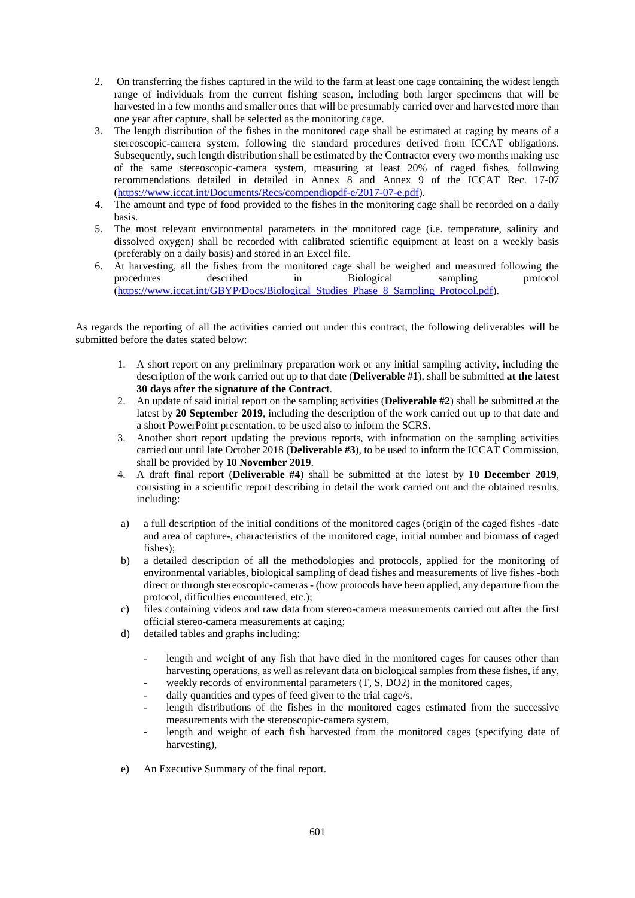2. On transferring the fishes captured in the wild to the farm at least one cage containing the widest length range of individuals from the current fishing season, including both larger specimens that will be harvested in a few months and smaller ones that will be presumably carried over and harvested more than one year after capture, shall be selected as the monitoring cage.
3. The length distribution of the fishes in the monitored cage shall be estimated at caging by means of a stereoscopic-camera system, following the standard procedures derived from ICCAT obligations. Subsequently, such length distribution shall be estimated by the Contractor every two months making use of the same stereoscopic-camera system, measuring at least 20% of caged fishes, following recommendations detailed in detailed in Annex 8 and Annex 9 of the ICCAT Rec. 17-07 (https://www.iccat.int/Documents/Recs/compendiopdf-e/2017-07-e.pdf).
4. The amount and type of food provided to the fishes in the monitoring cage shall be recorded on a daily basis.
5. The most relevant environmental parameters in the monitored cage (i.e. temperature, salinity and dissolved oxygen) shall be recorded with calibrated scientific equipment at least on a weekly basis (preferably on a daily basis) and stored in an Excel file.
6. At harvesting, all the fishes from the monitored cage shall be weighed and measured following the procedures described in Biological sampling protocol (https://www.iccat.int/GBYP/Docs/Biological_Studies_Phase_8_Sampling_Protocol.pdf).

As regards the reporting of all the activities carried out under this contract, the following deliverables will be submitted before the dates stated below:

1. A short report on any preliminary preparation work or any initial sampling activity, including the description of the work carried out up to that date (**Deliverable #1**), shall be submitted **at the latest 30 days after the signature of the Contract**.
2. An update of said initial report on the sampling activities (**Deliverable #2**) shall be submitted at the latest by **20 September 2019**, including the description of the work carried out up to that date and a short PowerPoint presentation, to be used also to inform the SCRS.
3. Another short report updating the previous reports, with information on the sampling activities carried out until late October 2018 (**Deliverable #3**), to be used to inform the ICCAT Commission, shall be provided by **10 November 2019**.
4. A draft final report (**Deliverable #4**) shall be submitted at the latest by **10 December 2019**, consisting in a scientific report describing in detail the work carried out and the obtained results, including:

a) a full description of the initial conditions of the monitored cages (origin of the caged fishes -date and area of capture-, characteristics of the monitored cage, initial number and biomass of caged fishes);

b) a detailed description of all the methodologies and protocols, applied for the monitoring of environmental variables, biological sampling of dead fishes and measurements of live fishes -both direct or through stereoscopic-cameras - (how protocols have been applied, any departure from the protocol, difficulties encountered, etc.);

c) files containing videos and raw data from stereo-camera measurements carried out after the first official stereo-camera measurements at caging;

d) detailed tables and graphs including:

- length and weight of any fish that have died in the monitored cages for causes other than harvesting operations, as well as relevant data on biological samples from these fishes, if any,
- weekly records of environmental parameters (T, S, DO2) in the monitored cages,
- daily quantities and types of feed given to the trial cage/s,
- length distributions of the fishes in the monitored cages estimated from the successive measurements with the stereoscopic-camera system,
- length and weight of each fish harvested from the monitored cages (specifying date of harvesting),

e) An Executive Summary of the final report.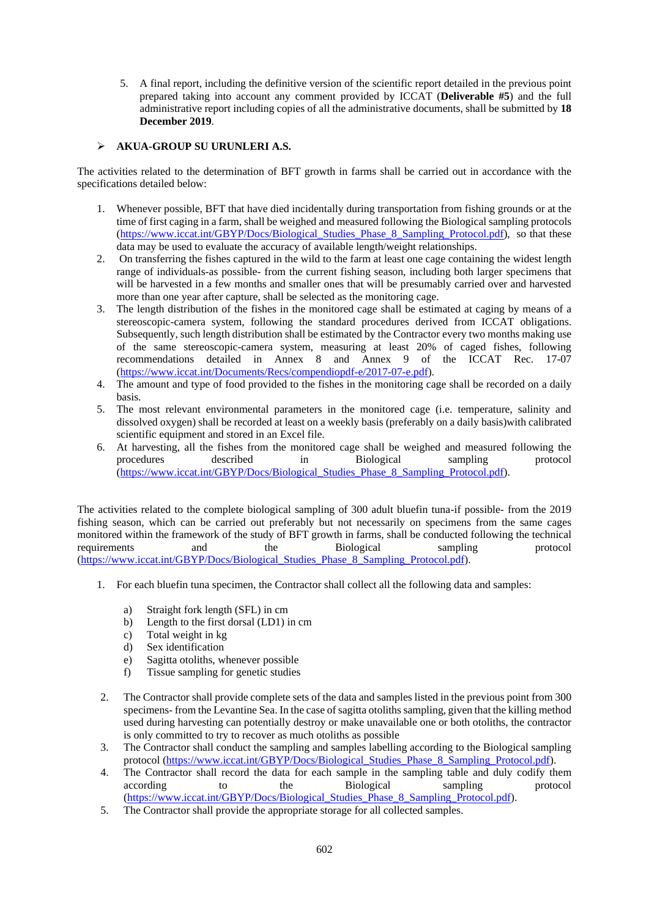5. A final report, including the definitive version of the scientific report detailed in the previous point prepared taking into account any comment provided by ICCAT (**Deliverable #5**) and the full administrative report including copies of all the administrative documents, shall be submitted by **18 December 2019**.

➢ **AKUA-GROUP SU URUNLERI A.S.**

The activities related to the determination of BFT growth in farms shall be carried out in accordance with the specifications detailed below:

1. Whenever possible, BFT that have died incidentally during transportation from fishing grounds or at the time of first caging in a farm, shall be weighed and measured following the Biological sampling protocols (https://www.iccat.int/GBYP/Docs/Biological_Studies_Phase_8_Sampling_Protocol.pdf), so that these data may be used to evaluate the accuracy of available length/weight relationships.
2. On transferring the fishes captured in the wild to the farm at least one cage containing the widest length range of individuals-as possible- from the current fishing season, including both larger specimens that will be harvested in a few months and smaller ones that will be presumably carried over and harvested more than one year after capture, shall be selected as the monitoring cage.
3. The length distribution of the fishes in the monitored cage shall be estimated at caging by means of a stereoscopic-camera system, following the standard procedures derived from ICCAT obligations. Subsequently, such length distribution shall be estimated by the Contractor every two months making use of the same stereoscopic-camera system, measuring at least 20% of caged fishes, following recommendations detailed in Annex 8 and Annex 9 of the ICCAT Rec. 17-07 (https://www.iccat.int/Documents/Recs/compendiopdf-e/2017-07-e.pdf).
4. The amount and type of food provided to the fishes in the monitoring cage shall be recorded on a daily basis.
5. The most relevant environmental parameters in the monitored cage (i.e. temperature, salinity and dissolved oxygen) shall be recorded at least on a weekly basis (preferably on a daily basis)with calibrated scientific equipment and stored in an Excel file.
6. At harvesting, all the fishes from the monitored cage shall be weighed and measured following the procedures described in Biological sampling protocol (https://www.iccat.int/GBYP/Docs/Biological_Studies_Phase_8_Sampling_Protocol.pdf).

The activities related to the complete biological sampling of 300 adult bluefin tuna-if possible- from the 2019 fishing season, which can be carried out preferably but not necessarily on specimens from the same cages monitored within the framework of the study of BFT growth in farms, shall be conducted following the technical requirements and the Biological sampling protocol (https://www.iccat.int/GBYP/Docs/Biological_Studies_Phase_8_Sampling_Protocol.pdf).

1. For each bluefin tuna specimen, the Contractor shall collect all the following data and samples:

   a) Straight fork length (SFL) in cm
   b) Length to the first dorsal (LD1) in cm
   c) Total weight in kg
   d) Sex identification
   e) Sagitta otoliths, whenever possible
   f) Tissue sampling for genetic studies

2. The Contractor shall provide complete sets of the data and samples listed in the previous point from 300 specimens- from the Levantine Sea. In the case of sagitta otoliths sampling, given that the killing method used during harvesting can potentially destroy or make unavailable one or both otoliths, the contractor is only committed to try to recover as much otoliths as possible
3. The Contractor shall conduct the sampling and samples labelling according to the Biological sampling protocol (https://www.iccat.int/GBYP/Docs/Biological_Studies_Phase_8_Sampling_Protocol.pdf).
4. The Contractor shall record the data for each sample in the sampling table and duly codify them according to the Biological sampling protocol (https://www.iccat.int/GBYP/Docs/Biological_Studies_Phase_8_Sampling_Protocol.pdf).
5. The Contractor shall provide the appropriate storage for all collected samples.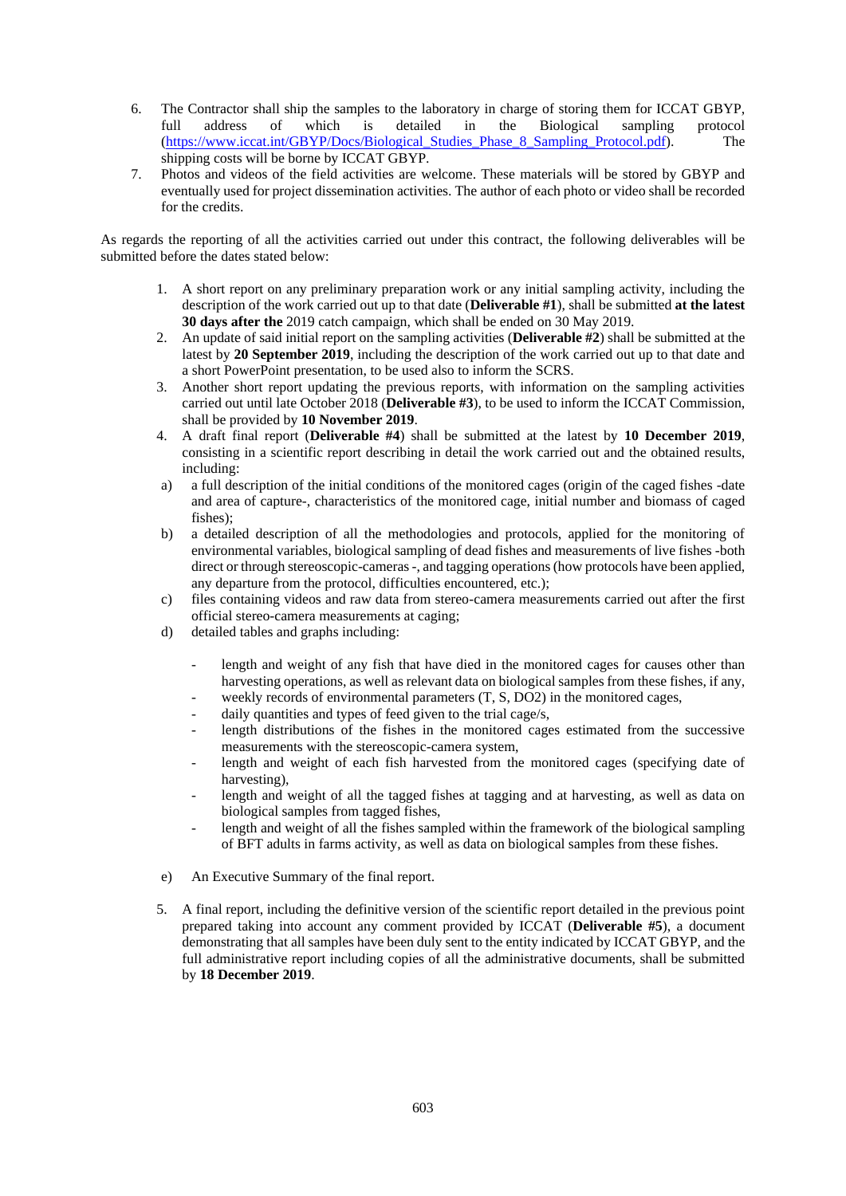6. The Contractor shall ship the samples to the laboratory in charge of storing them for ICCAT GBYP, full address of which is detailed in the Biological sampling protocol (https://www.iccat.int/GBYP/Docs/Biological_Studies_Phase_8_Sampling_Protocol.pdf). The shipping costs will be borne by ICCAT GBYP.
7. Photos and videos of the field activities are welcome. These materials will be stored by GBYP and eventually used for project dissemination activities. The author of each photo or video shall be recorded for the credits.

As regards the reporting of all the activities carried out under this contract, the following deliverables will be submitted before the dates stated below:

1. A short report on any preliminary preparation work or any initial sampling activity, including the description of the work carried out up to that date (**Deliverable #1**), shall be submitted **at the latest 30 days after the** 2019 catch campaign, which shall be ended on 30 May 2019.
2. An update of said initial report on the sampling activities (**Deliverable #2**) shall be submitted at the latest by **20 September 2019**, including the description of the work carried out up to that date and a short PowerPoint presentation, to be used also to inform the SCRS.
3. Another short report updating the previous reports, with information on the sampling activities carried out until late October 2018 (**Deliverable #3**), to be used to inform the ICCAT Commission, shall be provided by **10 November 2019**.
4. A draft final report (**Deliverable #4**) shall be submitted at the latest by **10 December 2019**, consisting in a scientific report describing in detail the work carried out and the obtained results, including:
   a) a full description of the initial conditions of the monitored cages (origin of the caged fishes -date and area of capture-, characteristics of the monitored cage, initial number and biomass of caged fishes);
   b) a detailed description of all the methodologies and protocols, applied for the monitoring of environmental variables, biological sampling of dead fishes and measurements of live fishes -both direct or through stereoscopic-cameras -, and tagging operations (how protocols have been applied, any departure from the protocol, difficulties encountered, etc.);
   c) files containing videos and raw data from stereo-camera measurements carried out after the first official stereo-camera measurements at caging;
   d) detailed tables and graphs including:
      - length and weight of any fish that have died in the monitored cages for causes other than harvesting operations, as well as relevant data on biological samples from these fishes, if any,
      - weekly records of environmental parameters (T, S, DO2) in the monitored cages,
      - daily quantities and types of feed given to the trial cage/s,
      - length distributions of the fishes in the monitored cages estimated from the successive measurements with the stereoscopic-camera system,
      - length and weight of each fish harvested from the monitored cages (specifying date of harvesting),
      - length and weight of all the tagged fishes at tagging and at harvesting, as well as data on biological samples from tagged fishes,
      - length and weight of all the fishes sampled within the framework of the biological sampling of BFT adults in farms activity, as well as data on biological samples from these fishes.
   e) An Executive Summary of the final report.
5. A final report, including the definitive version of the scientific report detailed in the previous point prepared taking into account any comment provided by ICCAT (**Deliverable #5**), a document demonstrating that all samples have been duly sent to the entity indicated by ICCAT GBYP, and the full administrative report including copies of all the administrative documents, shall be submitted by **18 December 2019**.